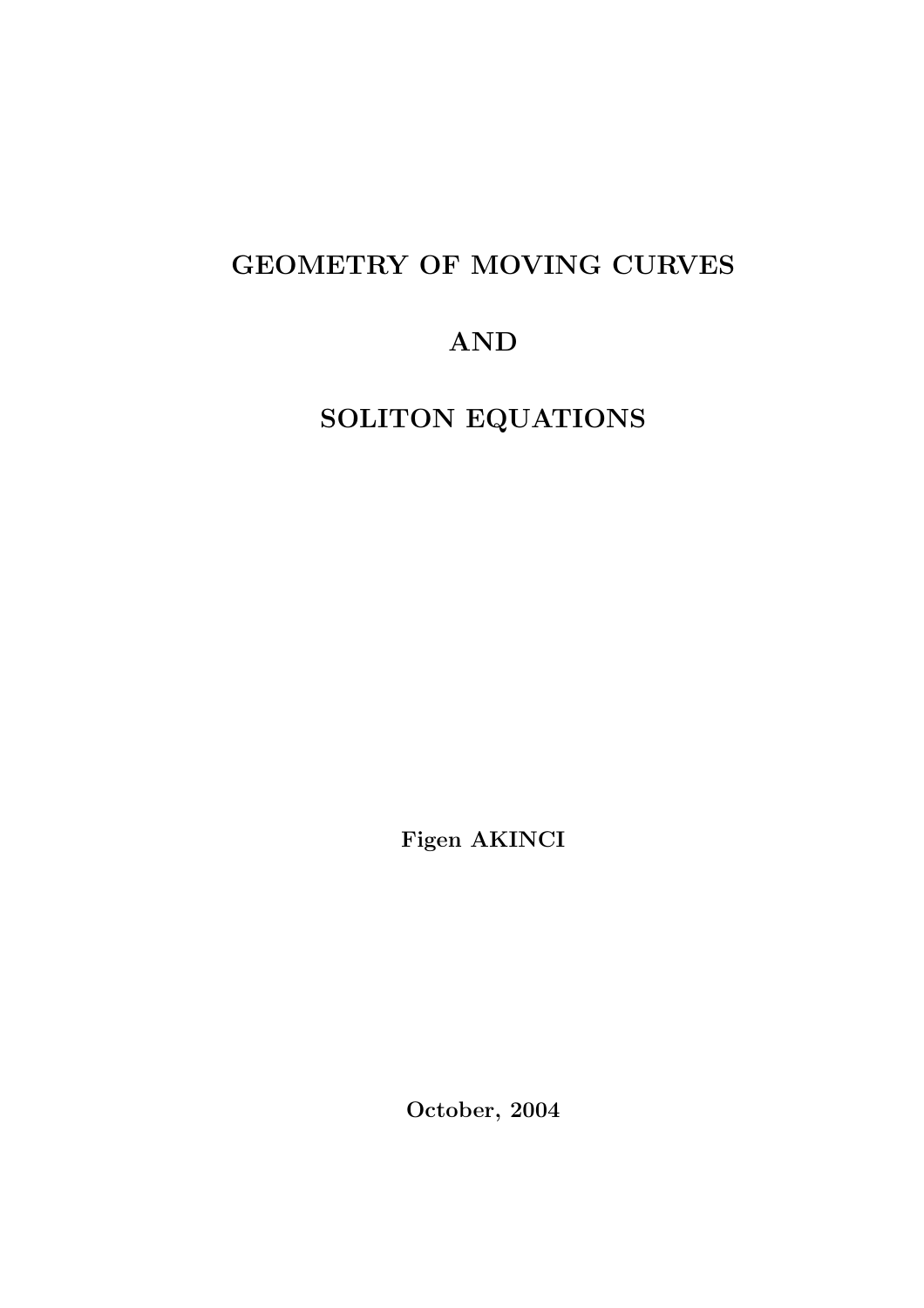# GEOMETRY OF MOVING CURVES

# AND

# SOLITON EQUATIONS

**Figen AKINCI**

**October, 2004**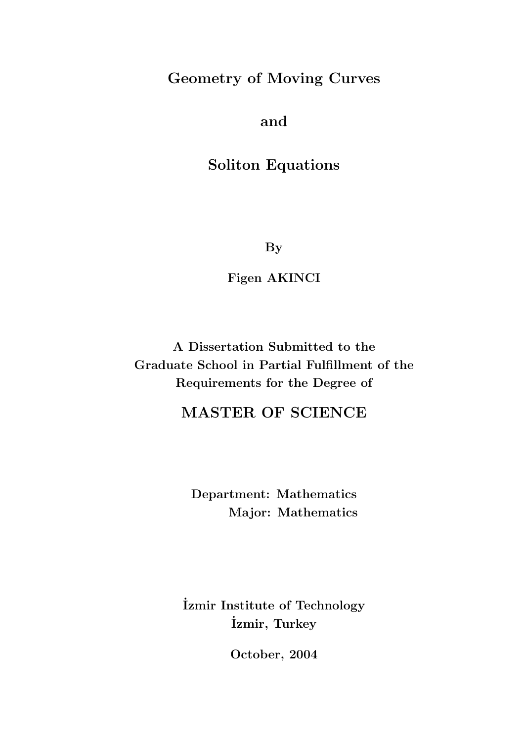# Geometry of Moving Curves

# and

# Soliton Equations

**By**

**Figen AKINCI**

**A Dissertation Submitted to the**
**Graduate School in Partial Fulfillment of the**
**Requirements for the Degree of**

## MASTER OF SCIENCE

**Department: Mathematics**
**Major: Mathematics**

**İzmir Institute of Technology**
**İzmir, Turkey**

**October, 2004**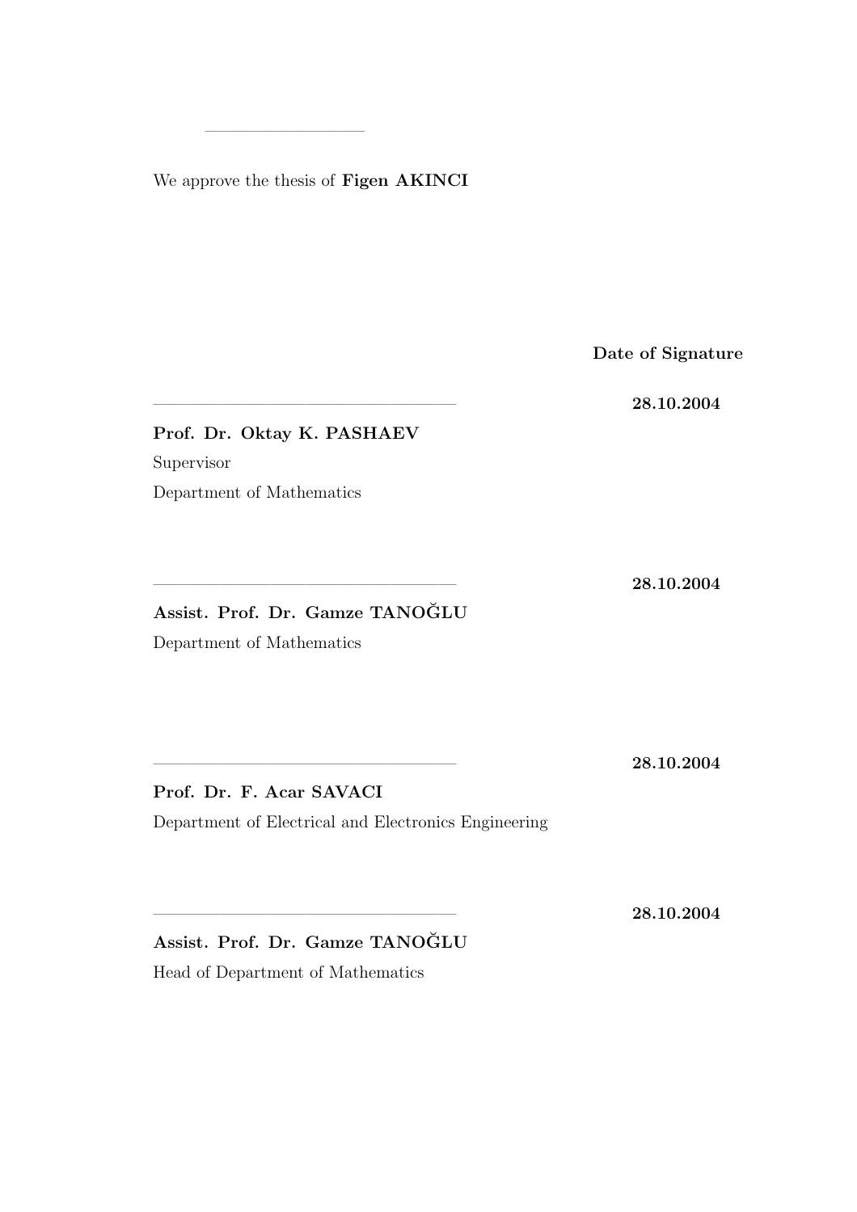---

We approve the thesis of **Figen AKINCI**

**Date of Signature**

_________________________________ **28.10.2004**

**Prof. Dr. Oktay K. PASHAEV**
Supervisor
Department of Mathematics

_________________________________ **28.10.2004**

**Assist. Prof. Dr. Gamze TANOĞLU**
Department of Mathematics

_________________________________ **28.10.2004**

**Prof. Dr. F. Acar SAVACI**
Department of Electrical and Electronics Engineering

_________________________________ **28.10.2004**

**Assist. Prof. Dr. Gamze TANOĞLU**
Head of Department of Mathematics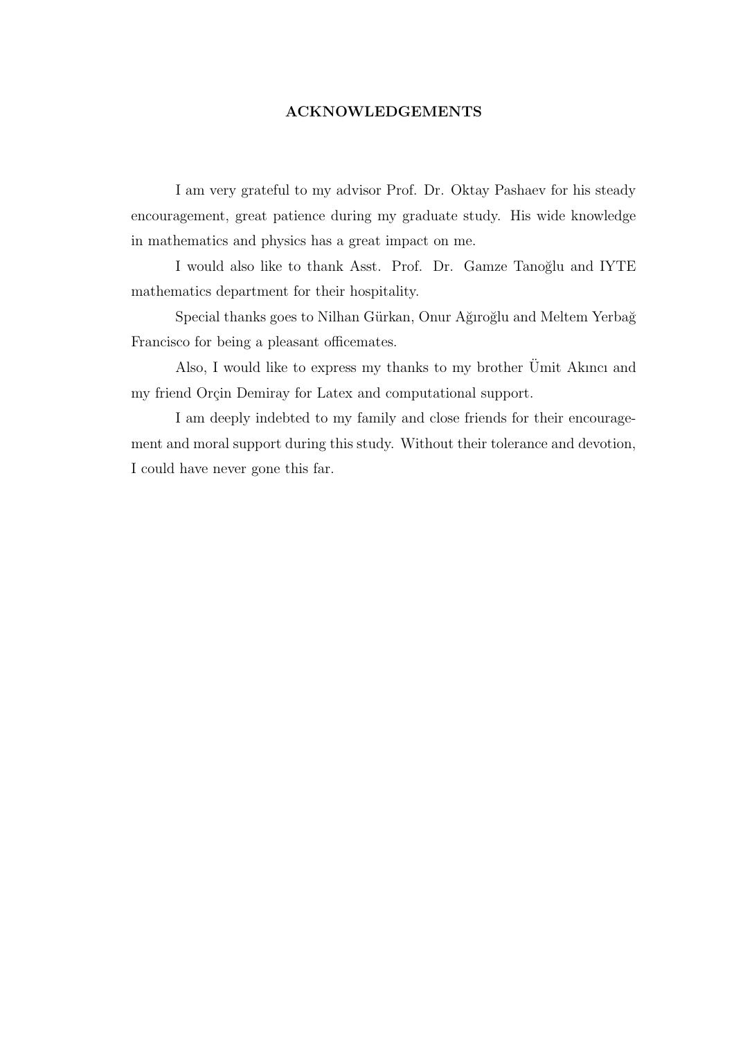# ACKNOWLEDGEMENTS

I am very grateful to my advisor Prof. Dr. Oktay Pashaev for his steady encouragement, great patience during my graduate study. His wide knowledge in mathematics and physics has a great impact on me.

I would also like to thank Asst. Prof. Dr. Gamze Tanoğlu and IYTE mathematics department for their hospitality.

Special thanks goes to Nilhan Gürkan, Onur Ağıroğlu and Meltem Yerbağ Francisco for being a pleasant officemates.

Also, I would like to express my thanks to my brother Ümit Akıncı and my friend Orçin Demiray for Latex and computational support.

I am deeply indebted to my family and close friends for their encouragement and moral support during this study. Without their tolerance and devotion, I could have never gone this far.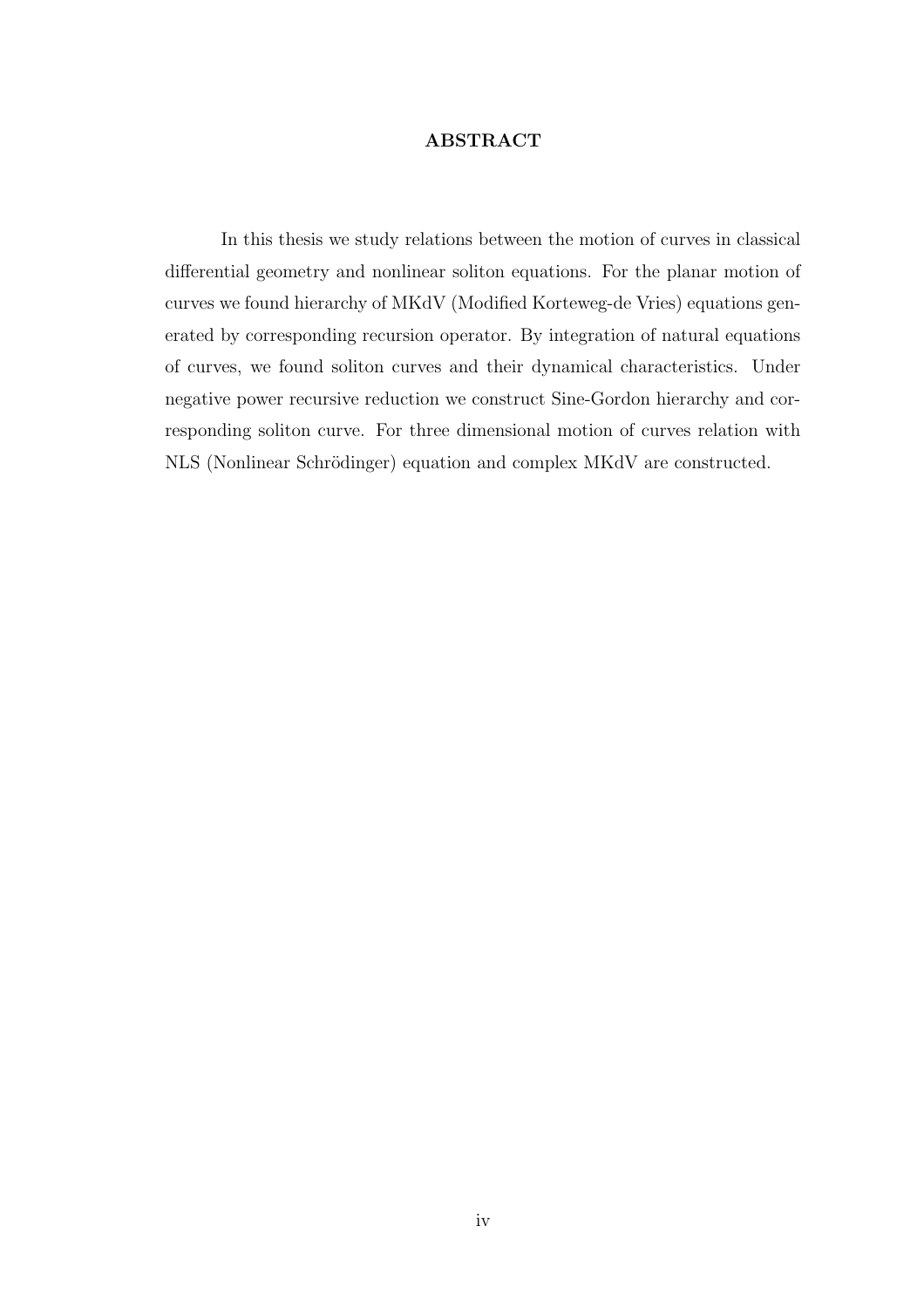# ABSTRACT

In this thesis we study relations between the motion of curves in classical differential geometry and nonlinear soliton equations. For the planar motion of curves we found hierarchy of MKdV (Modified Korteweg-de Vries) equations generated by corresponding recursion operator. By integration of natural equations of curves, we found soliton curves and their dynamical characteristics. Under negative power recursive reduction we construct Sine-Gordon hierarchy and corresponding soliton curve. For three dimensional motion of curves relation with NLS (Nonlinear Schrödinger) equation and complex MKdV are constructed.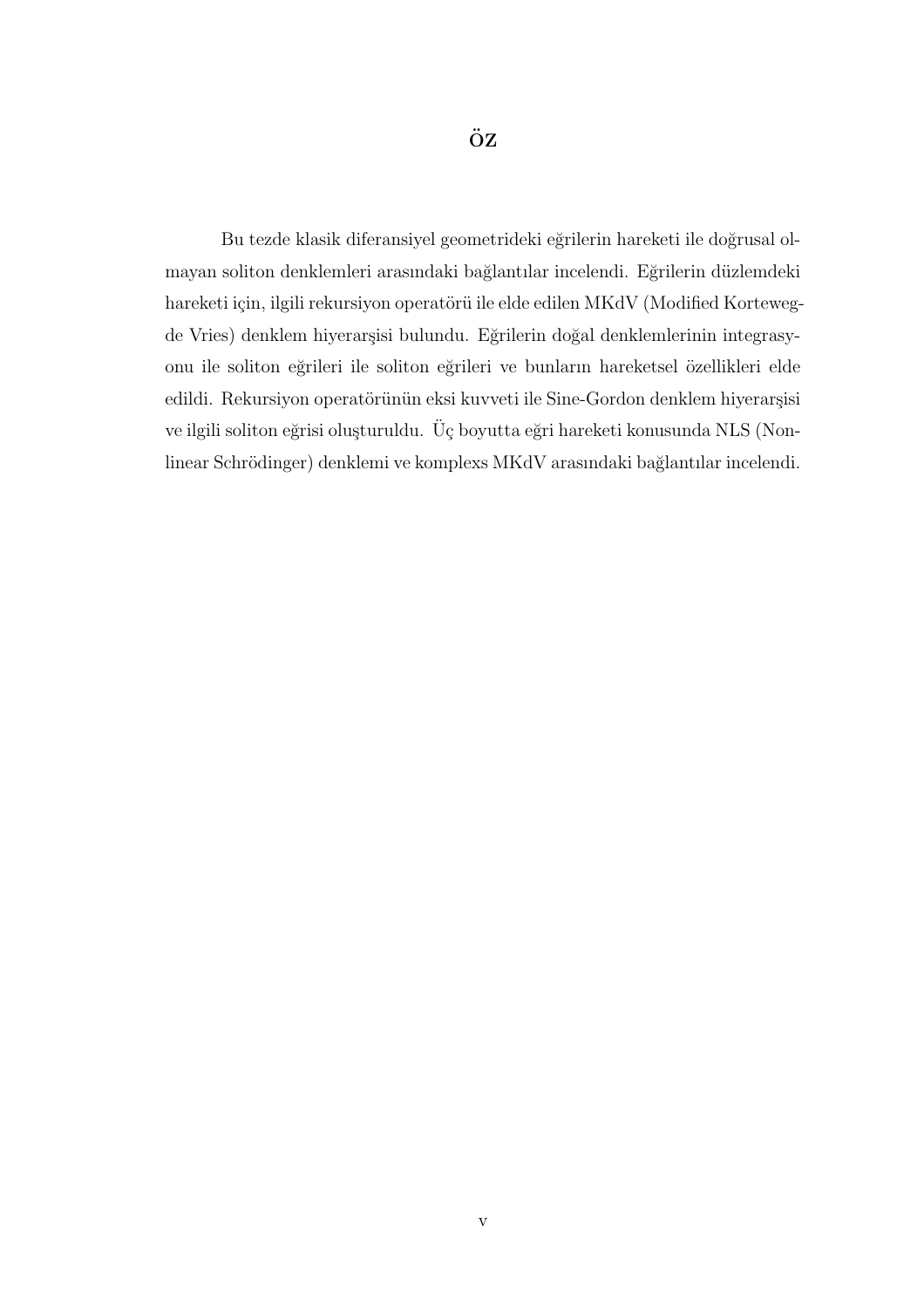# ÖZ

Bu tezde klasik diferansiyel geometrideki eğrilerin hareketi ile doğrusal olmayan soliton denklemleri arasındaki bağlantılar incelendi. Eğrilerin düzlemdeki hareketi için, ilgili rekursiyon operatörü ile elde edilen MKdV (Modified Korteweg-de Vries) denklem hiyerarşisi bulundu. Eğrilerin doğal denklemlerinin integrasyonu ile soliton eğrileri ile soliton eğrileri ve bunların hareketsel özellikleri elde edildi. Rekursiyon operatörünün eksi kuvveti ile Sine-Gordon denklem hiyerarşisi ve ilgili soliton eğrisi oluşturuldu. Üç boyutta eğri hareketi konusunda NLS (Nonlinear Schrödinger) denklemi ve komplexs MKdV arasındaki bağlantılar incelendi.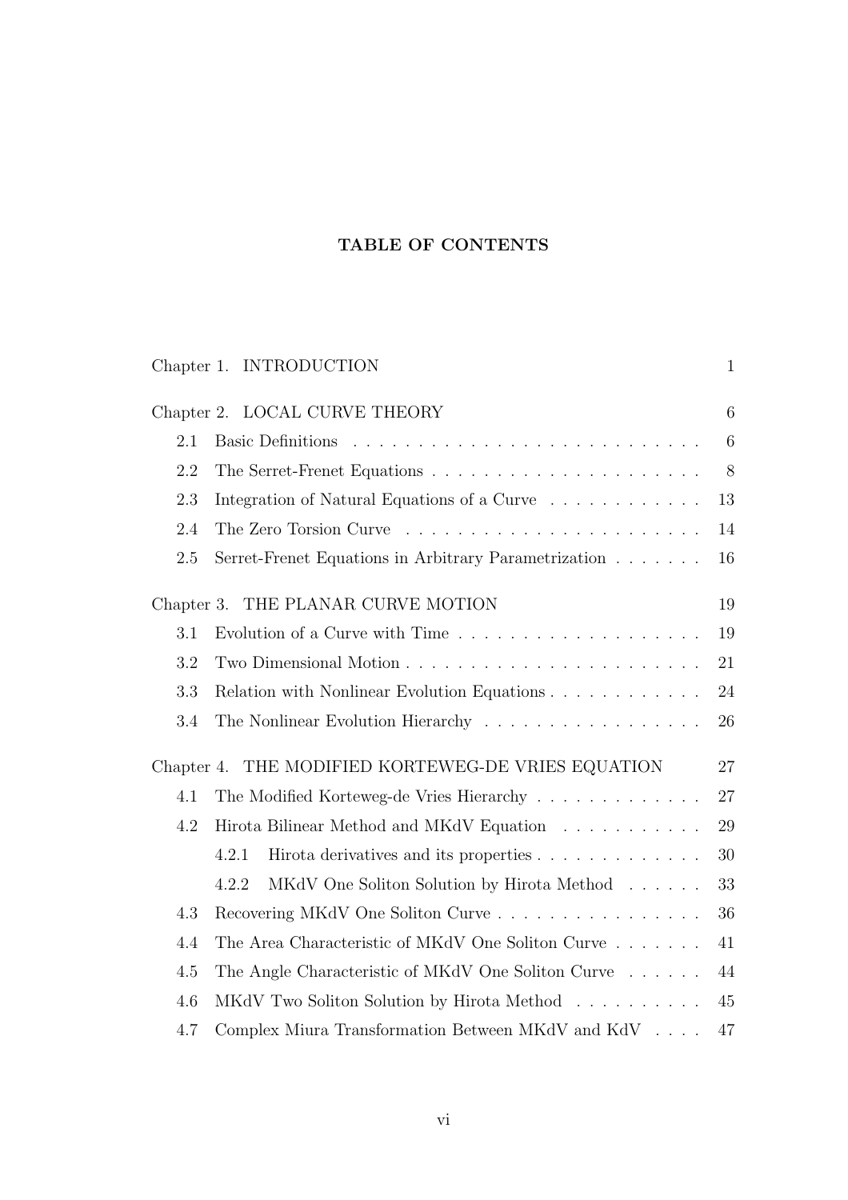# TABLE OF CONTENTS

Chapter 1. INTRODUCTION 1

Chapter 2. LOCAL CURVE THEORY 6

- 2.1 Basic Definitions 6
- 2.2 The Serret-Frenet Equations 8
- 2.3 Integration of Natural Equations of a Curve 13
- 2.4 The Zero Torsion Curve 14
- 2.5 Serret-Frenet Equations in Arbitrary Parametrization 16

Chapter 3. THE PLANAR CURVE MOTION 19

- 3.1 Evolution of a Curve with Time 19
- 3.2 Two Dimensional Motion 21
- 3.3 Relation with Nonlinear Evolution Equations 24
- 3.4 The Nonlinear Evolution Hierarchy 26

Chapter 4. THE MODIFIED KORTEWEG-DE VRIES EQUATION 27

- 4.1 The Modified Korteweg-de Vries Hierarchy 27
- 4.2 Hirota Bilinear Method and MKdV Equation 29
  - 4.2.1 Hirota derivatives and its properties 30
  - 4.2.2 MKdV One Soliton Solution by Hirota Method 33
- 4.3 Recovering MKdV One Soliton Curve 36
- 4.4 The Area Characteristic of MKdV One Soliton Curve 41
- 4.5 The Angle Characteristic of MKdV One Soliton Curve 44
- 4.6 MKdV Two Soliton Solution by Hirota Method 45
- 4.7 Complex Miura Transformation Between MKdV and KdV 47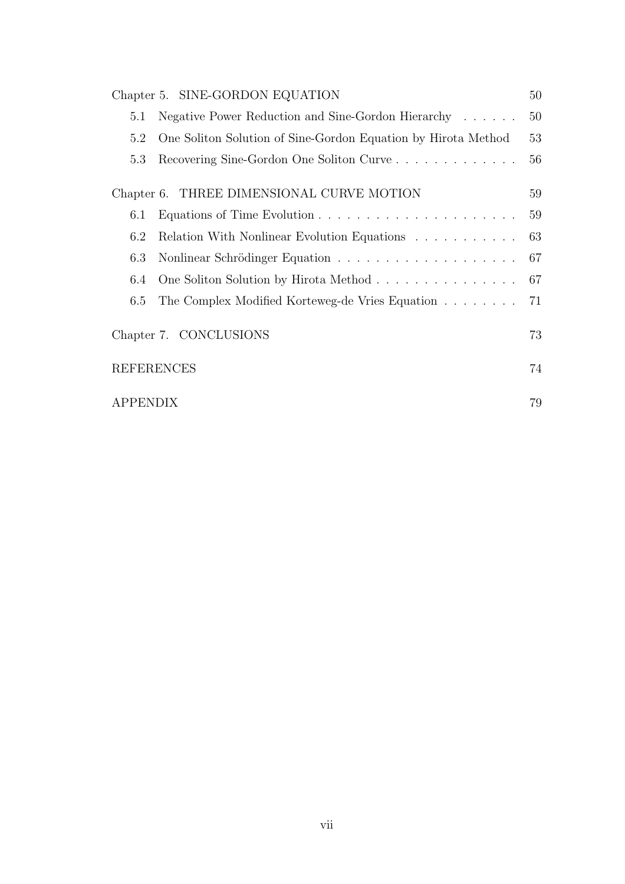Chapter 5. SINE-GORDON EQUATION . . . 50

- 5.1 Negative Power Reduction and Sine-Gordon Hierarchy . . . 50
- 5.2 One Soliton Solution of Sine-Gordon Equation by Hirota Method . . . 53
- 5.3 Recovering Sine-Gordon One Soliton Curve . . . 56

Chapter 6. THREE DIMENSIONAL CURVE MOTION . . . 59

- 6.1 Equations of Time Evolution . . . 59
- 6.2 Relation With Nonlinear Evolution Equations . . . 63
- 6.3 Nonlinear Schrödinger Equation . . . 67
- 6.4 One Soliton Solution by Hirota Method . . . 67
- 6.5 The Complex Modified Korteweg-de Vries Equation . . . 71

Chapter 7. CONCLUSIONS . . . 73

REFERENCES . . . 74

APPENDIX . . . 79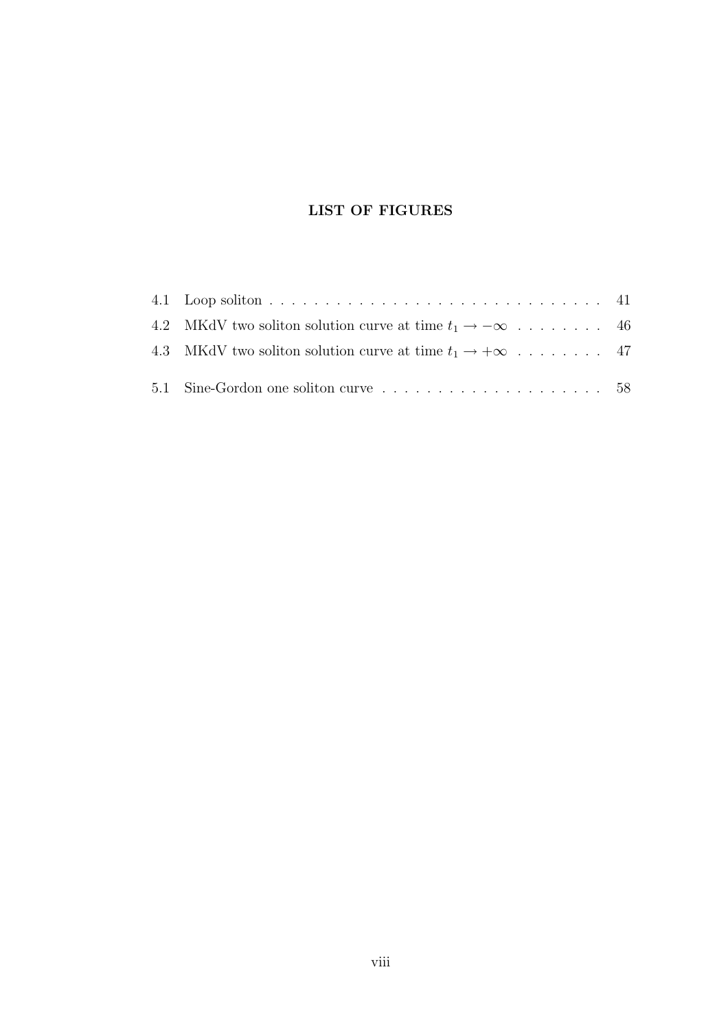# LIST OF FIGURES

4.1 Loop soliton . . . . . . . . . . . . . . . . . . . . . . . . . . . . . . 41

4.2 MKdV two soliton solution curve at time $t_1 \to -\infty$ . . . . . . . . 46

4.3 MKdV two soliton solution curve at time $t_1 \to +\infty$ . . . . . . . . 47

5.1 Sine-Gordon one soliton curve . . . . . . . . . . . . . . . . . . . . 58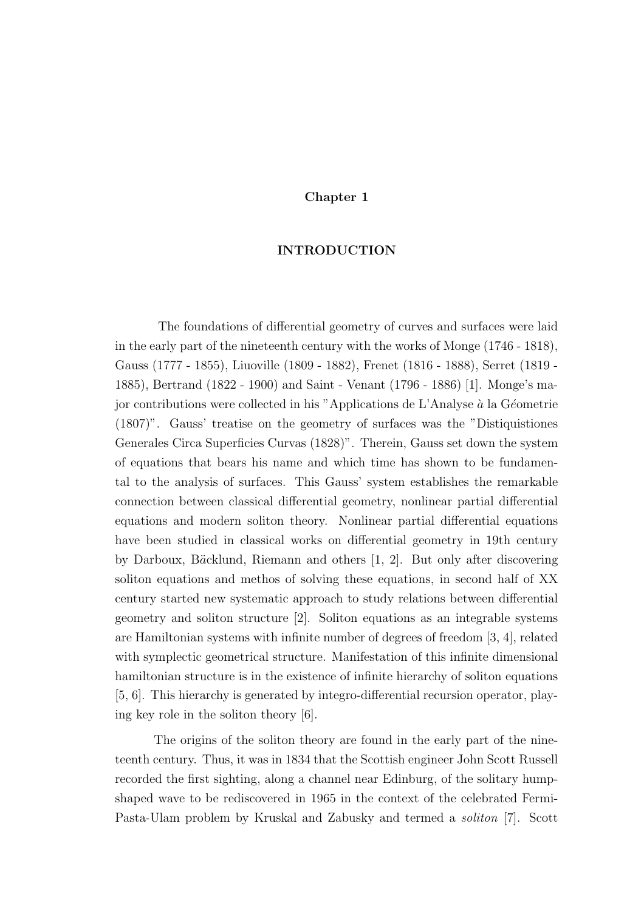# Chapter 1

## INTRODUCTION

The foundations of differential geometry of curves and surfaces were laid in the early part of the nineteenth century with the works of Monge (1746 - 1818), Gauss (1777 - 1855), Liuoville (1809 - 1882), Frenet (1816 - 1888), Serret (1819 - 1885), Bertrand (1822 - 1900) and Saint - Venant (1796 - 1886) [1]. Monge's major contributions were collected in his "Applications de L'Analyse *à* la G*é*ometrie (1807)". Gauss' treatise on the geometry of surfaces was the "Distiquistiones Generales Circa Superficies Curvas (1828)". Therein, Gauss set down the system of equations that bears his name and which time has shown to be fundamental to the analysis of surfaces. This Gauss' system establishes the remarkable connection between classical differential geometry, nonlinear partial differential equations and modern soliton theory. Nonlinear partial differential equations have been studied in classical works on differential geometry in 19th century by Darboux, B*ă*cklund, Riemann and others [1, 2]. But only after discovering soliton equations and methos of solving these equations, in second half of XX century started new systematic approach to study relations between differential geometry and soliton structure [2]. Soliton equations as an integrable systems are Hamiltonian systems with infinite number of degrees of freedom [3, 4], related with symplectic geometrical structure. Manifestation of this infinite dimensional hamiltonian structure is in the existence of infinite hierarchy of soliton equations [5, 6]. This hierarchy is generated by integro-differential recursion operator, playing key role in the soliton theory [6].

The origins of the soliton theory are found in the early part of the nineteenth century. Thus, it was in 1834 that the Scottish engineer John Scott Russell recorded the first sighting, along a channel near Edinburg, of the solitary hump-shaped wave to be rediscovered in 1965 in the context of the celebrated Fermi-Pasta-Ulam problem by Kruskal and Zabusky and termed a *soliton* [7]. Scott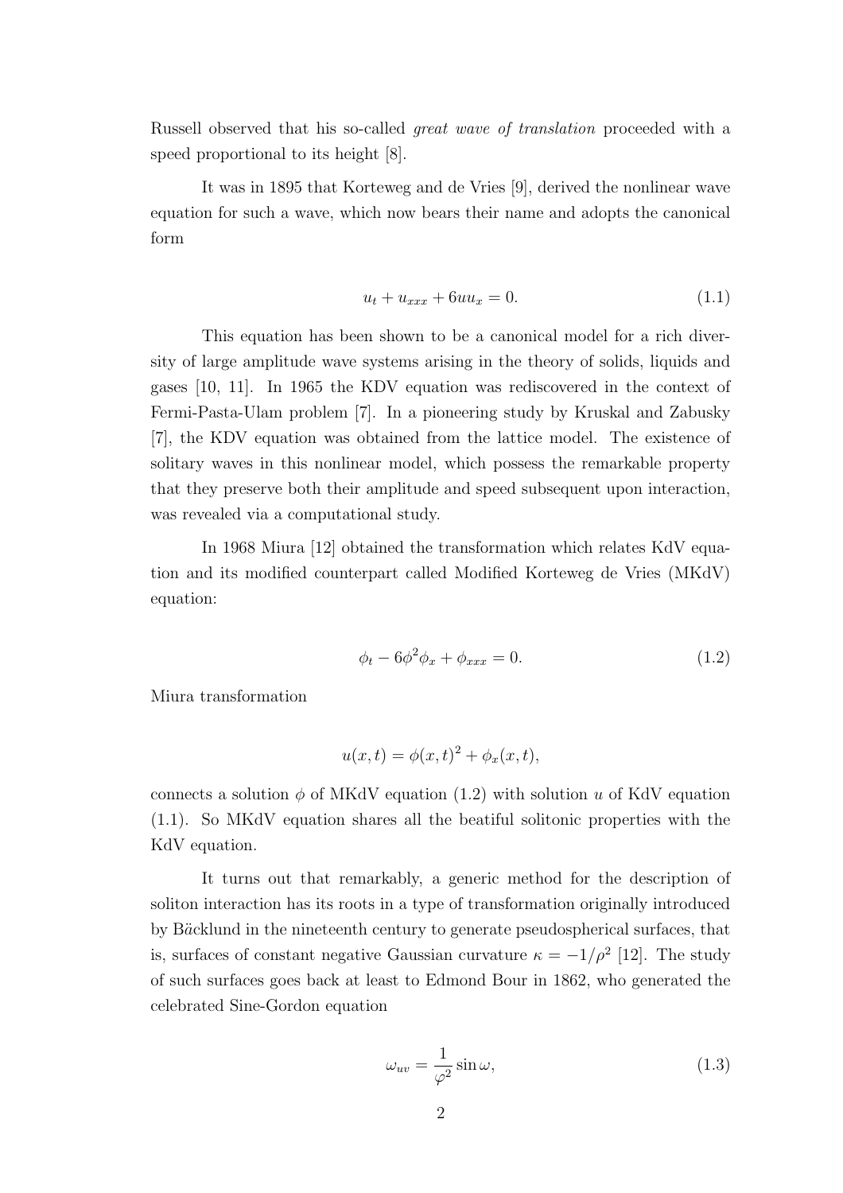Russell observed that his so-called *great wave of translation* proceeded with a speed proportional to its height [8].

It was in 1895 that Korteweg and de Vries [9], derived the nonlinear wave equation for such a wave, which now bears their name and adopts the canonical form

$$u_t + u_{xxx} + 6uu_x = 0. \tag{1.1}$$

This equation has been shown to be a canonical model for a rich diversity of large amplitude wave systems arising in the theory of solids, liquids and gases [10, 11]. In 1965 the KDV equation was rediscovered in the context of Fermi-Pasta-Ulam problem [7]. In a pioneering study by Kruskal and Zabusky [7], the KDV equation was obtained from the lattice model. The existence of solitary waves in this nonlinear model, which possess the remarkable property that they preserve both their amplitude and speed subsequent upon interaction, was revealed via a computational study.

In 1968 Miura [12] obtained the transformation which relates KdV equation and its modified counterpart called Modified Korteweg de Vries (MKdV) equation:

$$\phi_t - 6\phi^2\phi_x + \phi_{xxx} = 0. \tag{1.2}$$

Miura transformation

$$u(x,t) = \phi(x,t)^2 + \phi_x(x,t),$$

connects a solution $\phi$ of MKdV equation (1.2) with solution $u$ of KdV equation (1.1). So MKdV equation shares all the beatiful solitonic properties with the KdV equation.

It turns out that remarkably, a generic method for the description of soliton interaction has its roots in a type of transformation originally introduced by Bӑcklund in the nineteenth century to generate pseudospherical surfaces, that is, surfaces of constant negative Gaussian curvature $\kappa = -1/\rho^2$ [12]. The study of such surfaces goes back at least to Edmond Bour in 1862, who generated the celebrated Sine-Gordon equation

$$\omega_{uv} = \frac{1}{\varphi^2}\sin\omega, \tag{1.3}$$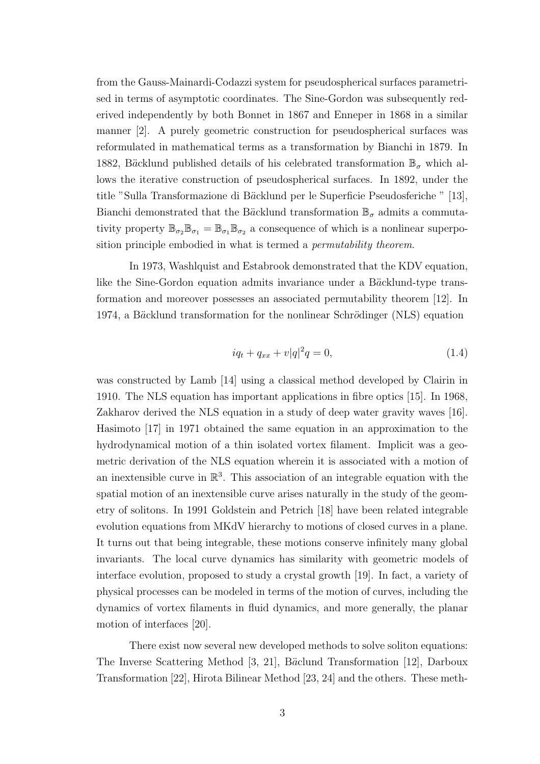from the Gauss-Mainardi-Codazzi system for pseudospherical surfaces parametrised in terms of asymptotic coordinates. The Sine-Gordon was subsequently rederived independently by both Bonnet in 1867 and Enneper in 1868 in a similar manner [2]. A purely geometric construction for pseudospherical surfaces was reformulated in mathematical terms as a transformation by Bianchi in 1879. In 1882, Bäcklund published details of his celebrated transformation $\mathbb{B}_\sigma$ which allows the iterative construction of pseudospherical surfaces. In 1892, under the title "Sulla Transformazione di Bäcklund per le Superficie Pseudosferiche " [13], Bianchi demonstrated that the Bäcklund transformation $\mathbb{B}_\sigma$ admits a commutativity property $\mathbb{B}_{\sigma_2}\mathbb{B}_{\sigma_1} = \mathbb{B}_{\sigma_1}\mathbb{B}_{\sigma_2}$ a consequence of which is a nonlinear superposition principle embodied in what is termed a *permutability theorem*.

In 1973, Washlquist and Estabrook demonstrated that the KDV equation, like the Sine-Gordon equation admits invariance under a Bäcklund-type transformation and moreover possesses an associated permutability theorem [12]. In 1974, a Bäcklund transformation for the nonlinear Schrödinger (NLS) equation

$$iq_t + q_{xx} + v|q|^2 q = 0, \tag{1.4}$$

was constructed by Lamb [14] using a classical method developed by Clairin in 1910. The NLS equation has important applications in fibre optics [15]. In 1968, Zakharov derived the NLS equation in a study of deep water gravity waves [16]. Hasimoto [17] in 1971 obtained the same equation in an approximation to the hydrodynamical motion of a thin isolated vortex filament. Implicit was a geometric derivation of the NLS equation wherein it is associated with a motion of an inextensible curve in $\mathbb{R}^3$. This association of an integrable equation with the spatial motion of an inextensible curve arises naturally in the study of the geometry of solitons. In 1991 Goldstein and Petrich [18] have been related integrable evolution equations from MKdV hierarchy to motions of closed curves in a plane. It turns out that being integrable, these motions conserve infinitely many global invariants. The local curve dynamics has similarity with geometric models of interface evolution, proposed to study a crystal growth [19]. In fact, a variety of physical processes can be modeled in terms of the motion of curves, including the dynamics of vortex filaments in fluid dynamics, and more generally, the planar motion of interfaces [20].

There exist now several new developed methods to solve soliton equations: The Inverse Scattering Method [3, 21], Bäclund Transformation [12], Darboux Transformation [22], Hirota Bilinear Method [23, 24] and the others. These meth-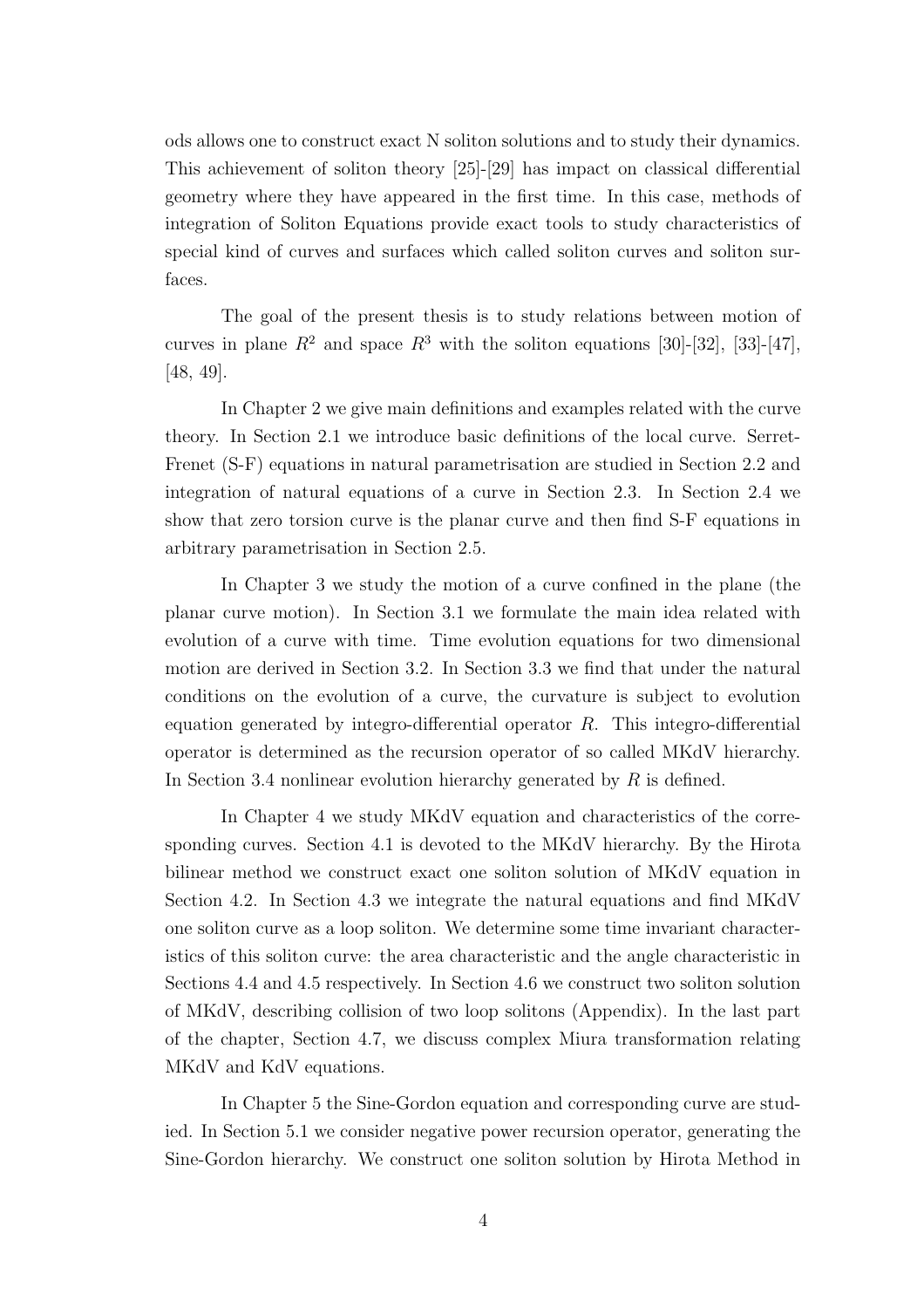ods allows one to construct exact N soliton solutions and to study their dynamics. This achievement of soliton theory [25]-[29] has impact on classical differential geometry where they have appeared in the first time. In this case, methods of integration of Soliton Equations provide exact tools to study characteristics of special kind of curves and surfaces which called soliton curves and soliton surfaces.

The goal of the present thesis is to study relations between motion of curves in plane $R^2$ and space $R^3$ with the soliton equations [30]-[32], [33]-[47], [48, 49].

In Chapter 2 we give main definitions and examples related with the curve theory. In Section 2.1 we introduce basic definitions of the local curve. Serret-Frenet (S-F) equations in natural parametrisation are studied in Section 2.2 and integration of natural equations of a curve in Section 2.3. In Section 2.4 we show that zero torsion curve is the planar curve and then find S-F equations in arbitrary parametrisation in Section 2.5.

In Chapter 3 we study the motion of a curve confined in the plane (the planar curve motion). In Section 3.1 we formulate the main idea related with evolution of a curve with time. Time evolution equations for two dimensional motion are derived in Section 3.2. In Section 3.3 we find that under the natural conditions on the evolution of a curve, the curvature is subject to evolution equation generated by integro-differential operator $R$. This integro-differential operator is determined as the recursion operator of so called MKdV hierarchy. In Section 3.4 nonlinear evolution hierarchy generated by $R$ is defined.

In Chapter 4 we study MKdV equation and characteristics of the corresponding curves. Section 4.1 is devoted to the MKdV hierarchy. By the Hirota bilinear method we construct exact one soliton solution of MKdV equation in Section 4.2. In Section 4.3 we integrate the natural equations and find MKdV one soliton curve as a loop soliton. We determine some time invariant characteristics of this soliton curve: the area characteristic and the angle characteristic in Sections 4.4 and 4.5 respectively. In Section 4.6 we construct two soliton solution of MKdV, describing collision of two loop solitons (Appendix). In the last part of the chapter, Section 4.7, we discuss complex Miura transformation relating MKdV and KdV equations.

In Chapter 5 the Sine-Gordon equation and corresponding curve are studied. In Section 5.1 we consider negative power recursion operator, generating the Sine-Gordon hierarchy. We construct one soliton solution by Hirota Method in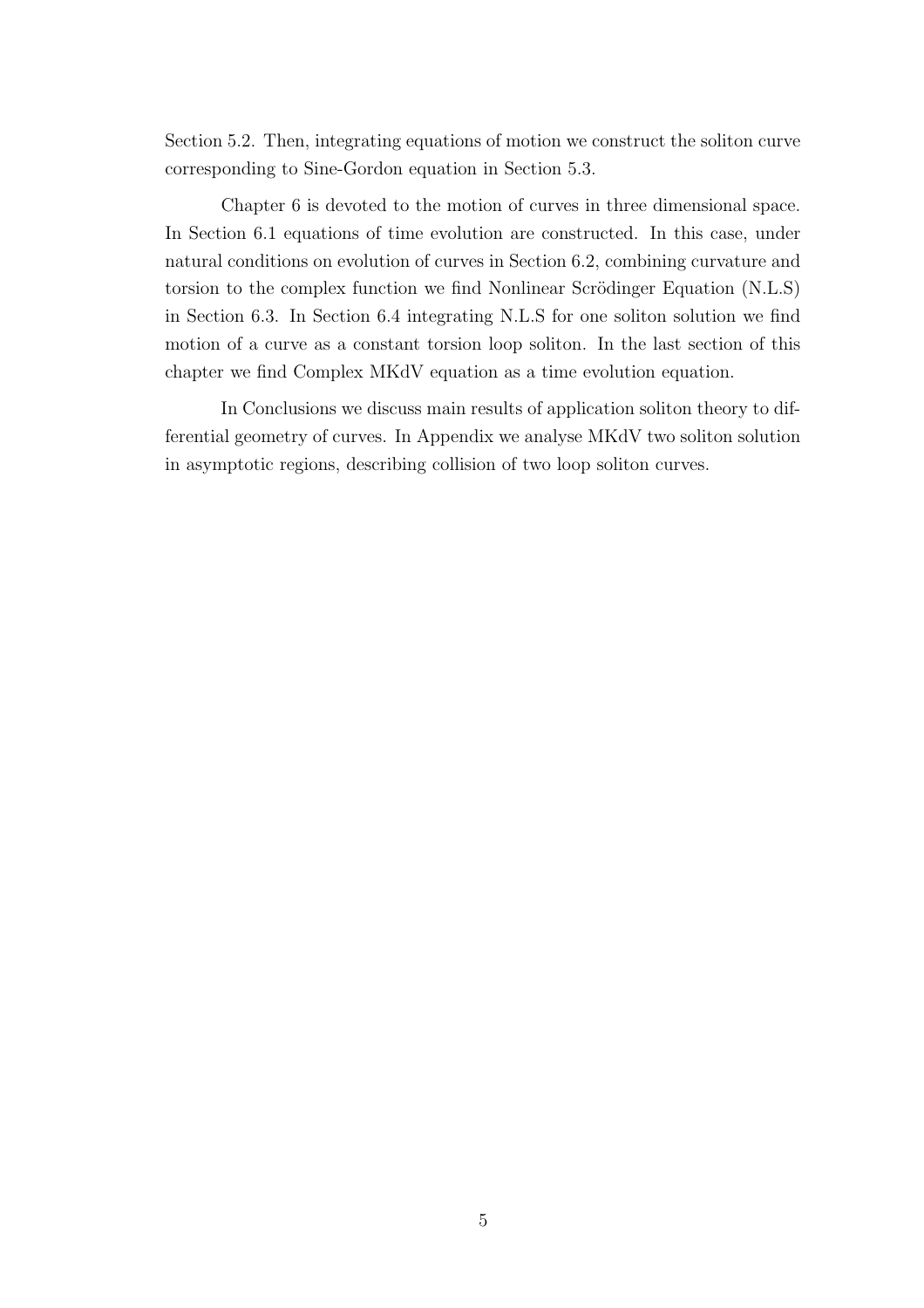Section 5.2. Then, integrating equations of motion we construct the soliton curve corresponding to Sine-Gordon equation in Section 5.3.

Chapter 6 is devoted to the motion of curves in three dimensional space. In Section 6.1 equations of time evolution are constructed. In this case, under natural conditions on evolution of curves in Section 6.2, combining curvature and torsion to the complex function we find Nonlinear Scrödinger Equation (N.L.S) in Section 6.3. In Section 6.4 integrating N.L.S for one soliton solution we find motion of a curve as a constant torsion loop soliton. In the last section of this chapter we find Complex MKdV equation as a time evolution equation.

In Conclusions we discuss main results of application soliton theory to differential geometry of curves. In Appendix we analyse MKdV two soliton solution in asymptotic regions, describing collision of two loop soliton curves.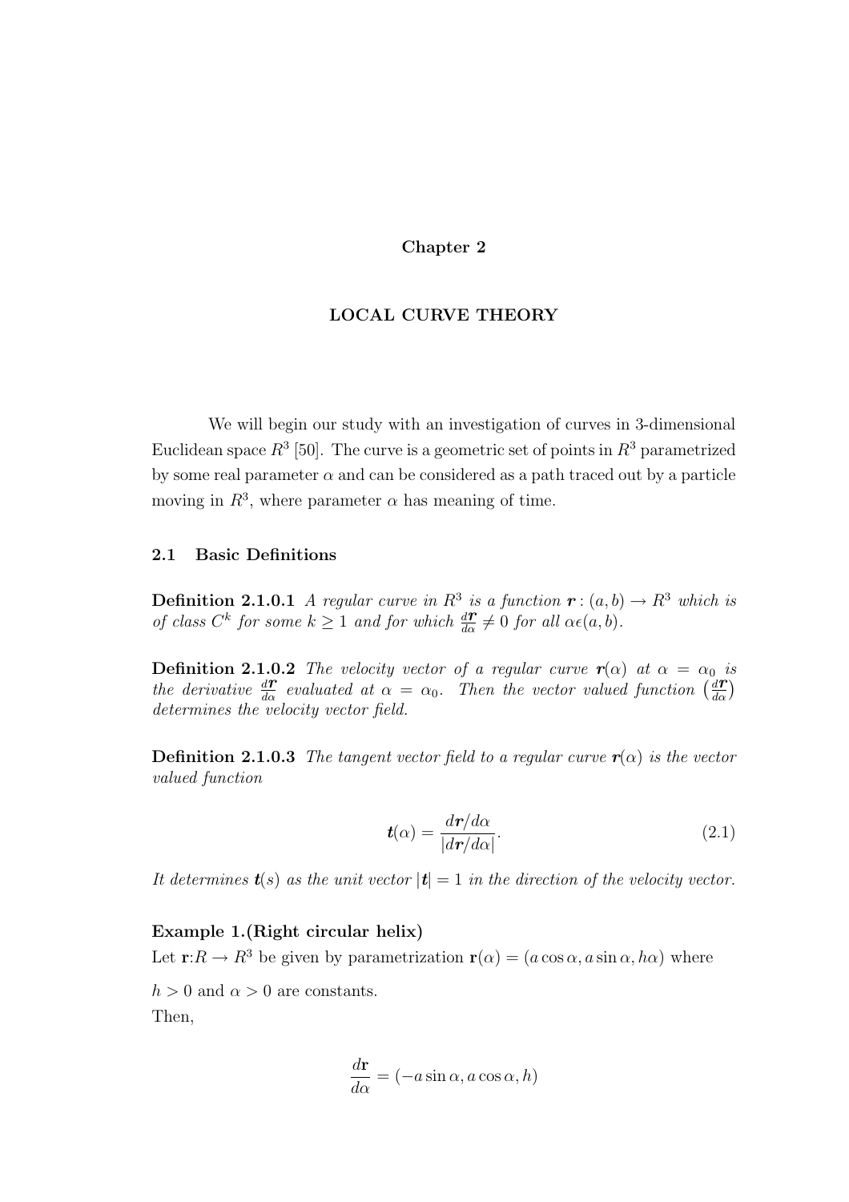# Chapter 2

## LOCAL CURVE THEORY

We will begin our study with an investigation of curves in 3-dimensional Euclidean space $R^3$ [50]. The curve is a geometric set of points in $R^3$ parametrized by some real parameter $\alpha$ and can be considered as a path traced out by a particle moving in $R^3$, where parameter $\alpha$ has meaning of time.

### 2.1 Basic Definitions

**Definition 2.1.0.1** *A regular curve in $R^3$ is a function $\boldsymbol{r} : (a, b) \to R^3$ which is of class $C^k$ for some $k \geq 1$ and for which $\frac{d\boldsymbol{r}}{d\alpha} \neq 0$ for all $\alpha \epsilon (a, b)$.*

**Definition 2.1.0.2** *The velocity vector of a regular curve $\boldsymbol{r}(\alpha)$ at $\alpha = \alpha_0$ is the derivative $\frac{d\boldsymbol{r}}{d\alpha}$ evaluated at $\alpha = \alpha_0$. Then the vector valued function $\left(\frac{d\boldsymbol{r}}{d\alpha}\right)$ determines the velocity vector field.*

**Definition 2.1.0.3** *The tangent vector field to a regular curve $\boldsymbol{r}(\alpha)$ is the vector valued function*

$$\boldsymbol{t}(\alpha) = \frac{d\boldsymbol{r}/d\alpha}{|d\boldsymbol{r}/d\alpha|}. \tag{2.1}$$

*It determines $\boldsymbol{t}(s)$ as the unit vector $|\boldsymbol{t}| = 1$ in the direction of the velocity vector.*

**Example 1.(Right circular helix)**

Let $\mathbf{r}$:$R \to R^3$ be given by parametrization $\mathbf{r}(\alpha) = (a \cos \alpha, a \sin \alpha, h\alpha)$ where

$h > 0$ and $\alpha > 0$ are constants.

Then,

$$\frac{d\mathbf{r}}{d\alpha} = (-a \sin \alpha, a \cos \alpha, h)$$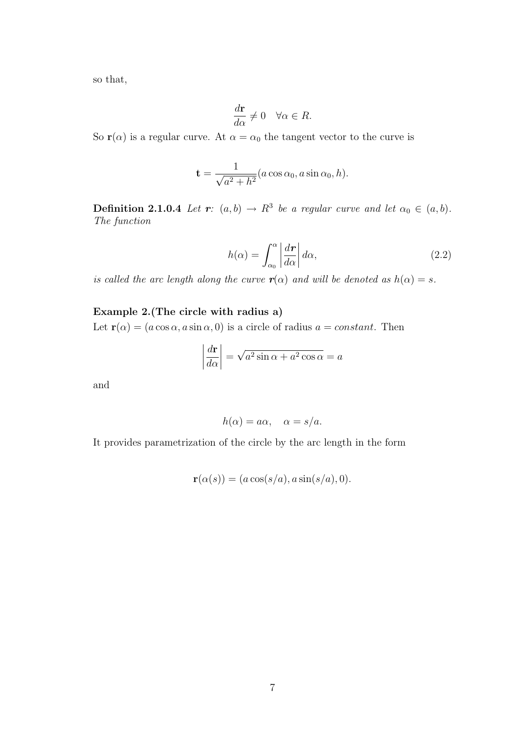so that,

$$\frac{d\mathbf{r}}{d\alpha} \neq 0 \quad \forall \alpha \in R.$$

So $\mathbf{r}(\alpha)$ is a regular curve. At $\alpha = \alpha_0$ the tangent vector to the curve is

$$\mathbf{t} = \frac{1}{\sqrt{a^2 + h^2}}(a\cos\alpha_0, a\sin\alpha_0, h).$$

**Definition 2.1.0.4** *Let $\boldsymbol{r}$: $(a, b) \to R^3$ be a regular curve and let $\alpha_0 \in (a, b)$. The function*

$$h(\alpha) = \int_{\alpha_0}^{\alpha} \left| \frac{d\boldsymbol{r}}{d\alpha} \right| d\alpha, \tag{2.2}$$

*is called the arc length along the curve $\boldsymbol{r}(\alpha)$ and will be denoted as $h(\alpha) = s$.*

**Example 2.(The circle with radius a)**

Let $\mathbf{r}(\alpha) = (a\cos\alpha, a\sin\alpha, 0)$ is a circle of radius $a = constant$. Then

$$\left| \frac{d\mathbf{r}}{d\alpha} \right| = \sqrt{a^2 \sin\alpha + a^2 \cos\alpha} = a$$

and

$$h(\alpha) = a\alpha, \quad \alpha = s/a.$$

It provides parametrization of the circle by the arc length in the form

$$\mathbf{r}(\alpha(s)) = (a\cos(s/a), a\sin(s/a), 0).$$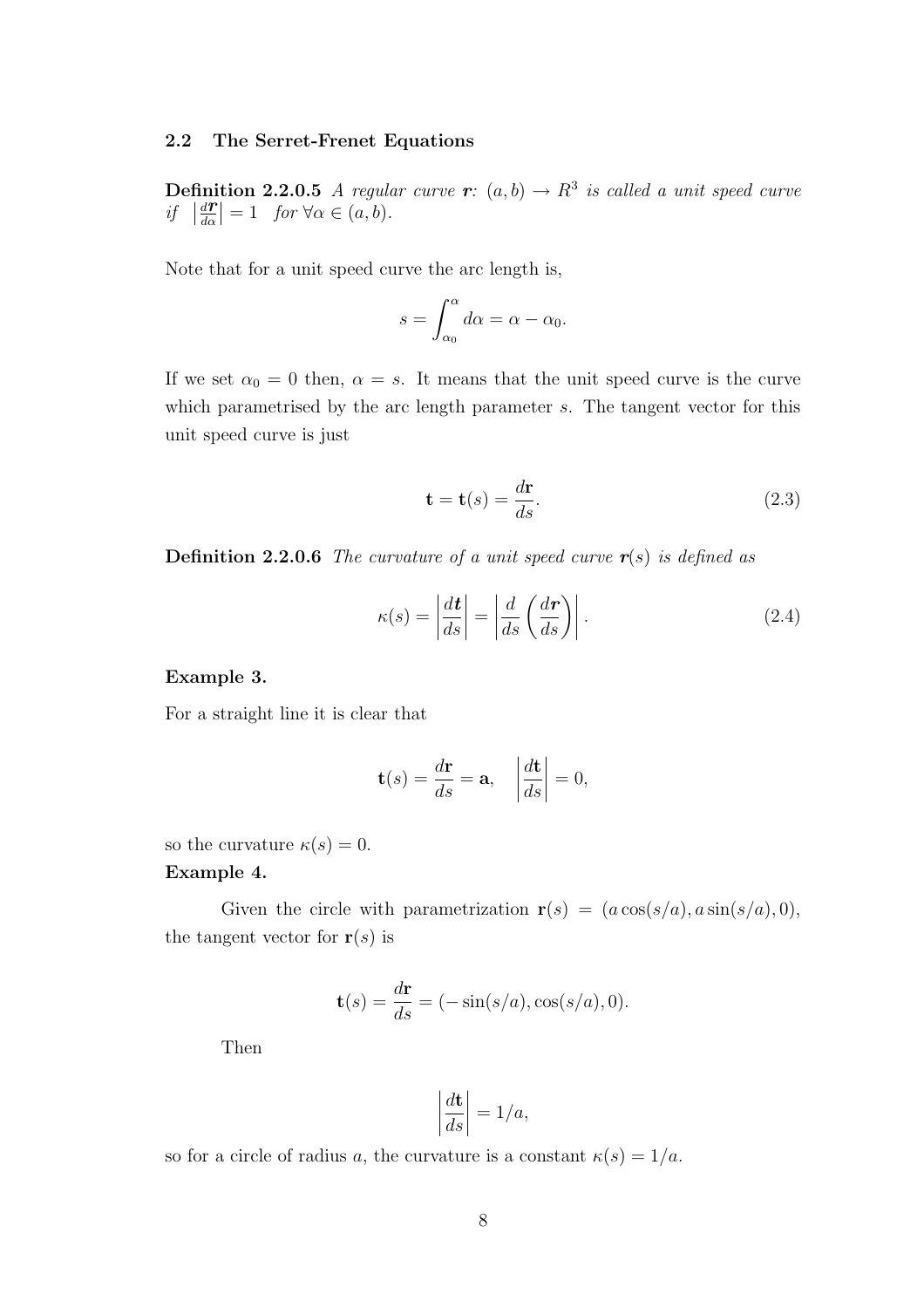### 2.2 The Serret-Frenet Equations

**Definition 2.2.0.5** *A regular curve $\boldsymbol{r}$: $(a, b) \to R^3$ is called a unit speed curve if* $\left|\frac{d\boldsymbol{r}}{d\alpha}\right| = 1$ *for* $\forall \alpha \in (a, b)$.

Note that for a unit speed curve the arc length is,

$$s = \int_{\alpha_0}^{\alpha} d\alpha = \alpha - \alpha_0.$$

If we set $\alpha_0 = 0$ then, $\alpha = s$. It means that the unit speed curve is the curve which parametrised by the arc length parameter $s$. The tangent vector for this unit speed curve is just

$$\mathbf{t} = \mathbf{t}(s) = \frac{d\mathbf{r}}{ds}. \tag{2.3}$$

**Definition 2.2.0.6** *The curvature of a unit speed curve $\boldsymbol{r}(s)$ is defined as*

$$\kappa(s) = \left|\frac{d\boldsymbol{t}}{ds}\right| = \left|\frac{d}{ds}\left(\frac{d\boldsymbol{r}}{ds}\right)\right|. \tag{2.4}$$

**Example 3.**

For a straight line it is clear that

$$\mathbf{t}(s) = \frac{d\mathbf{r}}{ds} = \mathbf{a}, \quad \left|\frac{d\mathbf{t}}{ds}\right| = 0,$$

so the curvature $\kappa(s) = 0$.

**Example 4.**

Given the circle with parametrization $\mathbf{r}(s) = (a\cos(s/a), a\sin(s/a), 0)$, the tangent vector for $\mathbf{r}(s)$ is

$$\mathbf{t}(s) = \frac{d\mathbf{r}}{ds} = (-\sin(s/a), \cos(s/a), 0).$$

Then

$$\left|\frac{d\mathbf{t}}{ds}\right| = 1/a,$$

so for a circle of radius $a$, the curvature is a constant $\kappa(s) = 1/a$.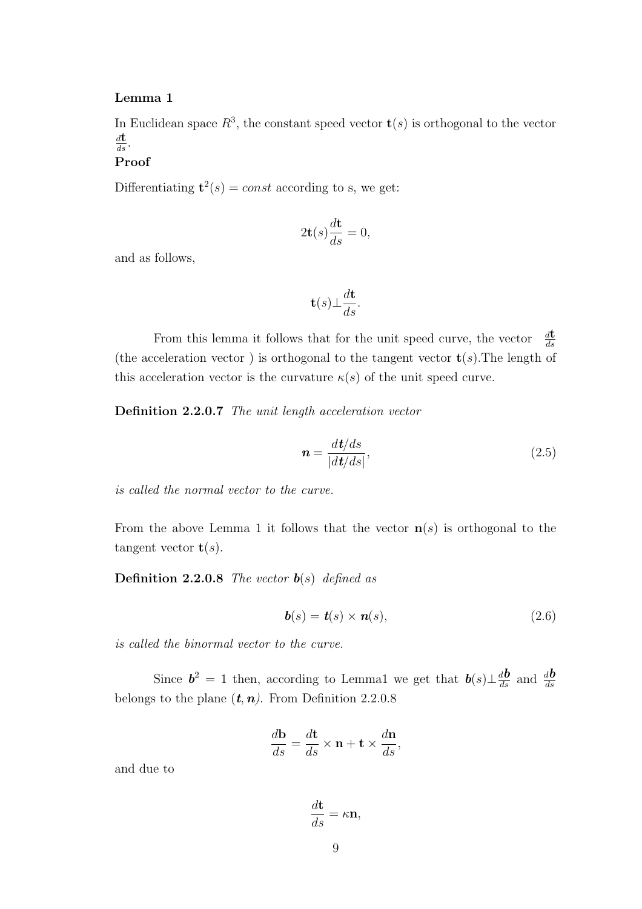**Lemma 1**

In Euclidean space $R^3$, the constant speed vector $\mathbf{t}(s)$ is orthogonal to the vector $\frac{d\mathbf{t}}{ds}$.

**Proof**

Differentiating $\mathbf{t}^2(s) = const$ according to s, we get:

$$2\mathbf{t}(s)\frac{d\mathbf{t}}{ds} = 0,$$

and as follows,

$$\mathbf{t}(s) \perp \frac{d\mathbf{t}}{ds}.$$

From this lemma it follows that for the unit speed curve, the vector $\frac{d\mathbf{t}}{ds}$ (the acceleration vector ) is orthogonal to the tangent vector $\mathbf{t}(s)$.The length of this acceleration vector is the curvature $\kappa(s)$ of the unit speed curve.

**Definition 2.2.0.7** *The unit length acceleration vector*

$$\boldsymbol{n} = \frac{d\boldsymbol{t}/ds}{|d\boldsymbol{t}/ds|}, \tag{2.5}$$

*is called the normal vector to the curve.*

From the above Lemma 1 it follows that the vector $\mathbf{n}(s)$ is orthogonal to the tangent vector $\mathbf{t}(s)$.

**Definition 2.2.0.8** *The vector $\boldsymbol{b}(s)$ defined as*

$$\boldsymbol{b}(s) = \boldsymbol{t}(s) \times \boldsymbol{n}(s), \tag{2.6}$$

*is called the binormal vector to the curve.*

Since $\boldsymbol{b}^2 = 1$ then, according to Lemma1 we get that $\boldsymbol{b}(s) \perp \frac{d\boldsymbol{b}}{ds}$ and $\frac{d\boldsymbol{b}}{ds}$ belongs to the plane $(\boldsymbol{t}, \boldsymbol{n})$. From Definition 2.2.0.8

$$\frac{d\mathbf{b}}{ds} = \frac{d\mathbf{t}}{ds} \times \mathbf{n} + \mathbf{t} \times \frac{d\mathbf{n}}{ds},$$

and due to

$$\frac{d\mathbf{t}}{ds} = \kappa\mathbf{n},$$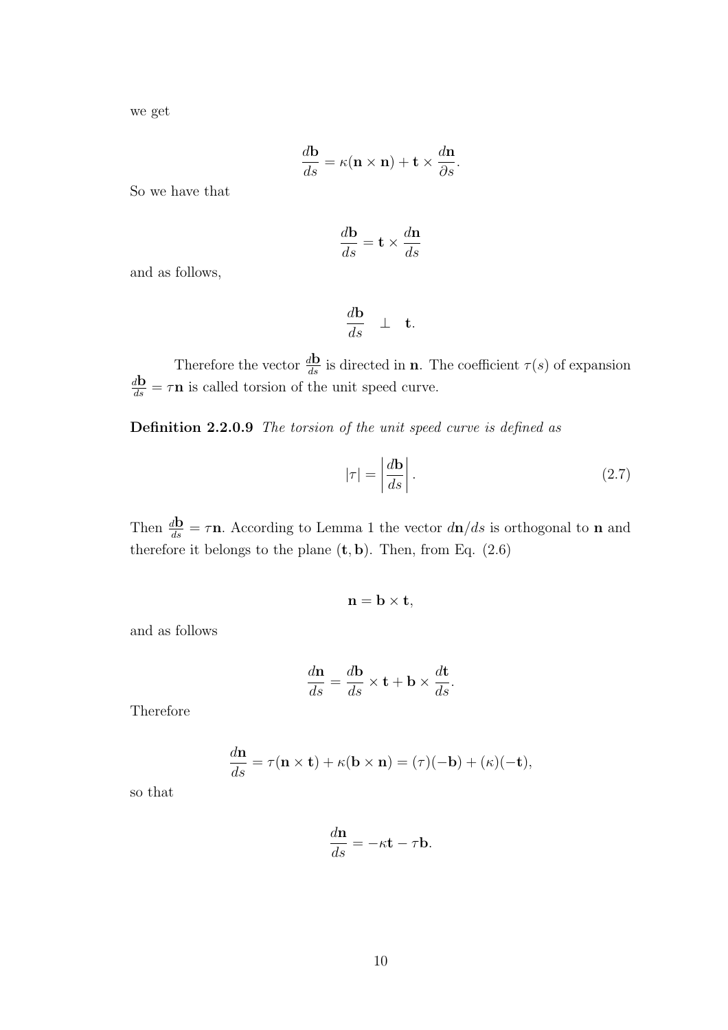we get

$$\frac{d\mathbf{b}}{ds} = \kappa(\mathbf{n} \times \mathbf{n}) + \mathbf{t} \times \frac{d\mathbf{n}}{\partial s}.$$

So we have that

$$\frac{d\mathbf{b}}{ds} = \mathbf{t} \times \frac{d\mathbf{n}}{ds}$$

and as follows,

$$\frac{d\mathbf{b}}{ds} \quad \perp \quad \mathbf{t}.$$

Therefore the vector $\frac{d\mathbf{b}}{ds}$ is directed in $\mathbf{n}$. The coefficient $\tau(s)$ of expansion $\frac{d\mathbf{b}}{ds} = \tau\mathbf{n}$ is called torsion of the unit speed curve.

**Definition 2.2.0.9** *The torsion of the unit speed curve is defined as*

$$|\tau| = \left|\frac{d\mathbf{b}}{ds}\right|. \tag{2.7}$$

Then $\frac{d\mathbf{b}}{ds} = \tau\mathbf{n}$. According to Lemma 1 the vector $d\mathbf{n}/ds$ is orthogonal to $\mathbf{n}$ and therefore it belongs to the plane $(\mathbf{t}, \mathbf{b})$. Then, from Eq. (2.6)

$$\mathbf{n} = \mathbf{b} \times \mathbf{t},$$

and as follows

$$\frac{d\mathbf{n}}{ds} = \frac{d\mathbf{b}}{ds} \times \mathbf{t} + \mathbf{b} \times \frac{d\mathbf{t}}{ds}.$$

Therefore

$$\frac{d\mathbf{n}}{ds} = \tau(\mathbf{n} \times \mathbf{t}) + \kappa(\mathbf{b} \times \mathbf{n}) = (\tau)(-\mathbf{b}) + (\kappa)(-\mathbf{t}),$$

so that

$$\frac{d\mathbf{n}}{ds} = -\kappa\mathbf{t} - \tau\mathbf{b}.$$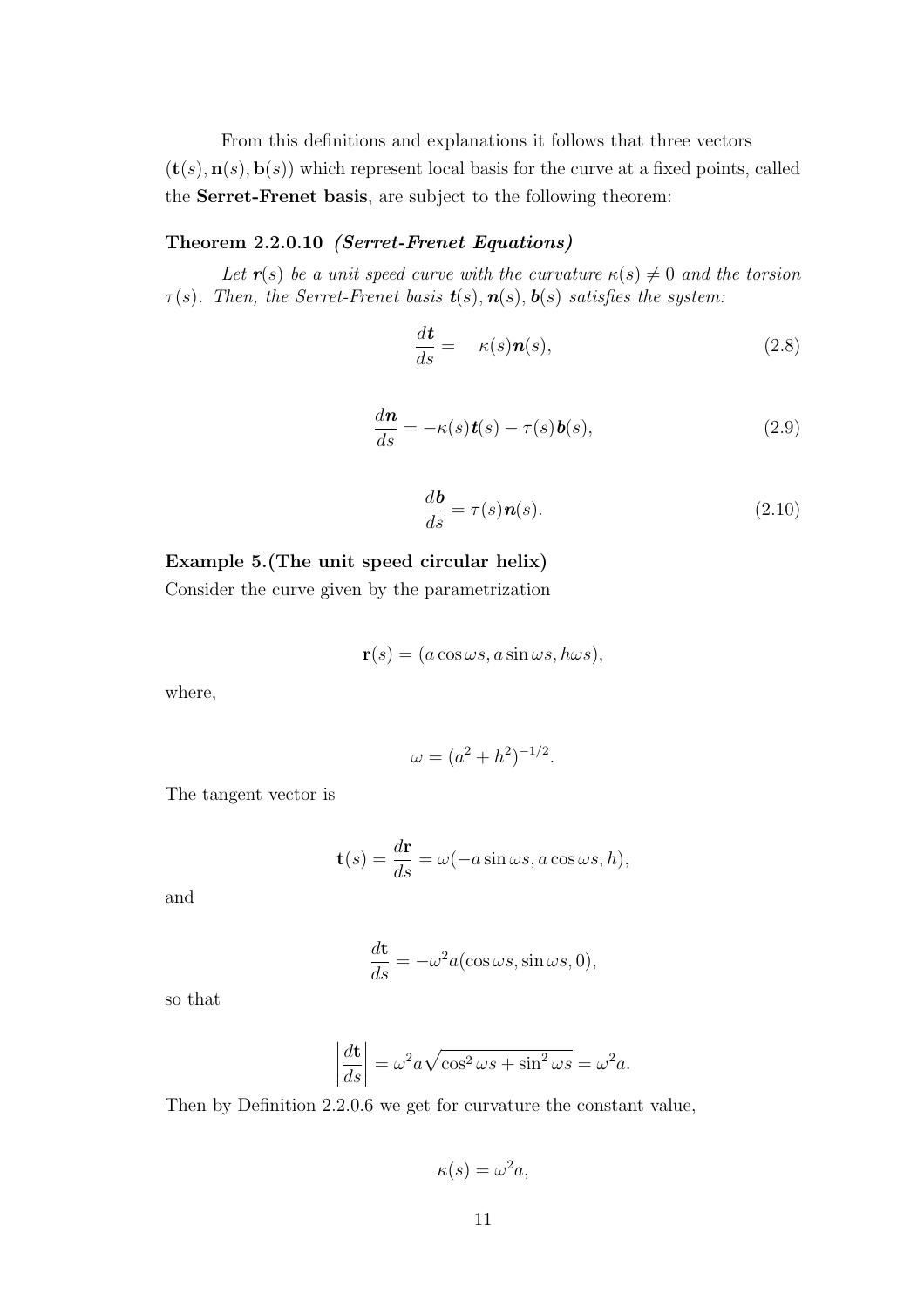From this definitions and explanations it follows that three vectors $(\mathbf{t}(s), \mathbf{n}(s), \mathbf{b}(s))$ which represent local basis for the curve at a fixed points, called the **Serret-Frenet basis**, are subject to the following theorem:

**Theorem 2.2.0.10** ***(Serret-Frenet Equations)***

*Let $\boldsymbol{r}(s)$ be a unit speed curve with the curvature $\kappa(s) \neq 0$ and the torsion $\tau(s)$. Then, the Serret-Frenet basis $\boldsymbol{t}(s), \boldsymbol{n}(s), \boldsymbol{b}(s)$ satisfies the system:*

$$\frac{d\boldsymbol{t}}{ds} = \quad \kappa(s)\boldsymbol{n}(s), \tag{2.8}$$

$$\frac{d\boldsymbol{n}}{ds} = -\kappa(s)\boldsymbol{t}(s) - \tau(s)\boldsymbol{b}(s), \tag{2.9}$$

$$\frac{d\boldsymbol{b}}{ds} = \tau(s)\boldsymbol{n}(s). \tag{2.10}$$

**Example 5.(The unit speed circular helix)**
Consider the curve given by the parametrization

$$\mathbf{r}(s) = (a\cos\omega s, a\sin\omega s, h\omega s),$$

where,

$$\omega = (a^2 + h^2)^{-1/2}.$$

The tangent vector is

$$\mathbf{t}(s) = \frac{d\mathbf{r}}{ds} = \omega(-a\sin\omega s, a\cos\omega s, h),$$

and

$$\frac{d\mathbf{t}}{ds} = -\omega^2 a(\cos\omega s, \sin\omega s, 0),$$

so that

$$\left|\frac{d\mathbf{t}}{ds}\right| = \omega^2 a\sqrt{\cos^2\omega s + \sin^2\omega s} = \omega^2 a.$$

Then by Definition 2.2.0.6 we get for curvature the constant value,

$$\kappa(s) = \omega^2 a,$$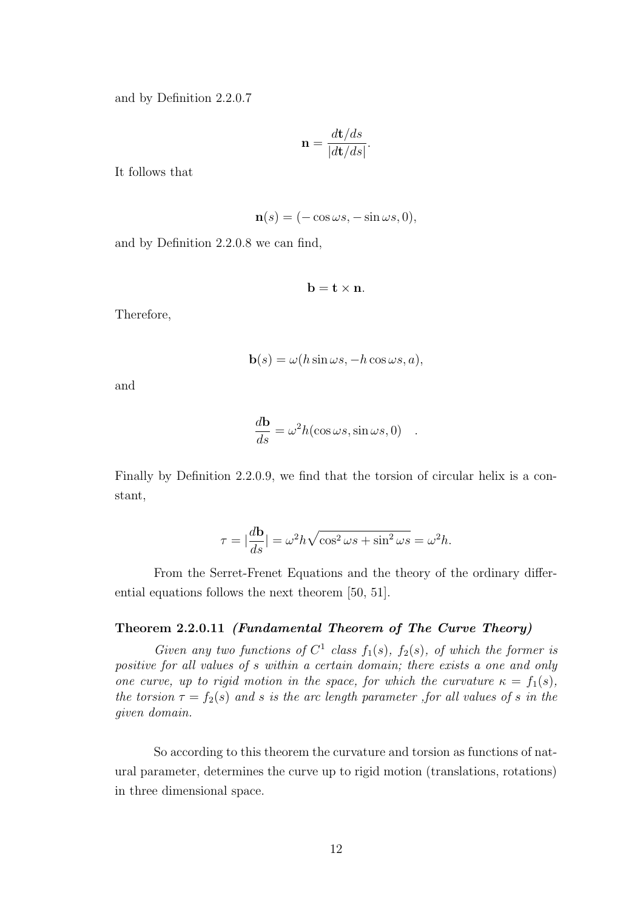and by Definition 2.2.0.7

$$\mathbf{n} = \frac{d\mathbf{t}/ds}{|d\mathbf{t}/ds|}.$$

It follows that

$$\mathbf{n}(s) = (-\cos \omega s, -\sin \omega s, 0),$$

and by Definition 2.2.0.8 we can find,

$$\mathbf{b} = \mathbf{t} \times \mathbf{n}.$$

Therefore,

$$\mathbf{b}(s) = \omega(h \sin \omega s, -h \cos \omega s, a),$$

and

$$\frac{d\mathbf{b}}{ds} = \omega^2 h(\cos \omega s, \sin \omega s, 0) \quad .$$

Finally by Definition 2.2.0.9, we find that the torsion of circular helix is a constant,

$$\tau = |\frac{d\mathbf{b}}{ds}| = \omega^2 h\sqrt{\cos^2 \omega s + \sin^2 \omega s} = \omega^2 h.$$

From the Serret-Frenet Equations and the theory of the ordinary differential equations follows the next theorem [50, 51].

**Theorem 2.2.0.11** ***(Fundamental Theorem of The Curve Theory)***

*Given any two functions of $C^1$ class $f_1(s)$, $f_2(s)$, of which the former is positive for all values of $s$ within a certain domain; there exists a one and only one curve, up to rigid motion in the space, for which the curvature $\kappa = f_1(s)$, the torsion $\tau = f_2(s)$ and $s$ is the arc length parameter ,for all values of $s$ in the given domain.*

So according to this theorem the curvature and torsion as functions of natural parameter, determines the curve up to rigid motion (translations, rotations) in three dimensional space.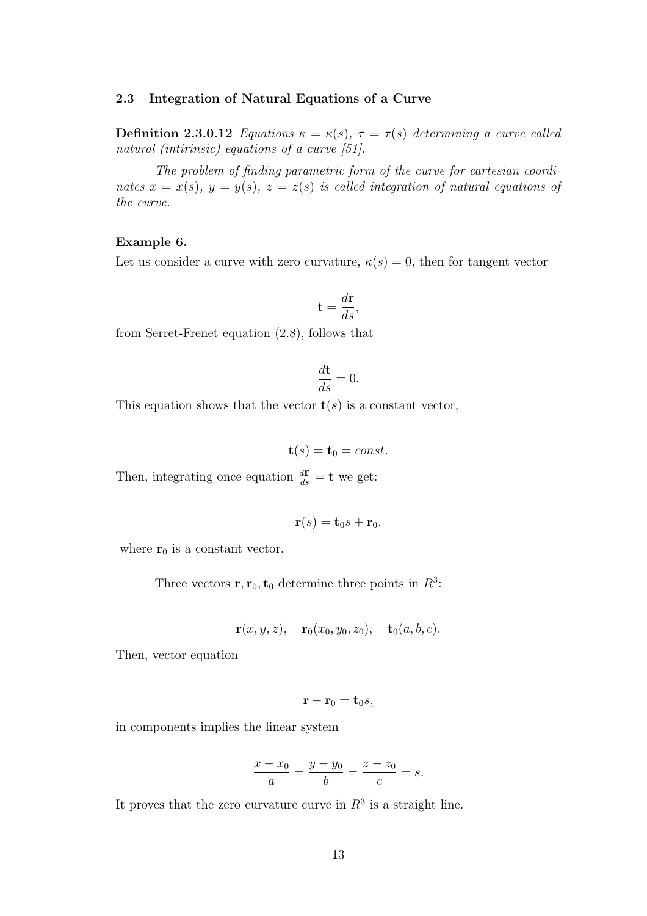### 2.3 Integration of Natural Equations of a Curve

**Definition 2.3.0.12** *Equations $\kappa = \kappa(s)$, $\tau = \tau(s)$ determining a curve called natural (intirinsic) equations of a curve [51].*

*The problem of finding parametric form of the curve for cartesian coordinates $x = x(s)$, $y = y(s)$, $z = z(s)$ is called integration of natural equations of the curve.*

**Example 6.**

Let us consider a curve with zero curvature, $\kappa(s) = 0$, then for tangent vector

$$\mathbf{t} = \frac{d\mathbf{r}}{ds},$$

from Serret-Frenet equation (2.8), follows that

$$\frac{d\mathbf{t}}{ds} = 0.$$

This equation shows that the vector $\mathbf{t}(s)$ is a constant vector,

$$\mathbf{t}(s) = \mathbf{t}_0 = const.$$

Then, integrating once equation $\frac{d\mathbf{r}}{ds} = \mathbf{t}$ we get:

$$\mathbf{r}(s) = \mathbf{t}_0 s + \mathbf{r}_0.$$

where $\mathbf{r}_0$ is a constant vector.

Three vectors $\mathbf{r}, \mathbf{r}_0, \mathbf{t}_0$ determine three points in $R^3$:

$$\mathbf{r}(x, y, z), \quad \mathbf{r}_0(x_0, y_0, z_0), \quad \mathbf{t}_0(a, b, c).$$

Then, vector equation

$$\mathbf{r} - \mathbf{r}_0 = \mathbf{t}_0 s,$$

in components implies the linear system

$$\frac{x - x_0}{a} = \frac{y - y_0}{b} = \frac{z - z_0}{c} = s.$$

It proves that the zero curvature curve in $R^3$ is a straight line.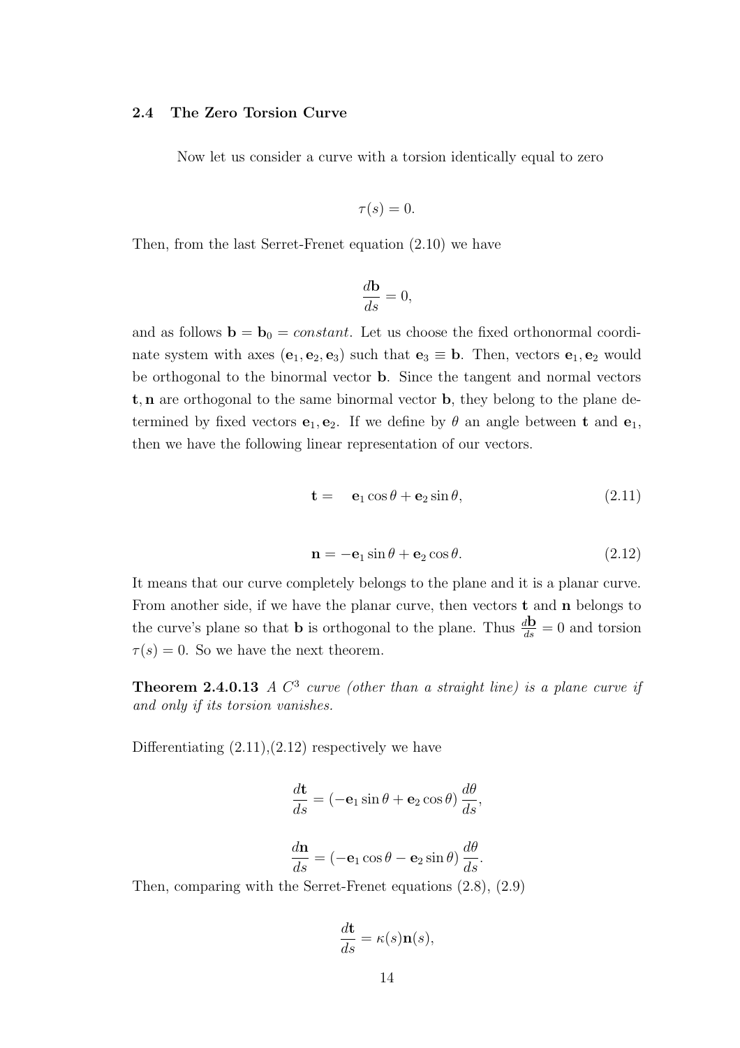### 2.4 The Zero Torsion Curve

Now let us consider a curve with a torsion identically equal to zero

$$\tau(s) = 0.$$

Then, from the last Serret-Frenet equation (2.10) we have

$$\frac{d\mathbf{b}}{ds} = 0,$$

and as follows $\mathbf{b} = \mathbf{b}_0 = constant$. Let us choose the fixed orthonormal coordinate system with axes $(\mathbf{e}_1, \mathbf{e}_2, \mathbf{e}_3)$ such that $\mathbf{e}_3 \equiv \mathbf{b}$. Then, vectors $\mathbf{e}_1, \mathbf{e}_2$ would be orthogonal to the binormal vector $\mathbf{b}$. Since the tangent and normal vectors $\mathbf{t}, \mathbf{n}$ are orthogonal to the same binormal vector $\mathbf{b}$, they belong to the plane determined by fixed vectors $\mathbf{e}_1, \mathbf{e}_2$. If we define by $\theta$ an angle between $\mathbf{t}$ and $\mathbf{e}_1$, then we have the following linear representation of our vectors.

$$\mathbf{t} = \quad \mathbf{e}_1 \cos\theta + \mathbf{e}_2 \sin\theta, \tag{2.11}$$

$$\mathbf{n} = -\mathbf{e}_1 \sin\theta + \mathbf{e}_2 \cos\theta. \tag{2.12}$$

It means that our curve completely belongs to the plane and it is a planar curve. From another side, if we have the planar curve, then vectors $\mathbf{t}$ and $\mathbf{n}$ belongs to the curve's plane so that $\mathbf{b}$ is orthogonal to the plane. Thus $\frac{d\mathbf{b}}{ds} = 0$ and torsion $\tau(s) = 0$. So we have the next theorem.

**Theorem 2.4.0.13** *A $C^3$ curve (other than a straight line) is a plane curve if and only if its torsion vanishes.*

Differentiating (2.11),(2.12) respectively we have

$$\frac{d\mathbf{t}}{ds} = \left(-\mathbf{e}_1 \sin\theta + \mathbf{e}_2 \cos\theta\right) \frac{d\theta}{ds},$$

$$\frac{d\mathbf{n}}{ds} = \left(-\mathbf{e}_1 \cos\theta - \mathbf{e}_2 \sin\theta\right) \frac{d\theta}{ds}.$$

Then, comparing with the Serret-Frenet equations (2.8), (2.9)

$$\frac{d\mathbf{t}}{ds} = \kappa(s)\mathbf{n}(s),$$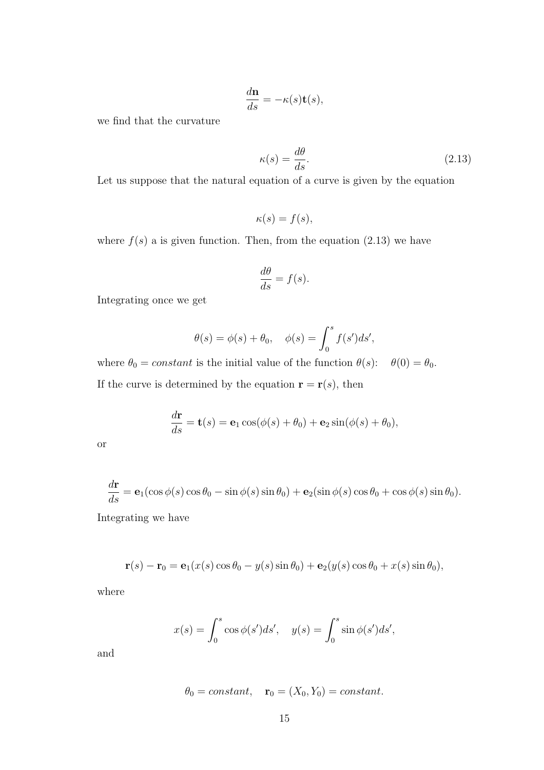$$\frac{d\mathbf{n}}{ds} = -\kappa(s)\mathbf{t}(s),$$

we find that the curvature

$$\kappa(s) = \frac{d\theta}{ds}. \tag{2.13}$$

Let us suppose that the natural equation of a curve is given by the equation

$$\kappa(s) = f(s),$$

where $f(s)$ a is given function. Then, from the equation (2.13) we have

$$\frac{d\theta}{ds} = f(s).$$

Integrating once we get

$$\theta(s) = \phi(s) + \theta_0, \quad \phi(s) = \int_0^s f(s')ds',$$

where $\theta_0 = constant$ is the initial value of the function $\theta(s)$: $\theta(0) = \theta_0$.

If the curve is determined by the equation $\mathbf{r} = \mathbf{r}(s)$, then

$$\frac{d\mathbf{r}}{ds} = \mathbf{t}(s) = \mathbf{e}_1 \cos(\phi(s) + \theta_0) + \mathbf{e}_2 \sin(\phi(s) + \theta_0),$$

or

$$\frac{d\mathbf{r}}{ds} = \mathbf{e}_1(\cos\phi(s)\cos\theta_0 - \sin\phi(s)\sin\theta_0) + \mathbf{e}_2(\sin\phi(s)\cos\theta_0 + \cos\phi(s)\sin\theta_0).$$

Integrating we have

$$\mathbf{r}(s) - \mathbf{r}_0 = \mathbf{e}_1(x(s)\cos\theta_0 - y(s)\sin\theta_0) + \mathbf{e}_2(y(s)\cos\theta_0 + x(s)\sin\theta_0),$$

where

$$x(s) = \int_0^s \cos\phi(s')ds', \quad y(s) = \int_0^s \sin\phi(s')ds',$$

and

$$\theta_0 = constant, \quad \mathbf{r}_0 = (X_0, Y_0) = constant.$$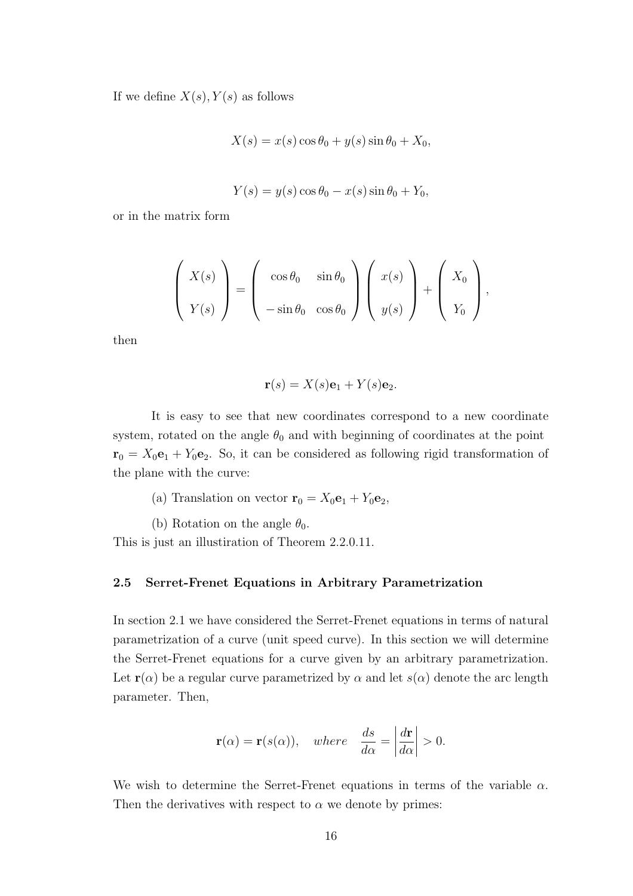If we define $X(s), Y(s)$ as follows

$$X(s) = x(s)\cos\theta_0 + y(s)\sin\theta_0 + X_0,$$

$$Y(s) = y(s)\cos\theta_0 - x(s)\sin\theta_0 + Y_0,$$

or in the matrix form

$$\begin{pmatrix} X(s) \\ Y(s) \end{pmatrix} = \begin{pmatrix} \cos\theta_0 & \sin\theta_0 \\ -\sin\theta_0 & \cos\theta_0 \end{pmatrix} \begin{pmatrix} x(s) \\ y(s) \end{pmatrix} + \begin{pmatrix} X_0 \\ Y_0 \end{pmatrix},$$

then

$$\mathbf{r}(s) = X(s)\mathbf{e}_1 + Y(s)\mathbf{e}_2.$$

It is easy to see that new coordinates correspond to a new coordinate system, rotated on the angle $\theta_0$ and with beginning of coordinates at the point $\mathbf{r}_0 = X_0\mathbf{e}_1 + Y_0\mathbf{e}_2$. So, it can be considered as following rigid transformation of the plane with the curve:

(a) Translation on vector $\mathbf{r}_0 = X_0\mathbf{e}_1 + Y_0\mathbf{e}_2$,

(b) Rotation on the angle $\theta_0$.

This is just an illustration of Theorem 2.2.0.11.

### 2.5 Serret-Frenet Equations in Arbitrary Parametrization

In section 2.1 we have considered the Serret-Frenet equations in terms of natural parametrization of a curve (unit speed curve). In this section we will determine the Serret-Frenet equations for a curve given by an arbitrary parametrization. Let $\mathbf{r}(\alpha)$ be a regular curve parametrized by $\alpha$ and let $s(\alpha)$ denote the arc length parameter. Then,

$$\mathbf{r}(\alpha) = \mathbf{r}(s(\alpha)), \quad where \quad \frac{ds}{d\alpha} = \left|\frac{d\mathbf{r}}{d\alpha}\right| > 0.$$

We wish to determine the Serret-Frenet equations in terms of the variable $\alpha$. Then the derivatives with respect to $\alpha$ we denote by primes: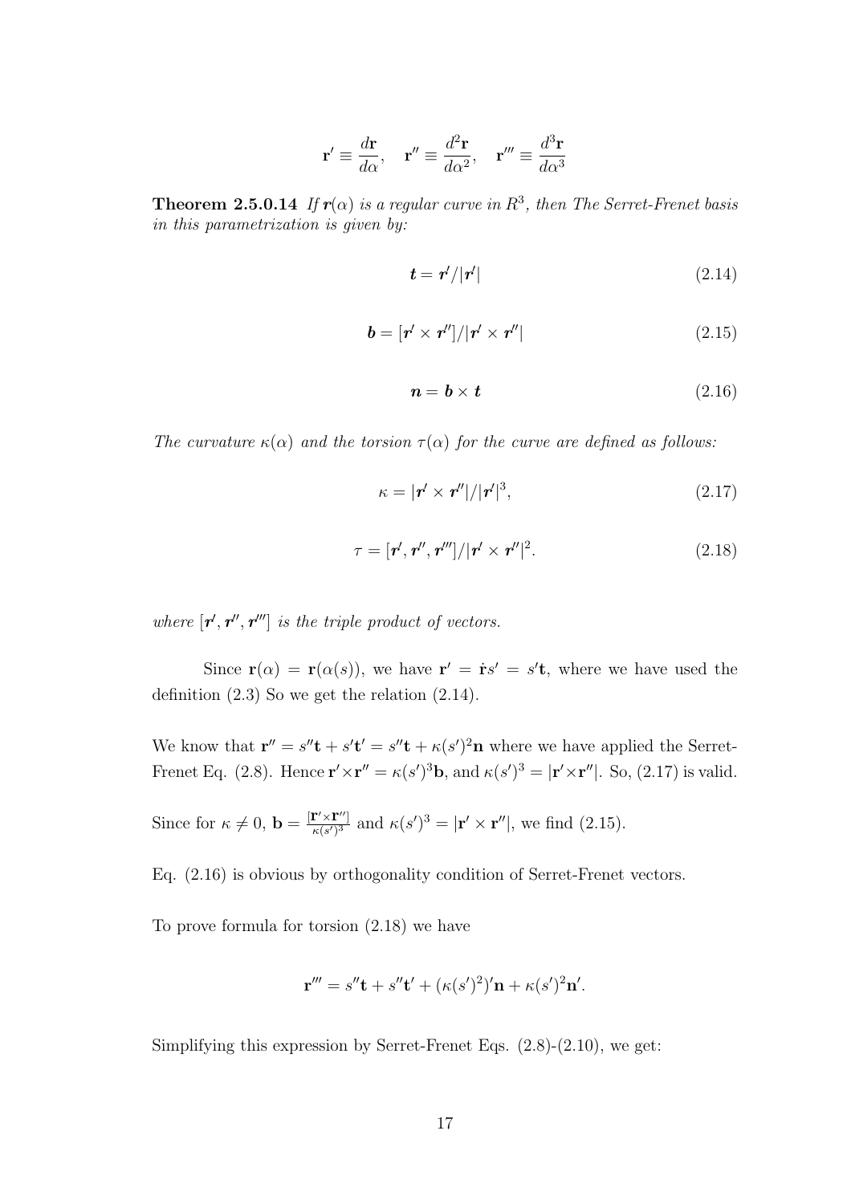$$\mathbf{r}' \equiv \frac{d\mathbf{r}}{d\alpha}, \quad \mathbf{r}'' \equiv \frac{d^2\mathbf{r}}{d\alpha^2}, \quad \mathbf{r}''' \equiv \frac{d^3\mathbf{r}}{d\alpha^3}$$

**Theorem 2.5.0.14** *If $\boldsymbol{r}(\alpha)$ is a regular curve in $R^3$, then The Serret-Frenet basis in this parametrization is given by:*

$$\boldsymbol{t} = \boldsymbol{r}'/|\boldsymbol{r}'| \tag{2.14}$$

$$\boldsymbol{b} = [\boldsymbol{r}' \times \boldsymbol{r}'']/|\boldsymbol{r}' \times \boldsymbol{r}''| \tag{2.15}$$

$$\boldsymbol{n} = \boldsymbol{b} \times \boldsymbol{t} \tag{2.16}$$

*The curvature $\kappa(\alpha)$ and the torsion $\tau(\alpha)$ for the curve are defined as follows:*

$$\kappa = |\boldsymbol{r}' \times \boldsymbol{r}''|/|\boldsymbol{r}'|^3, \tag{2.17}$$

$$\tau = [\boldsymbol{r}', \boldsymbol{r}'', \boldsymbol{r}''']/|\boldsymbol{r}' \times \boldsymbol{r}''|^2. \tag{2.18}$$

*where $[\boldsymbol{r}', \boldsymbol{r}'', \boldsymbol{r}''']$ is the triple product of vectors.*

Since $\mathbf{r}(\alpha) = \mathbf{r}(\alpha(s))$, we have $\mathbf{r}' = \dot{\mathbf{r}}s' = s'\mathbf{t}$, where we have used the definition (2.3) So we get the relation (2.14).

We know that $\mathbf{r}'' = s''\mathbf{t} + s'\mathbf{t}' = s''\mathbf{t} + \kappa(s')^2\mathbf{n}$ where we have applied the Serret-Frenet Eq. (2.8). Hence $\mathbf{r}' \times \mathbf{r}'' = \kappa(s')^3\mathbf{b}$, and $\kappa(s')^3 = |\mathbf{r}' \times \mathbf{r}''|$. So, (2.17) is valid.

Since for $\kappa \neq 0$, $\mathbf{b} = \frac{[\mathbf{r}' \times \mathbf{r}'']}{\kappa(s')^3}$ and $\kappa(s')^3 = |\mathbf{r}' \times \mathbf{r}''|$, we find (2.15).

Eq. (2.16) is obvious by orthogonality condition of Serret-Frenet vectors.

To prove formula for torsion (2.18) we have

$$\mathbf{r}''' = s''\mathbf{t} + s''\mathbf{t}' + (\kappa(s')^2)'\mathbf{n} + \kappa(s')^2\mathbf{n}'.$$

Simplifying this expression by Serret-Frenet Eqs. (2.8)-(2.10), we get: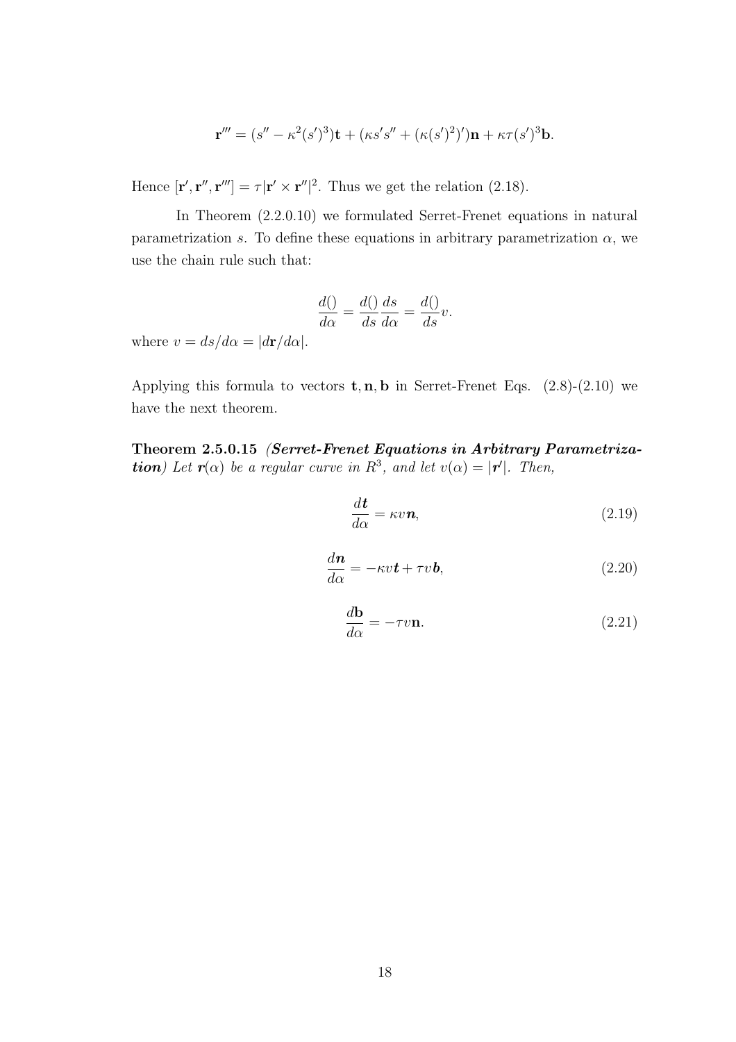$$\mathbf{r}''' = (s'' - \kappa^2 (s')^3)\mathbf{t} + (\kappa s' s'' + (\kappa (s')^2)')\mathbf{n} + \kappa \tau (s')^3 \mathbf{b}.$$

Hence $[\mathbf{r}', \mathbf{r}'', \mathbf{r}'''] = \tau |\mathbf{r}' \times \mathbf{r}''|^2$. Thus we get the relation (2.18).

In Theorem (2.2.0.10) we formulated Serret-Frenet equations in natural parametrization $s$. To define these equations in arbitrary parametrization $\alpha$, we use the chain rule such that:

$$\frac{d()}{d\alpha} = \frac{d()}{ds}\frac{ds}{d\alpha} = \frac{d()}{ds}v.$$

where $v = ds/d\alpha = |d\mathbf{r}/d\alpha|$.

Applying this formula to vectors $\mathbf{t}, \mathbf{n}, \mathbf{b}$ in Serret-Frenet Eqs. (2.8)-(2.10) we have the next theorem.

**Theorem 2.5.0.15** ***(Serret-Frenet Equations in Arbitrary Parametrization)*** *Let $\boldsymbol{r}(\alpha)$ be a regular curve in $R^3$, and let $v(\alpha) = |\boldsymbol{r}'|$. Then,*

$$\frac{d\boldsymbol{t}}{d\alpha} = \kappa v \boldsymbol{n}, \tag{2.19}$$

$$\frac{d\boldsymbol{n}}{d\alpha} = -\kappa v \boldsymbol{t} + \tau v \boldsymbol{b}, \tag{2.20}$$

$$\frac{d\mathbf{b}}{d\alpha} = -\tau v \mathbf{n}. \tag{2.21}$$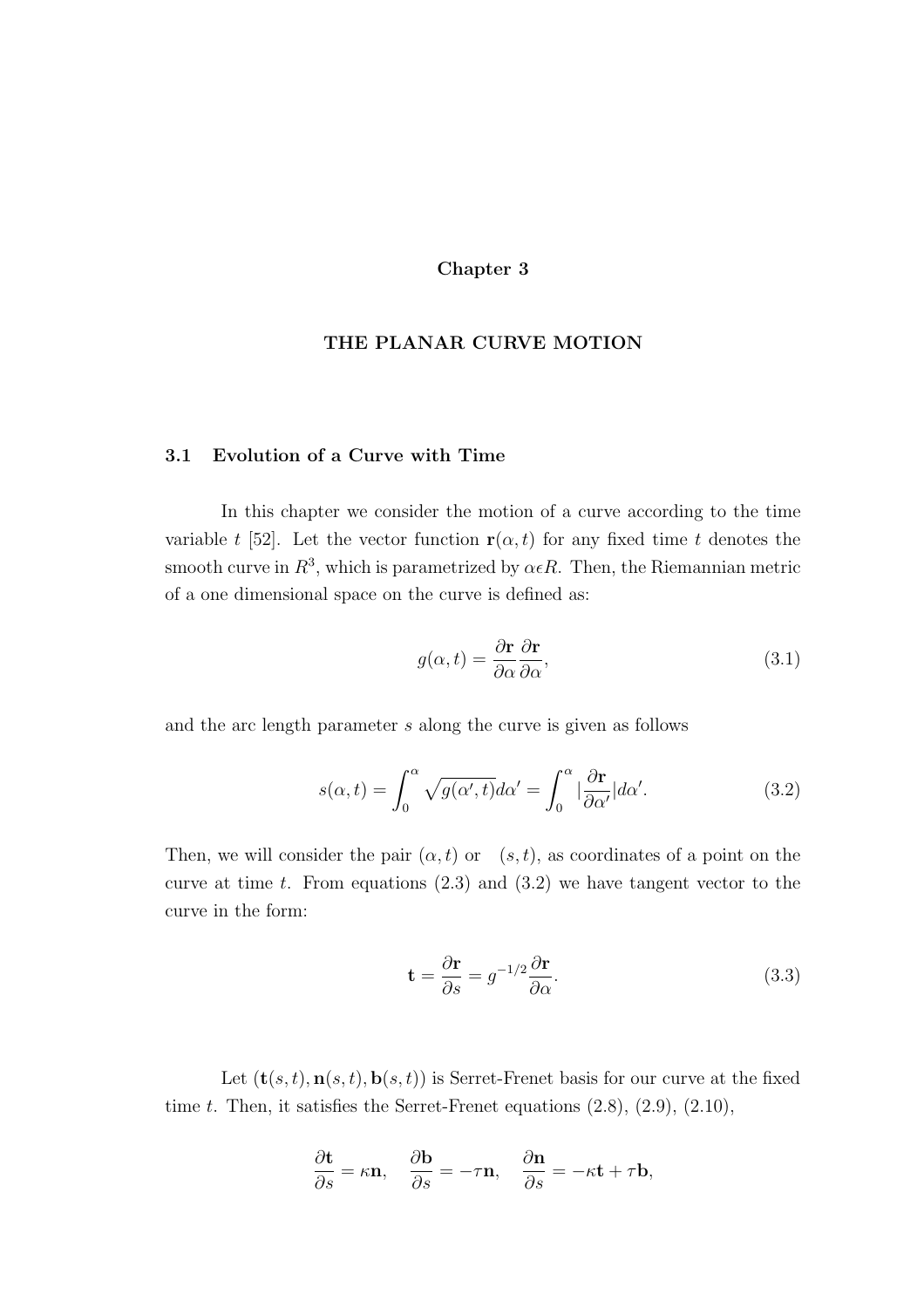# Chapter 3

# THE PLANAR CURVE MOTION

## 3.1 Evolution of a Curve with Time

In this chapter we consider the motion of a curve according to the time variable $t$ [52]. Let the vector function $\mathbf{r}(\alpha, t)$ for any fixed time $t$ denotes the smooth curve in $R^3$, which is parametrized by $\alpha \epsilon R$. Then, the Riemannian metric of a one dimensional space on the curve is defined as:

$$g(\alpha, t) = \frac{\partial \mathbf{r}}{\partial \alpha} \frac{\partial \mathbf{r}}{\partial \alpha}, \tag{3.1}$$

and the arc length parameter $s$ along the curve is given as follows

$$s(\alpha, t) = \int_0^\alpha \sqrt{g(\alpha', t)} d\alpha' = \int_0^\alpha |\frac{\partial \mathbf{r}}{\partial \alpha'}| d\alpha'. \tag{3.2}$$

Then, we will consider the pair $(\alpha, t)$ or $(s, t)$, as coordinates of a point on the curve at time $t$. From equations (2.3) and (3.2) we have tangent vector to the curve in the form:

$$\mathbf{t} = \frac{\partial \mathbf{r}}{\partial s} = g^{-1/2} \frac{\partial \mathbf{r}}{\partial \alpha}. \tag{3.3}$$

Let $(\mathbf{t}(s, t), \mathbf{n}(s, t), \mathbf{b}(s, t))$ is Serret-Frenet basis for our curve at the fixed time $t$. Then, it satisfies the Serret-Frenet equations (2.8), (2.9), (2.10),

$$\frac{\partial \mathbf{t}}{\partial s} = \kappa \mathbf{n}, \quad \frac{\partial \mathbf{b}}{\partial s} = -\tau \mathbf{n}, \quad \frac{\partial \mathbf{n}}{\partial s} = -\kappa \mathbf{t} + \tau \mathbf{b},$$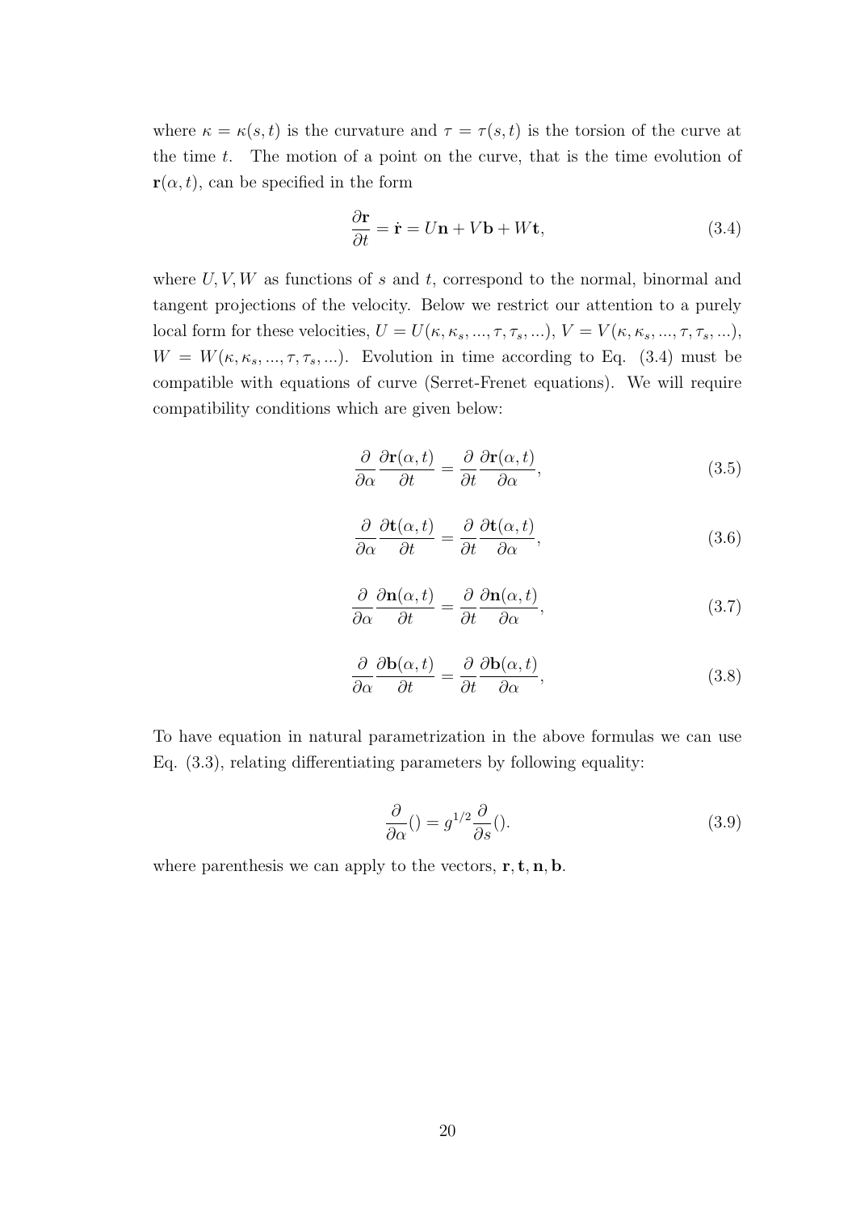where $\kappa = \kappa(s,t)$ is the curvature and $\tau = \tau(s,t)$ is the torsion of the curve at the time $t$. The motion of a point on the curve, that is the time evolution of $\mathbf{r}(\alpha, t)$, can be specified in the form

$$\frac{\partial \mathbf{r}}{\partial t} = \dot{\mathbf{r}} = U\mathbf{n} + V\mathbf{b} + W\mathbf{t}, \tag{3.4}$$

where $U, V, W$ as functions of $s$ and $t$, correspond to the normal, binormal and tangent projections of the velocity. Below we restrict our attention to a purely local form for these velocities, $U = U(\kappa, \kappa_s, ..., \tau, \tau_s, ...)$, $V = V(\kappa, \kappa_s, ..., \tau, \tau_s, ...)$, $W = W(\kappa, \kappa_s, ..., \tau, \tau_s, ...)$. Evolution in time according to Eq. (3.4) must be compatible with equations of curve (Serret-Frenet equations). We will require compatibility conditions which are given below:

$$\frac{\partial}{\partial \alpha}\frac{\partial \mathbf{r}(\alpha,t)}{\partial t} = \frac{\partial}{\partial t}\frac{\partial \mathbf{r}(\alpha,t)}{\partial \alpha}, \tag{3.5}$$

$$\frac{\partial}{\partial \alpha}\frac{\partial \mathbf{t}(\alpha,t)}{\partial t} = \frac{\partial}{\partial t}\frac{\partial \mathbf{t}(\alpha,t)}{\partial \alpha}, \tag{3.6}$$

$$\frac{\partial}{\partial \alpha}\frac{\partial \mathbf{n}(\alpha,t)}{\partial t} = \frac{\partial}{\partial t}\frac{\partial \mathbf{n}(\alpha,t)}{\partial \alpha}, \tag{3.7}$$

$$\frac{\partial}{\partial \alpha}\frac{\partial \mathbf{b}(\alpha,t)}{\partial t} = \frac{\partial}{\partial t}\frac{\partial \mathbf{b}(\alpha,t)}{\partial \alpha}, \tag{3.8}$$

To have equation in natural parametrization in the above formulas we can use Eq. (3.3), relating differentiating parameters by following equality:

$$\frac{\partial}{\partial \alpha}() = g^{1/2}\frac{\partial}{\partial s}(). \tag{3.9}$$

where parenthesis we can apply to the vectors, $\mathbf{r}, \mathbf{t}, \mathbf{n}, \mathbf{b}$.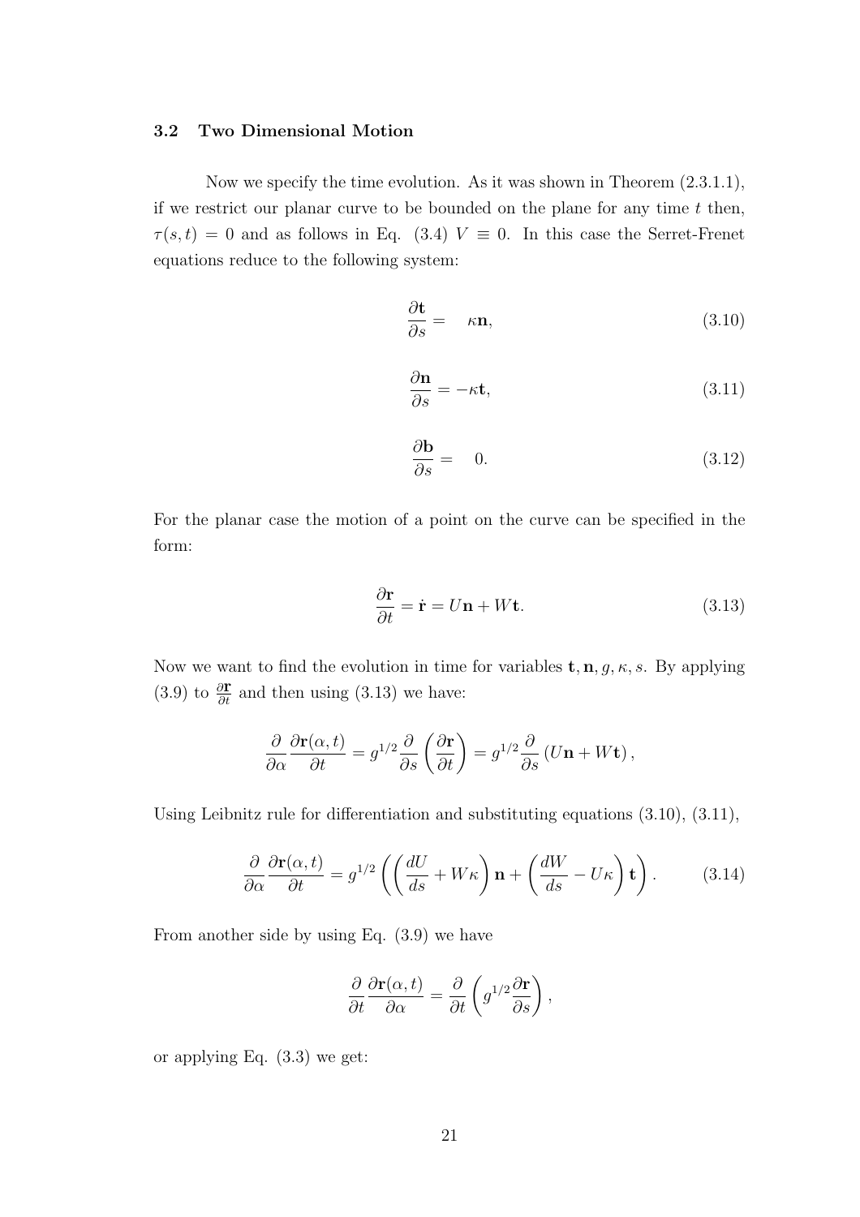### 3.2 Two Dimensional Motion

Now we specify the time evolution. As it was shown in Theorem (2.3.1.1), if we restrict our planar curve to be bounded on the plane for any time $t$ then, $\tau(s,t) = 0$ and as follows in Eq. (3.4) $V \equiv 0$. In this case the Serret-Frenet equations reduce to the following system:

$$\frac{\partial \mathbf{t}}{\partial s} = \kappa \mathbf{n}, \tag{3.10}$$

$$\frac{\partial \mathbf{n}}{\partial s} = -\kappa \mathbf{t}, \tag{3.11}$$

$$\frac{\partial \mathbf{b}}{\partial s} = 0. \tag{3.12}$$

For the planar case the motion of a point on the curve can be specified in the form:

$$\frac{\partial \mathbf{r}}{\partial t} = \dot{\mathbf{r}} = U\mathbf{n} + W\mathbf{t}. \tag{3.13}$$

Now we want to find the evolution in time for variables $\mathbf{t}, \mathbf{n}, g, \kappa, s$. By applying (3.9) to $\frac{\partial \mathbf{r}}{\partial t}$ and then using (3.13) we have:

$$\frac{\partial}{\partial \alpha}\frac{\partial \mathbf{r}(\alpha,t)}{\partial t} = g^{1/2}\frac{\partial}{\partial s}\left(\frac{\partial \mathbf{r}}{\partial t}\right) = g^{1/2}\frac{\partial}{\partial s}\left(U\mathbf{n} + W\mathbf{t}\right),$$

Using Leibnitz rule for differentiation and substituting equations (3.10), (3.11),

$$\frac{\partial}{\partial \alpha}\frac{\partial \mathbf{r}(\alpha,t)}{\partial t} = g^{1/2}\left(\left(\frac{dU}{ds} + W\kappa\right)\mathbf{n} + \left(\frac{dW}{ds} - U\kappa\right)\mathbf{t}\right). \tag{3.14}$$

From another side by using Eq. (3.9) we have

$$\frac{\partial}{\partial t}\frac{\partial \mathbf{r}(\alpha,t)}{\partial \alpha} = \frac{\partial}{\partial t}\left(g^{1/2}\frac{\partial \mathbf{r}}{\partial s}\right),$$

or applying Eq. (3.3) we get: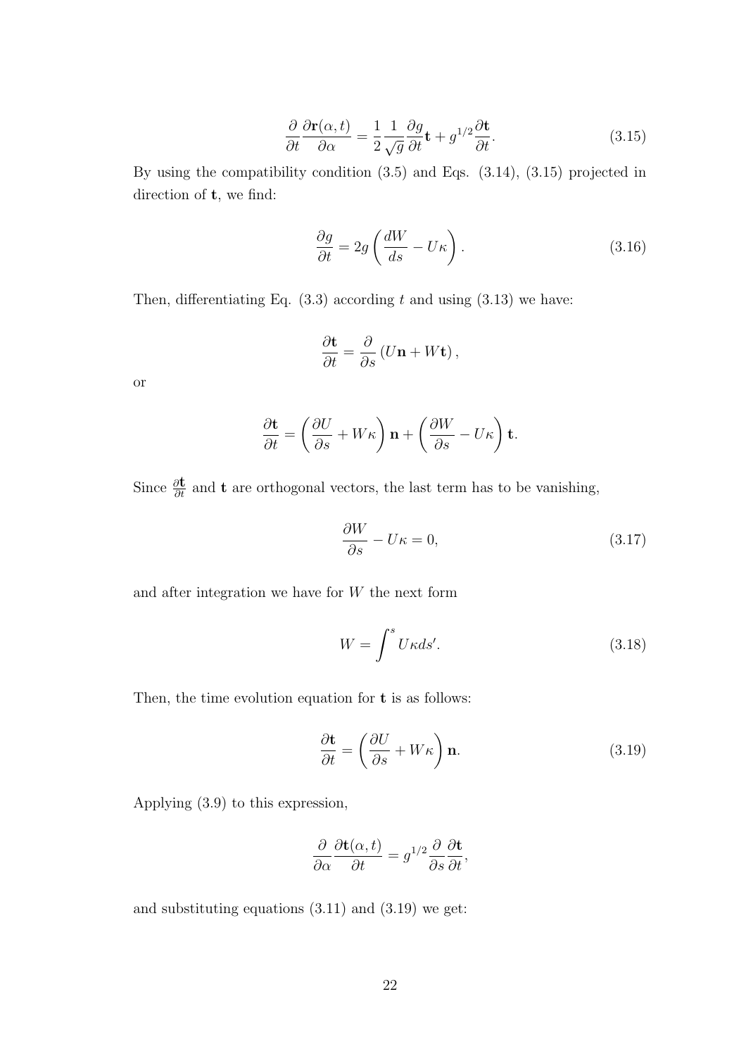$$\frac{\partial}{\partial t}\frac{\partial \mathbf{r}(\alpha,t)}{\partial \alpha} = \frac{1}{2}\frac{1}{\sqrt{g}}\frac{\partial g}{\partial t}\mathbf{t} + g^{1/2}\frac{\partial \mathbf{t}}{\partial t}. \tag{3.15}$$

By using the compatibility condition (3.5) and Eqs. (3.14), (3.15) projected in direction of $\mathbf{t}$, we find:

$$\frac{\partial g}{\partial t} = 2g\left(\frac{dW}{ds} - U\kappa\right). \tag{3.16}$$

Then, differentiating Eq. (3.3) according $t$ and using (3.13) we have:

$$\frac{\partial \mathbf{t}}{\partial t} = \frac{\partial}{\partial s}\left(U\mathbf{n} + W\mathbf{t}\right),$$

or

$$\frac{\partial \mathbf{t}}{\partial t} = \left(\frac{\partial U}{\partial s} + W\kappa\right)\mathbf{n} + \left(\frac{\partial W}{\partial s} - U\kappa\right)\mathbf{t}.$$

Since $\frac{\partial \mathbf{t}}{\partial t}$ and $\mathbf{t}$ are orthogonal vectors, the last term has to be vanishing,

$$\frac{\partial W}{\partial s} - U\kappa = 0, \tag{3.17}$$

and after integration we have for $W$ the next form

$$W = \int^{s} U\kappa ds'. \tag{3.18}$$

Then, the time evolution equation for $\mathbf{t}$ is as follows:

$$\frac{\partial \mathbf{t}}{\partial t} = \left(\frac{\partial U}{\partial s} + W\kappa\right)\mathbf{n}. \tag{3.19}$$

Applying (3.9) to this expression,

$$\frac{\partial}{\partial \alpha}\frac{\partial \mathbf{t}(\alpha,t)}{\partial t} = g^{1/2}\frac{\partial}{\partial s}\frac{\partial \mathbf{t}}{\partial t},$$

and substituting equations (3.11) and (3.19) we get: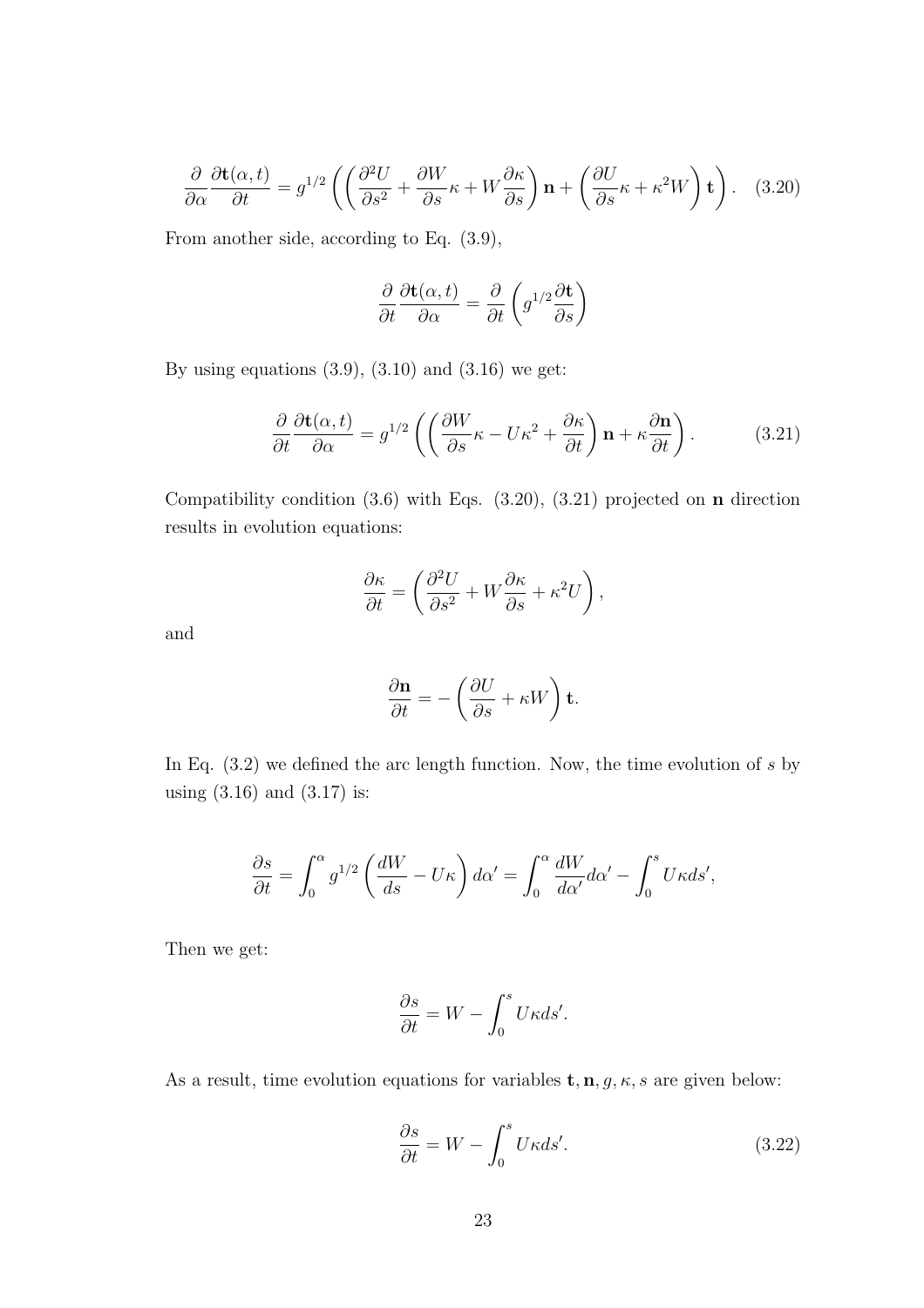$$\frac{\partial}{\partial \alpha}\frac{\partial \mathbf{t}(\alpha,t)}{\partial t} = g^{1/2}\left(\left(\frac{\partial^2 U}{\partial s^2} + \frac{\partial W}{\partial s}\kappa + W\frac{\partial \kappa}{\partial s}\right)\mathbf{n} + \left(\frac{\partial U}{\partial s}\kappa + \kappa^2 W\right)\mathbf{t}\right). \quad (3.20)$$

From another side, according to Eq. (3.9),

$$\frac{\partial}{\partial t}\frac{\partial \mathbf{t}(\alpha,t)}{\partial \alpha} = \frac{\partial}{\partial t}\left(g^{1/2}\frac{\partial \mathbf{t}}{\partial s}\right)$$

By using equations (3.9), (3.10) and (3.16) we get:

$$\frac{\partial}{\partial t}\frac{\partial \mathbf{t}(\alpha,t)}{\partial \alpha} = g^{1/2}\left(\left(\frac{\partial W}{\partial s}\kappa - U\kappa^2 + \frac{\partial \kappa}{\partial t}\right)\mathbf{n} + \kappa\frac{\partial \mathbf{n}}{\partial t}\right). \quad (3.21)$$

Compatibility condition (3.6) with Eqs. (3.20), (3.21) projected on $\mathbf{n}$ direction results in evolution equations:

$$\frac{\partial \kappa}{\partial t} = \left(\frac{\partial^2 U}{\partial s^2} + W\frac{\partial \kappa}{\partial s} + \kappa^2 U\right),$$

and

$$\frac{\partial \mathbf{n}}{\partial t} = -\left(\frac{\partial U}{\partial s} + \kappa W\right)\mathbf{t}.$$

In Eq. (3.2) we defined the arc length function. Now, the time evolution of $s$ by using (3.16) and (3.17) is:

$$\frac{\partial s}{\partial t} = \int_0^\alpha g^{1/2}\left(\frac{dW}{ds} - U\kappa\right)d\alpha' = \int_0^\alpha \frac{dW}{d\alpha'}d\alpha' - \int_0^s U\kappa ds',$$

Then we get:

$$\frac{\partial s}{\partial t} = W - \int_0^s U\kappa ds'.$$

As a result, time evolution equations for variables $\mathbf{t}, \mathbf{n}, g, \kappa, s$ are given below:

$$\frac{\partial s}{\partial t} = W - \int_0^s U\kappa ds'. \quad (3.22)$$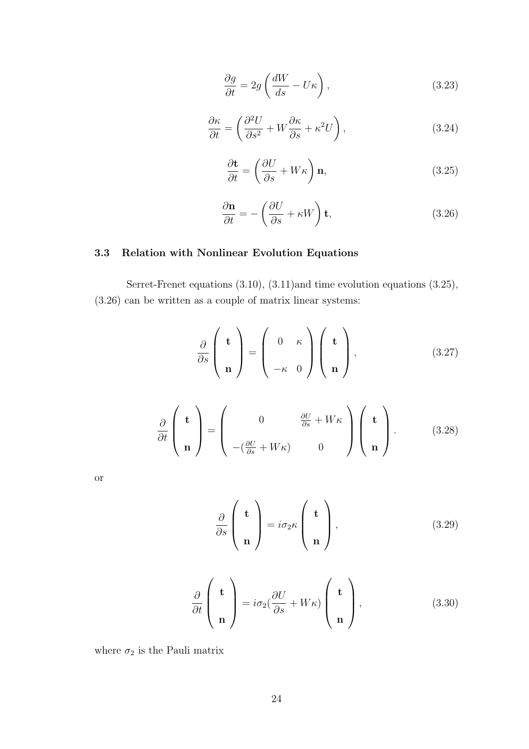$$\frac{\partial g}{\partial t} = 2g\left(\frac{dW}{ds} - U\kappa\right), \tag{3.23}$$

$$\frac{\partial \kappa}{\partial t} = \left(\frac{\partial^2 U}{\partial s^2} + W\frac{\partial \kappa}{\partial s} + \kappa^2 U\right), \tag{3.24}$$

$$\frac{\partial \mathbf{t}}{\partial t} = \left(\frac{\partial U}{\partial s} + W\kappa\right)\mathbf{n}, \tag{3.25}$$

$$\frac{\partial \mathbf{n}}{\partial t} = -\left(\frac{\partial U}{\partial s} + \kappa W\right)\mathbf{t}, \tag{3.26}$$

### 3.3 Relation with Nonlinear Evolution Equations

Serret-Frenet equations (3.10), (3.11)and time evolution equations (3.25), (3.26) can be written as a couple of matrix linear systems:

$$\frac{\partial}{\partial s}\begin{pmatrix} \mathbf{t} \\ \mathbf{n} \end{pmatrix} = \begin{pmatrix} 0 & \kappa \\ -\kappa & 0 \end{pmatrix}\begin{pmatrix} \mathbf{t} \\ \mathbf{n} \end{pmatrix}, \tag{3.27}$$

$$\frac{\partial}{\partial t}\begin{pmatrix} \mathbf{t} \\ \mathbf{n} \end{pmatrix} = \begin{pmatrix} 0 & \frac{\partial U}{\partial s} + W\kappa \\ -(\frac{\partial U}{\partial s} + W\kappa) & 0 \end{pmatrix}\begin{pmatrix} \mathbf{t} \\ \mathbf{n} \end{pmatrix}. \tag{3.28}$$

or

$$\frac{\partial}{\partial s}\begin{pmatrix} \mathbf{t} \\ \mathbf{n} \end{pmatrix} = i\sigma_2\kappa\begin{pmatrix} \mathbf{t} \\ \mathbf{n} \end{pmatrix}, \tag{3.29}$$

$$\frac{\partial}{\partial t}\begin{pmatrix} \mathbf{t} \\ \mathbf{n} \end{pmatrix} = i\sigma_2(\frac{\partial U}{\partial s} + W\kappa)\begin{pmatrix} \mathbf{t} \\ \mathbf{n} \end{pmatrix}, \tag{3.30}$$

where $\sigma_2$ is the Pauli matrix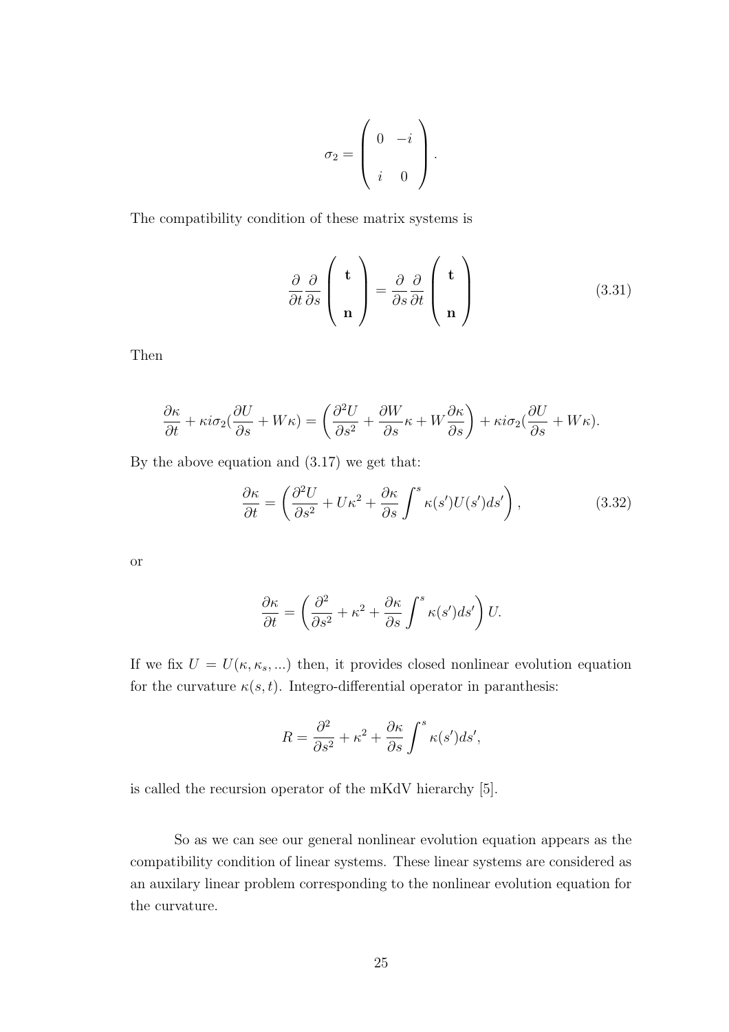$$\sigma_2 = \begin{pmatrix} 0 & -i \\ i & 0 \end{pmatrix}.$$

The compatibility condition of these matrix systems is

$$\frac{\partial}{\partial t}\frac{\partial}{\partial s}\begin{pmatrix} \mathbf{t} \\ \mathbf{n} \end{pmatrix} = \frac{\partial}{\partial s}\frac{\partial}{\partial t}\begin{pmatrix} \mathbf{t} \\ \mathbf{n} \end{pmatrix} \tag{3.31}$$

Then

$$\frac{\partial \kappa}{\partial t} + \kappa i \sigma_2 (\frac{\partial U}{\partial s} + W\kappa) = \left(\frac{\partial^2 U}{\partial s^2} + \frac{\partial W}{\partial s}\kappa + W\frac{\partial \kappa}{\partial s}\right) + \kappa i \sigma_2 (\frac{\partial U}{\partial s} + W\kappa).$$

By the above equation and (3.17) we get that:

$$\frac{\partial \kappa}{\partial t} = \left(\frac{\partial^2 U}{\partial s^2} + U\kappa^2 + \frac{\partial \kappa}{\partial s}\int^s \kappa(s')U(s')ds'\right), \tag{3.32}$$

or

$$\frac{\partial \kappa}{\partial t} = \left(\frac{\partial^2}{\partial s^2} + \kappa^2 + \frac{\partial \kappa}{\partial s}\int^s \kappa(s')ds'\right)U.$$

If we fix $U = U(\kappa, \kappa_s, ...)$ then, it provides closed nonlinear evolution equation for the curvature $\kappa(s,t)$. Integro-differential operator in paranthesis:

$$R = \frac{\partial^2}{\partial s^2} + \kappa^2 + \frac{\partial \kappa}{\partial s}\int^s \kappa(s')ds',$$

is called the recursion operator of the mKdV hierarchy [5].

So as we can see our general nonlinear evolution equation appears as the compatibility condition of linear systems. These linear systems are considered as an auxilary linear problem corresponding to the nonlinear evolution equation for the curvature.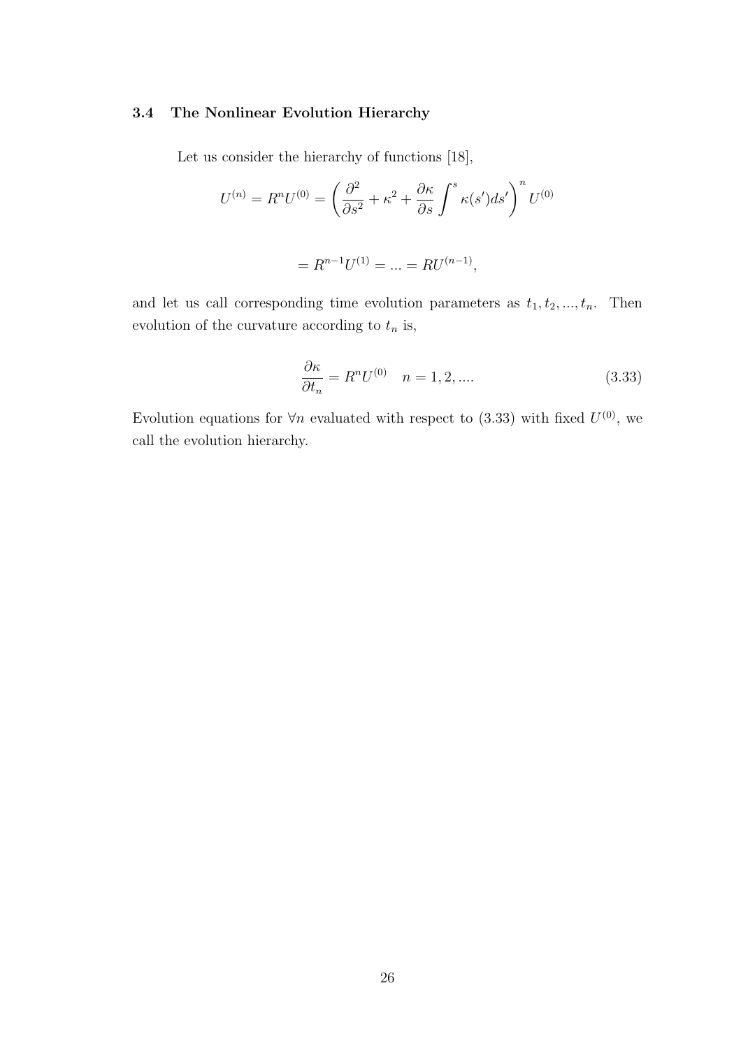### 3.4 The Nonlinear Evolution Hierarchy

Let us consider the hierarchy of functions [18],

$$U^{(n)} = R^n U^{(0)} = \left( \frac{\partial^2}{\partial s^2} + \kappa^2 + \frac{\partial \kappa}{\partial s} \int^s \kappa(s')ds' \right)^n U^{(0)}$$

$$= R^{n-1} U^{(1)} = ... = RU^{(n-1)},$$

and let us call corresponding time evolution parameters as $t_1, t_2, ..., t_n$. Then evolution of the curvature according to $t_n$ is,

$$\frac{\partial \kappa}{\partial t_n} = R^n U^{(0)} \quad n = 1, 2, .... \tag{3.33}$$

Evolution equations for $\forall n$ evaluated with respect to (3.33) with fixed $U^{(0)}$, we call the evolution hierarchy.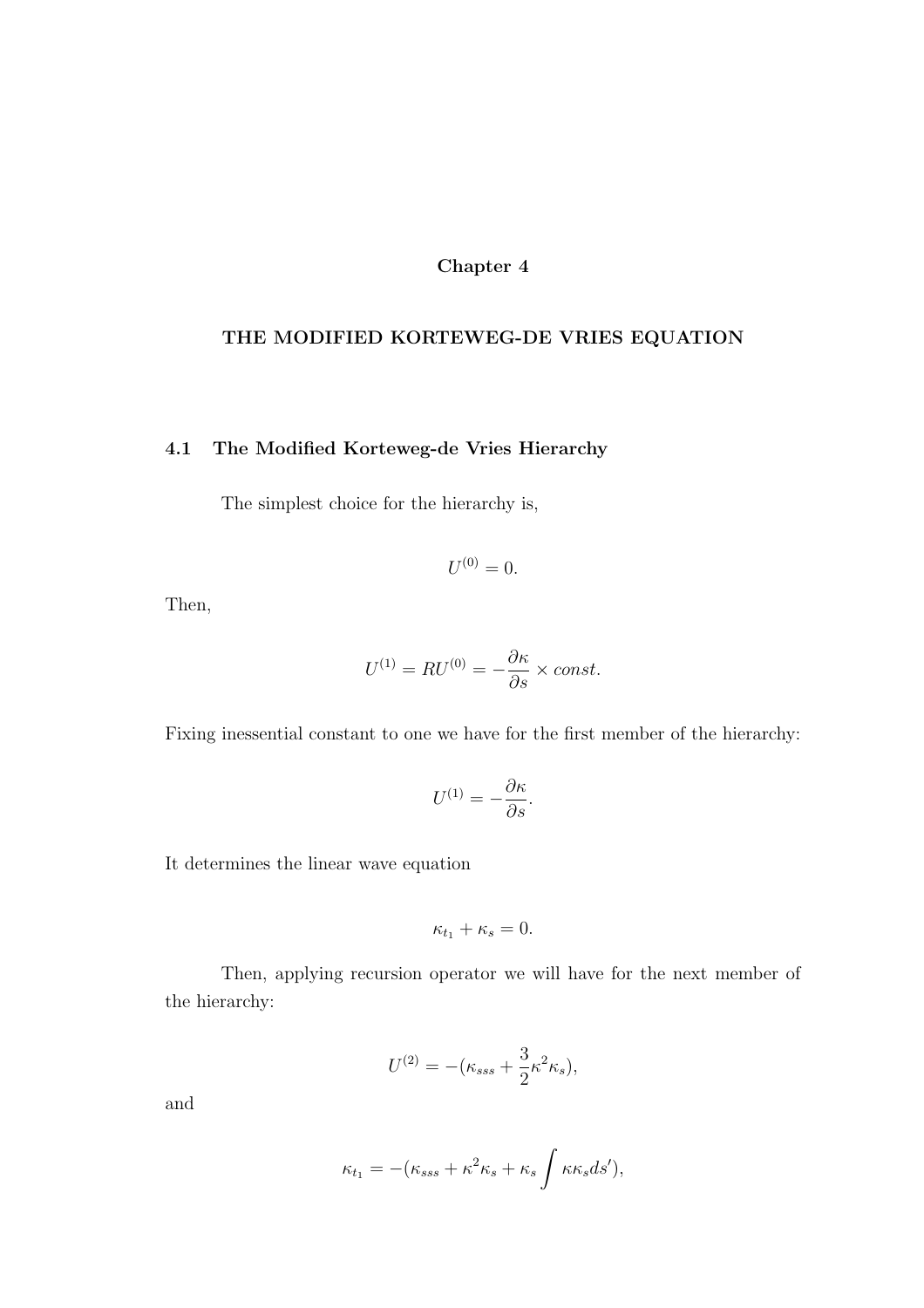# Chapter 4

# THE MODIFIED KORTEWEG-DE VRIES EQUATION

## 4.1 The Modified Korteweg-de Vries Hierarchy

The simplest choice for the hierarchy is,

$$U^{(0)} = 0.$$

Then,

$$U^{(1)} = RU^{(0)} = -\frac{\partial \kappa}{\partial s} \times const.$$

Fixing inessential constant to one we have for the first member of the hierarchy:

$$U^{(1)} = -\frac{\partial \kappa}{\partial s}.$$

It determines the linear wave equation

$$\kappa_{t_1} + \kappa_s = 0.$$

Then, applying recursion operator we will have for the next member of the hierarchy:

$$U^{(2)} = -(\kappa_{sss} + \frac{3}{2}\kappa^2 \kappa_s),$$

and

$$\kappa_{t_1} = -(\kappa_{sss} + \kappa^2 \kappa_s + \kappa_s \int \kappa \kappa_s ds'),$$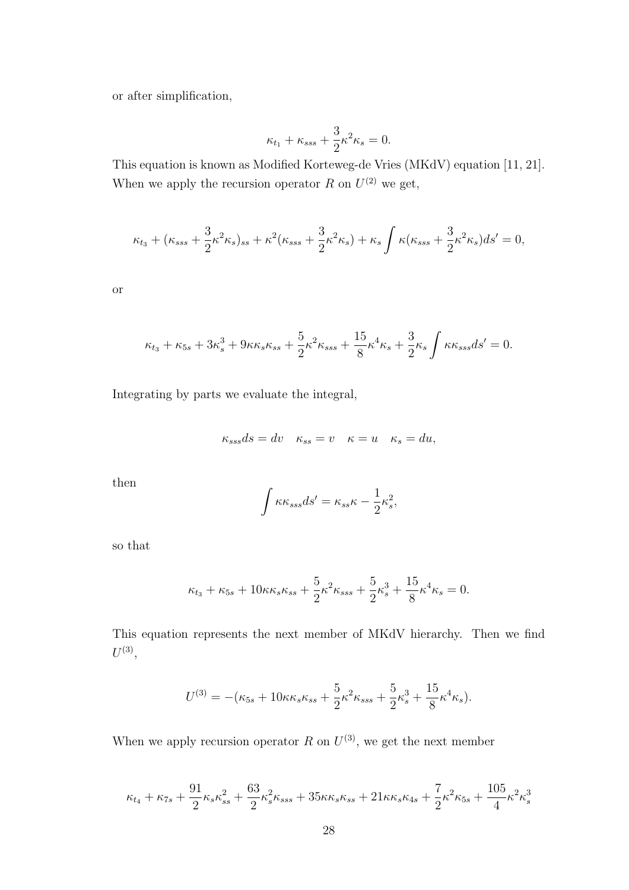or after simplification,

$$\kappa_{t_1} + \kappa_{sss} + \frac{3}{2}\kappa^2\kappa_s = 0.$$

This equation is known as Modified Korteweg-de Vries (MKdV) equation [11, 21]. When we apply the recursion operator $R$ on $U^{(2)}$ we get,

$$\kappa_{t_3} + (\kappa_{sss} + \frac{3}{2}\kappa^2\kappa_s)_{ss} + \kappa^2(\kappa_{sss} + \frac{3}{2}\kappa^2\kappa_s) + \kappa_s \int \kappa(\kappa_{sss} + \frac{3}{2}\kappa^2\kappa_s)ds' = 0,$$

or

$$\kappa_{t_3} + \kappa_{5s} + 3\kappa_s^3 + 9\kappa\kappa_s\kappa_{ss} + \frac{5}{2}\kappa^2\kappa_{sss} + \frac{15}{8}\kappa^4\kappa_s + \frac{3}{2}\kappa_s \int \kappa\kappa_{sss}ds' = 0.$$

Integrating by parts we evaluate the integral,

$$\kappa_{sss}ds = dv \quad \kappa_{ss} = v \quad \kappa = u \quad \kappa_s = du,$$

then

$$\int \kappa\kappa_{sss}ds' = \kappa_{ss}\kappa - \frac{1}{2}\kappa_s^2,$$

so that

$$\kappa_{t_3} + \kappa_{5s} + 10\kappa\kappa_s\kappa_{ss} + \frac{5}{2}\kappa^2\kappa_{sss} + \frac{5}{2}\kappa_s^3 + \frac{15}{8}\kappa^4\kappa_s = 0.$$

This equation represents the next member of MKdV hierarchy. Then we find $U^{(3)}$,

$$U^{(3)} = -(\kappa_{5s} + 10\kappa\kappa_s\kappa_{ss} + \frac{5}{2}\kappa^2\kappa_{sss} + \frac{5}{2}\kappa_s^3 + \frac{15}{8}\kappa^4\kappa_s).$$

When we apply recursion operator $R$ on $U^{(3)}$, we get the next member

$$\kappa_{t_4} + \kappa_{7s} + \frac{91}{2}\kappa_s\kappa_{ss}^2 + \frac{63}{2}\kappa_s^2\kappa_{sss} + 35\kappa\kappa_s\kappa_{ss} + 21\kappa\kappa_s\kappa_{4s} + \frac{7}{2}\kappa^2\kappa_{5s} + \frac{105}{4}\kappa^2\kappa_s^3$$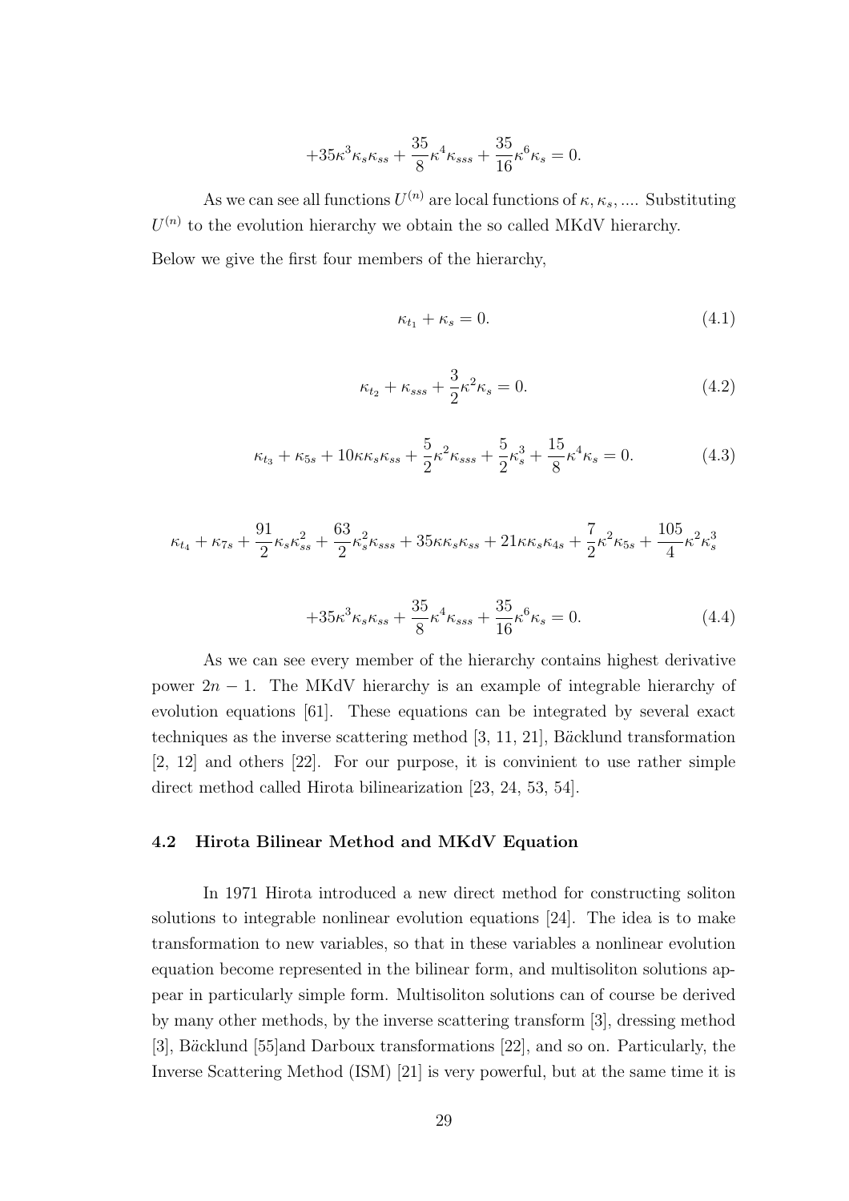$$+35\kappa^3\kappa_s\kappa_{ss} + \frac{35}{8}\kappa^4\kappa_{sss} + \frac{35}{16}\kappa^6\kappa_s = 0.$$

As we can see all functions $U^{(n)}$ are local functions of $\kappa, \kappa_s, ....$ Substituting $U^{(n)}$ to the evolution hierarchy we obtain the so called MKdV hierarchy.

Below we give the first four members of the hierarchy,

$$\kappa_{t_1} + \kappa_s = 0. \tag{4.1}$$

$$\kappa_{t_2} + \kappa_{sss} + \frac{3}{2}\kappa^2\kappa_s = 0. \tag{4.2}$$

$$\kappa_{t_3} + \kappa_{5s} + 10\kappa\kappa_s\kappa_{ss} + \frac{5}{2}\kappa^2\kappa_{sss} + \frac{5}{2}\kappa_s^3 + \frac{15}{8}\kappa^4\kappa_s = 0. \tag{4.3}$$

$$\kappa_{t_4} + \kappa_{7s} + \frac{91}{2}\kappa_s\kappa_{ss}^2 + \frac{63}{2}\kappa_s^2\kappa_{sss} + 35\kappa\kappa_s\kappa_{ss} + 21\kappa\kappa_s\kappa_{4s} + \frac{7}{2}\kappa^2\kappa_{5s} + \frac{105}{4}\kappa^2\kappa_s^3$$

$$+35\kappa^3\kappa_s\kappa_{ss} + \frac{35}{8}\kappa^4\kappa_{sss} + \frac{35}{16}\kappa^6\kappa_s = 0. \tag{4.4}$$

As we can see every member of the hierarchy contains highest derivative power $2n-1$. The MKdV hierarchy is an example of integrable hierarchy of evolution equations [61]. These equations can be integrated by several exact techniques as the inverse scattering method [3, 11, 21], Bäcklund transformation [2, 12] and others [22]. For our purpose, it is convinient to use rather simple direct method called Hirota bilinearization [23, 24, 53, 54].

### 4.2 Hirota Bilinear Method and MKdV Equation

In 1971 Hirota introduced a new direct method for constructing soliton solutions to integrable nonlinear evolution equations [24]. The idea is to make transformation to new variables, so that in these variables a nonlinear evolution equation become represented in the bilinear form, and multisoliton solutions appear in particularly simple form. Multisoliton solutions can of course be derived by many other methods, by the inverse scattering transform [3], dressing method [3], Bäcklund [55]and Darboux transformations [22], and so on. Particularly, the Inverse Scattering Method (ISM) [21] is very powerful, but at the same time it is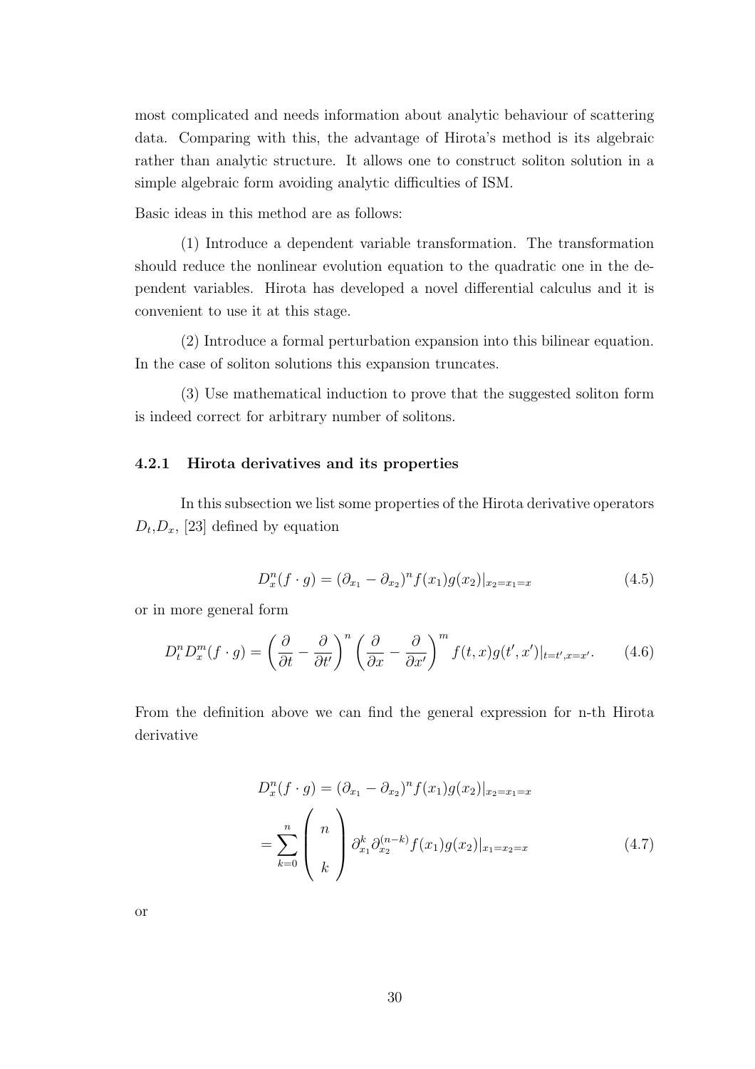most complicated and needs information about analytic behaviour of scattering data. Comparing with this, the advantage of Hirota's method is its algebraic rather than analytic structure. It allows one to construct soliton solution in a simple algebraic form avoiding analytic difficulties of ISM.

Basic ideas in this method are as follows:

(1) Introduce a dependent variable transformation. The transformation should reduce the nonlinear evolution equation to the quadratic one in the dependent variables. Hirota has developed a novel differential calculus and it is convenient to use it at this stage.

(2) Introduce a formal perturbation expansion into this bilinear equation. In the case of soliton solutions this expansion truncates.

(3) Use mathematical induction to prove that the suggested soliton form is indeed correct for arbitrary number of solitons.

### 4.2.1 Hirota derivatives and its properties

In this subsection we list some properties of the Hirota derivative operators $D_t$,$D_x$, [23] defined by equation

$$D_x^n(f \cdot g) = (\partial_{x_1} - \partial_{x_2})^n f(x_1)g(x_2)|_{x_2=x_1=x} \tag{4.5}$$

or in more general form

$$D_t^n D_x^m(f \cdot g) = \left(\frac{\partial}{\partial t} - \frac{\partial}{\partial t'}\right)^n \left(\frac{\partial}{\partial x} - \frac{\partial}{\partial x'}\right)^m f(t,x)g(t',x')|_{t=t',x=x'}. \tag{4.6}$$

From the definition above we can find the general expression for n-th Hirota derivative

$$\begin{aligned} D_x^n(f \cdot g) &= (\partial_{x_1} - \partial_{x_2})^n f(x_1)g(x_2)|_{x_2=x_1=x} \\ &= \sum_{k=0}^{n} \begin{pmatrix} n \\ k \end{pmatrix} \partial_{x_1}^k \partial_{x_2}^{(n-k)} f(x_1)g(x_2)|_{x_1=x_2=x} \end{aligned} \tag{4.7}$$

or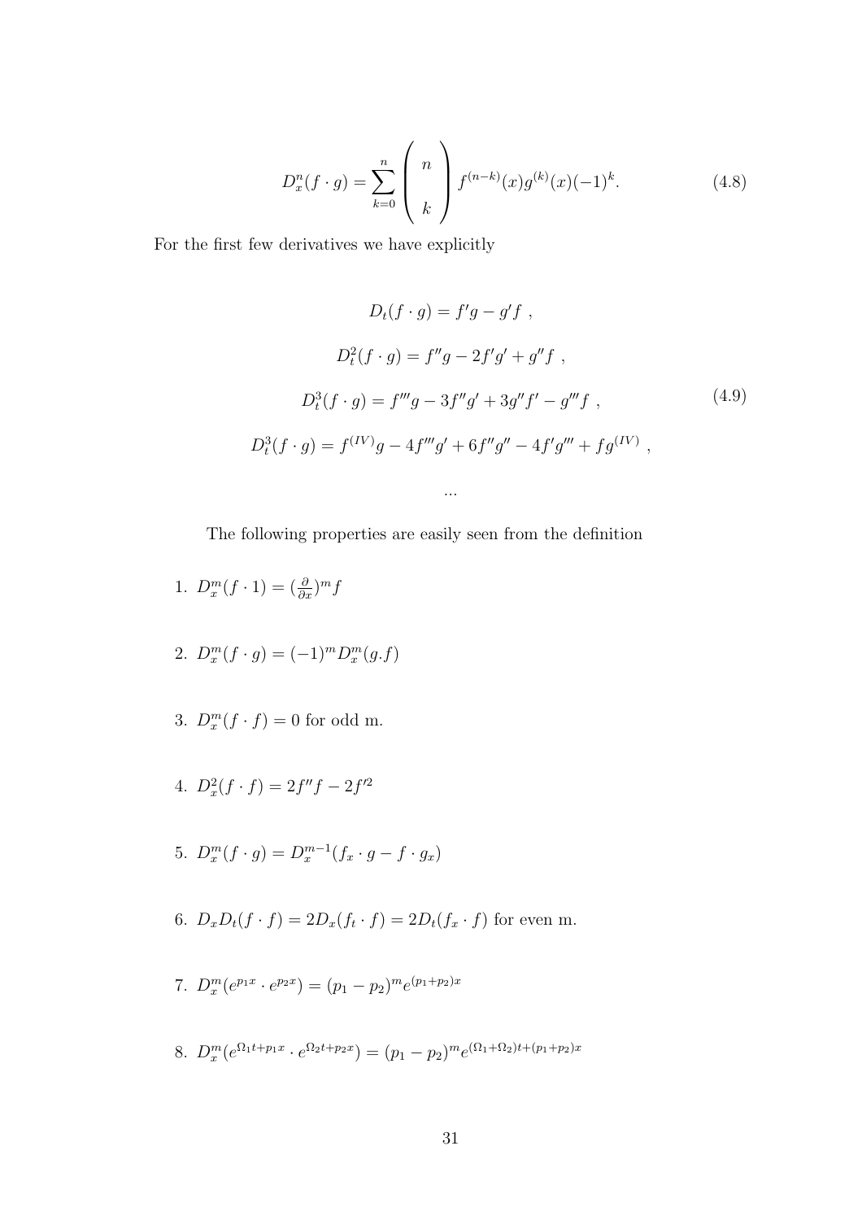$$D_x^n(f \cdot g) = \sum_{k=0}^{n} \begin{pmatrix} n \\ k \end{pmatrix} f^{(n-k)}(x) g^{(k)}(x)(-1)^k. \tag{4.8}$$

For the first few derivatives we have explicitly

$$\begin{gathered} D_t(f \cdot g) = f'g - g'f \ , \\ D_t^2(f \cdot g) = f''g - 2f'g' + g''f \ , \\ D_t^3(f \cdot g) = f'''g - 3f''g' + 3g''f' - g'''f \ , \\ D_t^3(f \cdot g) = f^{(IV)}g - 4f'''g' + 6f''g'' - 4f'g''' + fg^{(IV)} \ , \\ \ldots \end{gathered} \tag{4.9}$$

The following properties are easily seen from the definition

1. $D_x^m(f \cdot 1) = (\frac{\partial}{\partial x})^m f$
2. $D_x^m(f \cdot g) = (-1)^m D_x^m(g.f)$
3. $D_x^m(f \cdot f) = 0$ for odd m.
4. $D_x^2(f \cdot f) = 2f''f - 2f'^2$
5. $D_x^m(f \cdot g) = D_x^{m-1}(f_x \cdot g - f \cdot g_x)$
6. $D_x D_t(f \cdot f) = 2D_x(f_t \cdot f) = 2D_t(f_x \cdot f)$ for even m.
7. $D_x^m(e^{p_1 x} \cdot e^{p_2 x}) = (p_1 - p_2)^m e^{(p_1+p_2)x}$
8. $D_x^m(e^{\Omega_1 t + p_1 x} \cdot e^{\Omega_2 t + p_2 x}) = (p_1 - p_2)^m e^{(\Omega_1 + \Omega_2)t + (p_1+p_2)x}$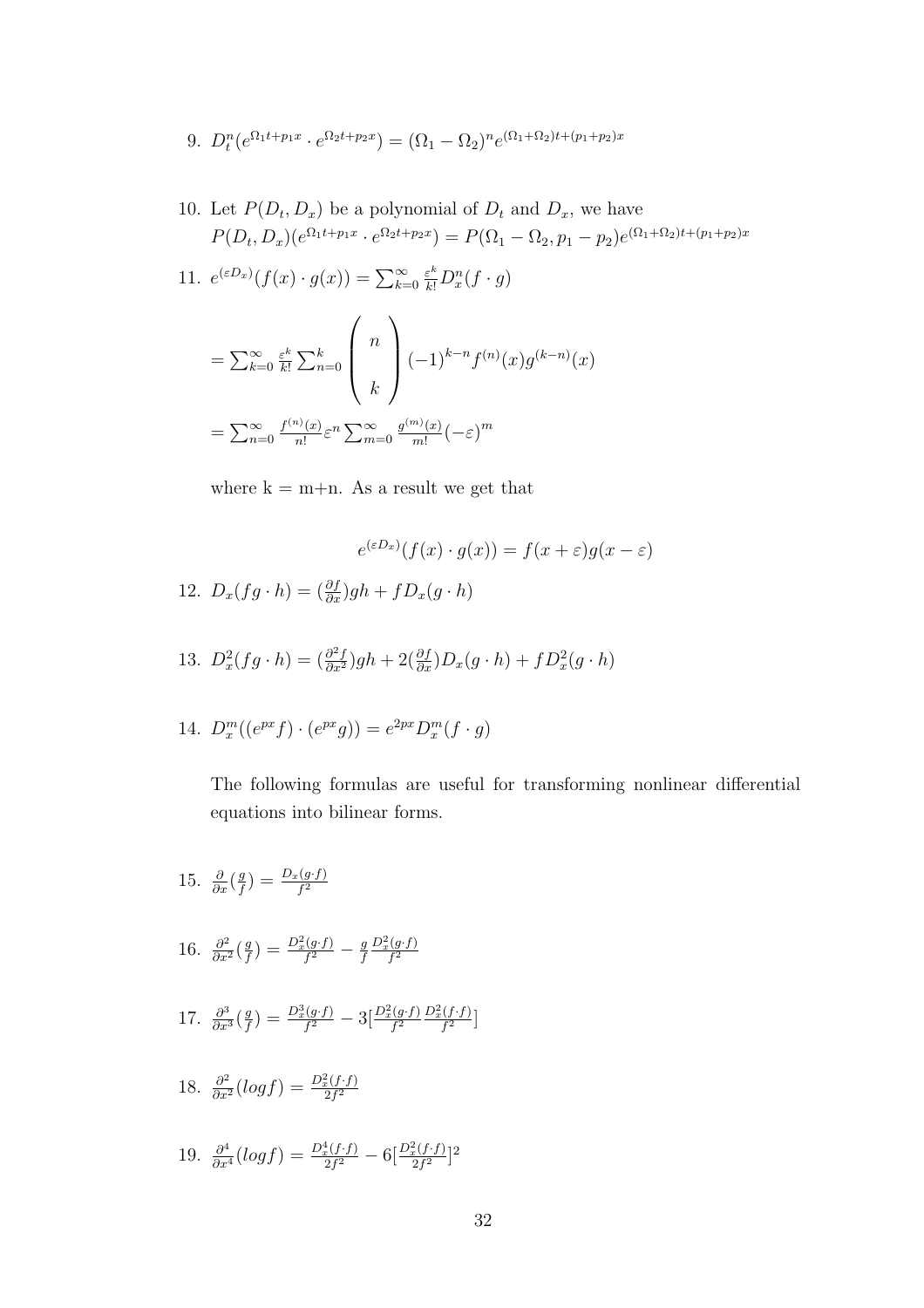9. $D_t^n(e^{\Omega_1 t+p_1 x} \cdot e^{\Omega_2 t+p_2 x}) = (\Omega_1 - \Omega_2)^n e^{(\Omega_1+\Omega_2)t+(p_1+p_2)x}$

10. Let $P(D_t, D_x)$ be a polynomial of $D_t$ and $D_x$, we have
$P(D_t, D_x)(e^{\Omega_1 t+p_1 x} \cdot e^{\Omega_2 t+p_2 x}) = P(\Omega_1 - \Omega_2, p_1 - p_2)e^{(\Omega_1+\Omega_2)t+(p_1+p_2)x}$

11. $e^{(\varepsilon D_x)}(f(x) \cdot g(x)) = \sum_{k=0}^{\infty} \frac{\varepsilon^k}{k!} D_x^n(f \cdot g)$

$$= \sum_{k=0}^{\infty} \frac{\varepsilon^k}{k!} \sum_{n=0}^{k} \begin{pmatrix} n \\ k \end{pmatrix} (-1)^{k-n} f^{(n)}(x) g^{(k-n)}(x)$$

$$= \sum_{n=0}^{\infty} \frac{f^{(n)}(x)}{n!} \varepsilon^n \sum_{m=0}^{\infty} \frac{g^{(m)}(x)}{m!} (-\varepsilon)^m$$

where k = m+n. As a result we get that

$$e^{(\varepsilon D_x)}(f(x) \cdot g(x)) = f(x+\varepsilon)g(x-\varepsilon)$$

12. $D_x(fg \cdot h) = (\frac{\partial f}{\partial x})gh + fD_x(g \cdot h)$

13. $D_x^2(fg \cdot h) = (\frac{\partial^2 f}{\partial x^2})gh + 2(\frac{\partial f}{\partial x})D_x(g \cdot h) + fD_x^2(g \cdot h)$

14. $D_x^m((e^{px}f) \cdot (e^{px}g)) = e^{2px}D_x^m(f \cdot g)$

The following formulas are useful for transforming nonlinear differential equations into bilinear forms.

15. $\frac{\partial}{\partial x}(\frac{g}{f}) = \frac{D_x(g \cdot f)}{f^2}$

16. $\frac{\partial^2}{\partial x^2}(\frac{g}{f}) = \frac{D_x^2(g \cdot f)}{f^2} - \frac{g}{f}\frac{D_x^2(g \cdot f)}{f^2}$

17. $\frac{\partial^3}{\partial x^3}(\frac{g}{f}) = \frac{D_x^3(g \cdot f)}{f^2} - 3[\frac{D_x^2(g \cdot f)}{f^2}\frac{D_x^2(f \cdot f)}{f^2}]$

18. $\frac{\partial^2}{\partial x^2}(log f) = \frac{D_x^2(f \cdot f)}{2f^2}$

19. $\frac{\partial^4}{\partial x^4}(log f) = \frac{D_x^4(f \cdot f)}{2f^2} - 6[\frac{D_x^2(f \cdot f)}{2f^2}]^2$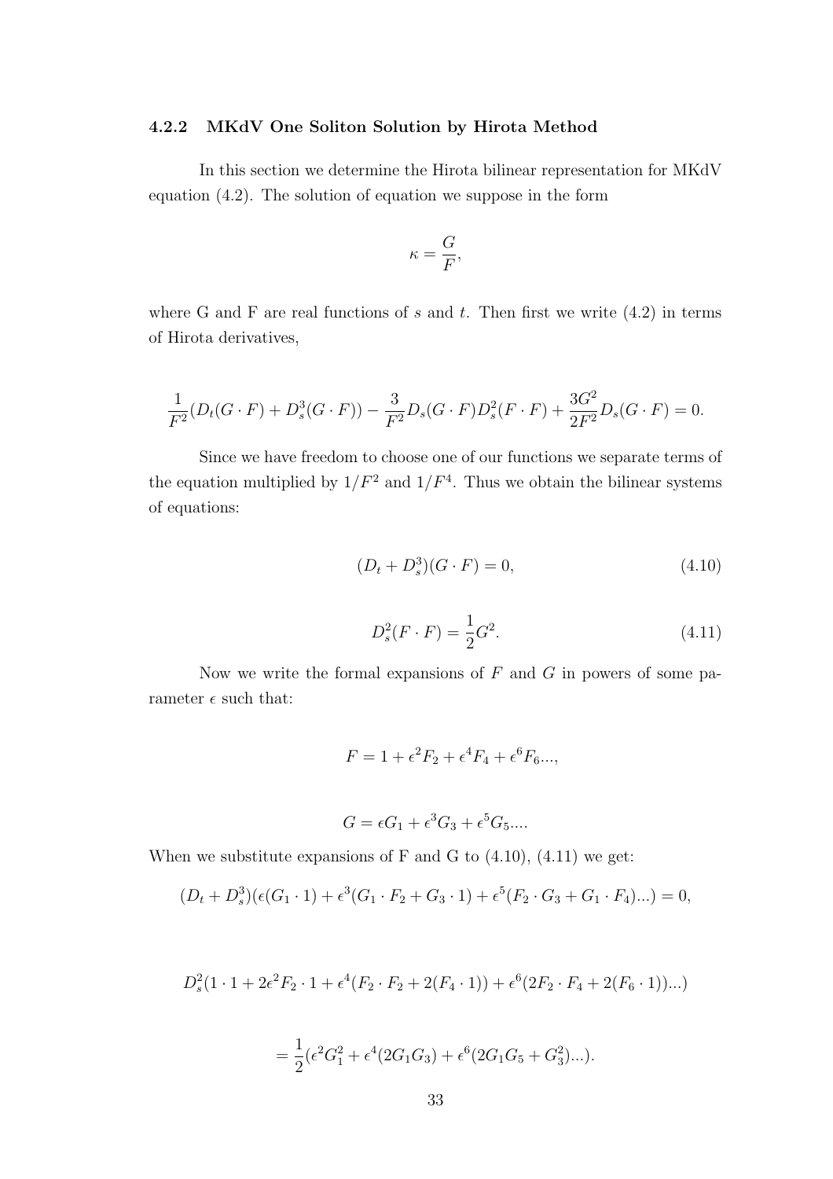### 4.2.2 MKdV One Soliton Solution by Hirota Method

In this section we determine the Hirota bilinear representation for MKdV equation (4.2). The solution of equation we suppose in the form

$$\kappa = \frac{G}{F},$$

where G and F are real functions of $s$ and $t$. Then first we write (4.2) in terms of Hirota derivatives,

$$\frac{1}{F^2}(D_t(G \cdot F) + D_s^3(G \cdot F)) - \frac{3}{F^2}D_s(G \cdot F)D_s^2(F \cdot F) + \frac{3G^2}{2F^2}D_s(G \cdot F) = 0.$$

Since we have freedom to choose one of our functions we separate terms of the equation multiplied by $1/F^2$ and $1/F^4$. Thus we obtain the bilinear systems of equations:

$$(D_t + D_s^3)(G \cdot F) = 0, \tag{4.10}$$

$$D_s^2(F \cdot F) = \frac{1}{2}G^2. \tag{4.11}$$

Now we write the formal expansions of $F$ and $G$ in powers of some parameter $\epsilon$ such that:

$$F = 1 + \epsilon^2 F_2 + \epsilon^4 F_4 + \epsilon^6 F_6 ...,$$

$$G = \epsilon G_1 + \epsilon^3 G_3 + \epsilon^5 G_5 ....$$

When we substitute expansions of F and G to (4.10), (4.11) we get:

$$(D_t + D_s^3)(\epsilon(G_1 \cdot 1) + \epsilon^3(G_1 \cdot F_2 + G_3 \cdot 1) + \epsilon^5(F_2 \cdot G_3 + G_1 \cdot F_4)...) = 0,$$

$$D_s^2(1 \cdot 1 + 2\epsilon^2 F_2 \cdot 1 + \epsilon^4(F_2 \cdot F_2 + 2(F_4 \cdot 1)) + \epsilon^6(2F_2 \cdot F_4 + 2(F_6 \cdot 1))...)$$

$$= \frac{1}{2}(\epsilon^2 G_1^2 + \epsilon^4(2G_1 G_3) + \epsilon^6(2G_1 G_5 + G_3^2)...).$$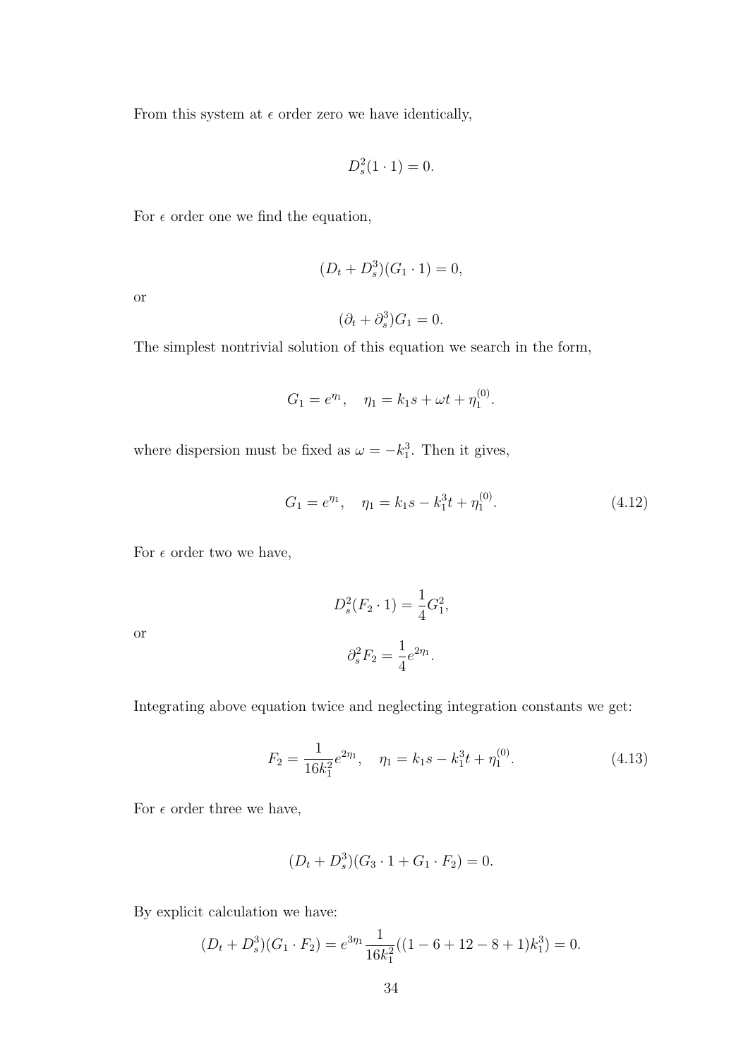From this system at $\epsilon$ order zero we have identically,

$$D_s^2(1 \cdot 1) = 0.$$

For $\epsilon$ order one we find the equation,

$$(D_t + D_s^3)(G_1 \cdot 1) = 0,$$

or

$$(\partial_t + \partial_s^3)G_1 = 0.$$

The simplest nontrivial solution of this equation we search in the form,

$$G_1 = e^{\eta_1}, \quad \eta_1 = k_1 s + \omega t + \eta_1^{(0)}.$$

where dispersion must be fixed as $\omega = -k_1^3$. Then it gives,

$$G_1 = e^{\eta_1}, \quad \eta_1 = k_1 s - k_1^3 t + \eta_1^{(0)}. \tag{4.12}$$

For $\epsilon$ order two we have,

$$D_s^2(F_2 \cdot 1) = \frac{1}{4}G_1^2,$$

or

$$\partial_s^2 F_2 = \frac{1}{4}e^{2\eta_1}.$$

Integrating above equation twice and neglecting integration constants we get:

$$F_2 = \frac{1}{16k_1^2}e^{2\eta_1}, \quad \eta_1 = k_1 s - k_1^3 t + \eta_1^{(0)}. \tag{4.13}$$

For $\epsilon$ order three we have,

$$(D_t + D_s^3)(G_3 \cdot 1 + G_1 \cdot F_2) = 0.$$

By explicit calculation we have:

$$(D_t + D_s^3)(G_1 \cdot F_2) = e^{3\eta_1}\frac{1}{16k_1^2}((1 - 6 + 12 - 8 + 1)k_1^3) = 0.$$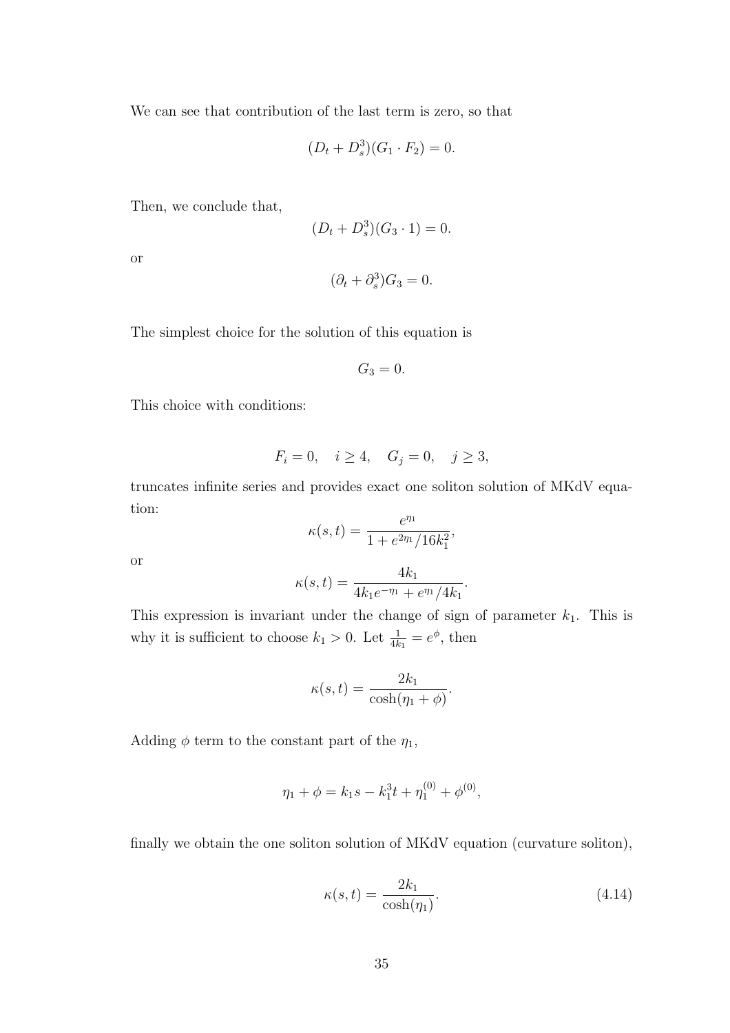We can see that contribution of the last term is zero, so that

$$(D_t + D_s^3)(G_1 \cdot F_2) = 0.$$

Then, we conclude that,

$$(D_t + D_s^3)(G_3 \cdot 1) = 0.$$

or

$$(\partial_t + \partial_s^3)G_3 = 0.$$

The simplest choice for the solution of this equation is

$$G_3 = 0.$$

This choice with conditions:

$$F_i = 0, \quad i \geq 4, \quad G_j = 0, \quad j \geq 3,$$

truncates infinite series and provides exact one soliton solution of MKdV equation:

$$\kappa(s,t) = \frac{e^{\eta_1}}{1 + e^{2\eta_1}/16k_1^2},$$

or

$$\kappa(s,t) = \frac{4k_1}{4k_1 e^{-\eta_1} + e^{\eta_1}/4k_1}.$$

This expression is invariant under the change of sign of parameter $k_1$. This is why it is sufficient to choose $k_1 > 0$. Let $\frac{1}{4k_1} = e^{\phi}$, then

$$\kappa(s,t) = \frac{2k_1}{\cosh(\eta_1 + \phi)}.$$

Adding $\phi$ term to the constant part of the $\eta_1$,

$$\eta_1 + \phi = k_1 s - k_1^3 t + \eta_1^{(0)} + \phi^{(0)},$$

finally we obtain the one soliton solution of MKdV equation (curvature soliton),

$$\kappa(s,t) = \frac{2k_1}{\cosh(\eta_1)}. \tag{4.14}$$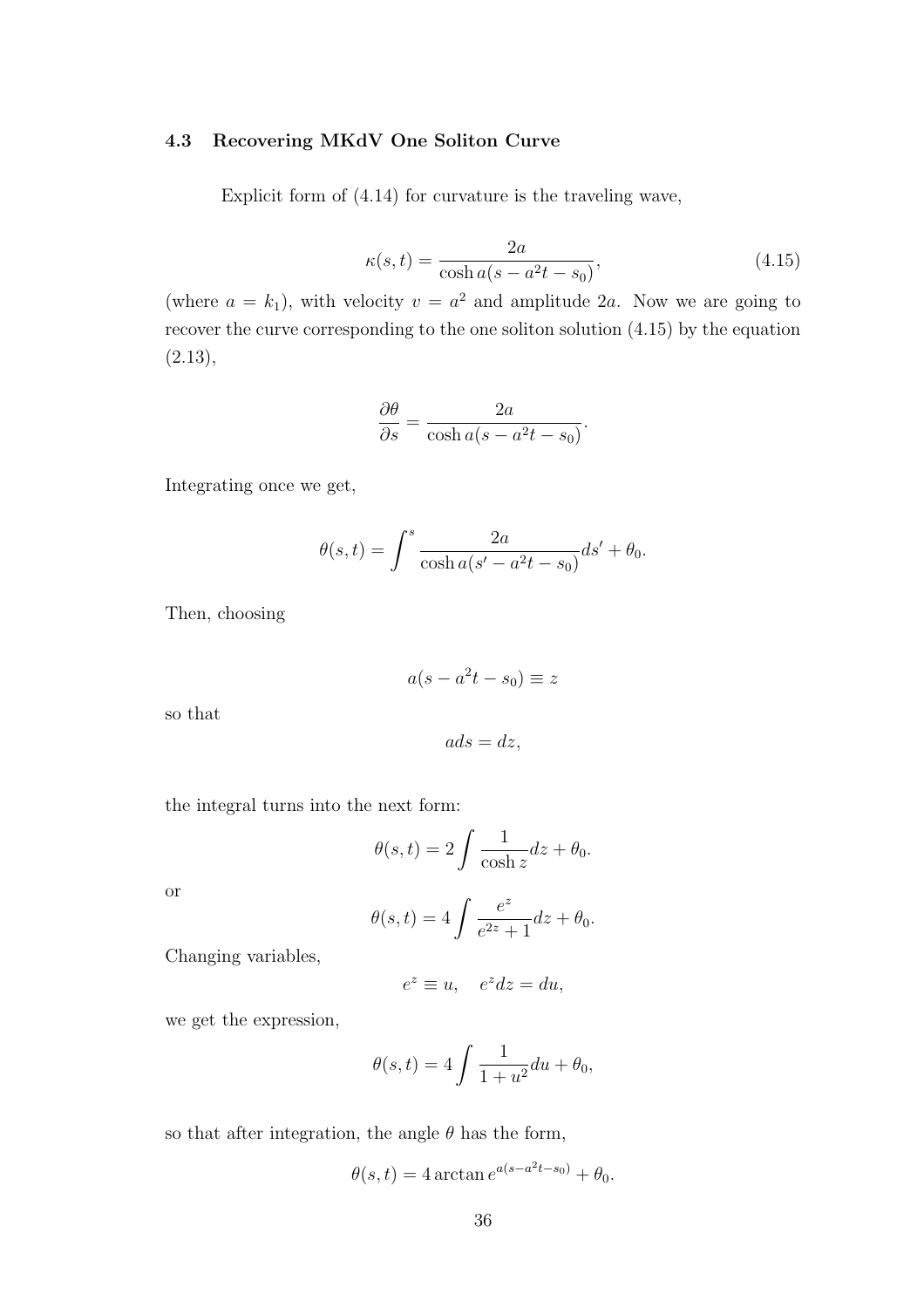### 4.3 Recovering MKdV One Soliton Curve

Explicit form of (4.14) for curvature is the traveling wave,

$$\kappa(s,t) = \frac{2a}{\cosh a(s - a^2 t - s_0)}, \tag{4.15}$$

(where $a = k_1$), with velocity $v = a^2$ and amplitude $2a$. Now we are going to recover the curve corresponding to the one soliton solution (4.15) by the equation (2.13),

$$\frac{\partial \theta}{\partial s} = \frac{2a}{\cosh a(s - a^2 t - s_0)}.$$

Integrating once we get,

$$\theta(s,t) = \int^s \frac{2a}{\cosh a(s' - a^2 t - s_0)} ds' + \theta_0.$$

Then, choosing

$$a(s - a^2 t - s_0) \equiv z$$

so that

$$a ds = dz,$$

the integral turns into the next form:

$$\theta(s,t) = 2 \int \frac{1}{\cosh z} dz + \theta_0.$$

or

$$\theta(s,t) = 4 \int \frac{e^z}{e^{2z} + 1} dz + \theta_0.$$

Changing variables,

$$e^z \equiv u, \quad e^z dz = du,$$

we get the expression,

$$\theta(s,t) = 4 \int \frac{1}{1 + u^2} du + \theta_0,$$

so that after integration, the angle $\theta$ has the form,

$$\theta(s,t) = 4 \arctan e^{a(s - a^2 t - s_0)} + \theta_0.$$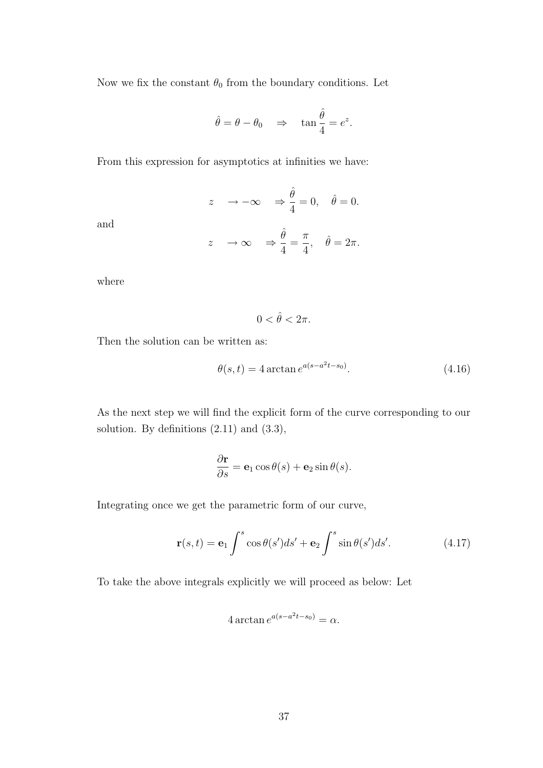Now we fix the constant $\theta_0$ from the boundary conditions. Let

$$\hat{\theta} = \theta - \theta_0 \quad \Rightarrow \quad \tan \frac{\hat{\theta}}{4} = e^z.$$

From this expression for asymptotics at infinities we have:

$$z \quad \rightarrow -\infty \quad \Rightarrow \frac{\hat{\theta}}{4} = 0, \quad \hat{\theta} = 0.$$

and

$$z \quad \rightarrow \infty \quad \Rightarrow \frac{\hat{\theta}}{4} = \frac{\pi}{4}, \quad \hat{\theta} = 2\pi.$$

where

$$0 < \hat{\theta} < 2\pi.$$

Then the solution can be written as:

$$\theta(s,t) = 4 \arctan e^{a(s - a^2 t - s_0)}. \tag{4.16}$$

As the next step we will find the explicit form of the curve corresponding to our solution. By definitions (2.11) and (3.3),

$$\frac{\partial \mathbf{r}}{\partial s} = \mathbf{e}_1 \cos\theta(s) + \mathbf{e}_2 \sin\theta(s).$$

Integrating once we get the parametric form of our curve,

$$\mathbf{r}(s,t) = \mathbf{e}_1 \int^s \cos\theta(s') ds' + \mathbf{e}_2 \int^s \sin\theta(s') ds'. \tag{4.17}$$

To take the above integrals explicitly we will proceed as below: Let

$$4 \arctan e^{a(s - a^2 t - s_0)} = \alpha.$$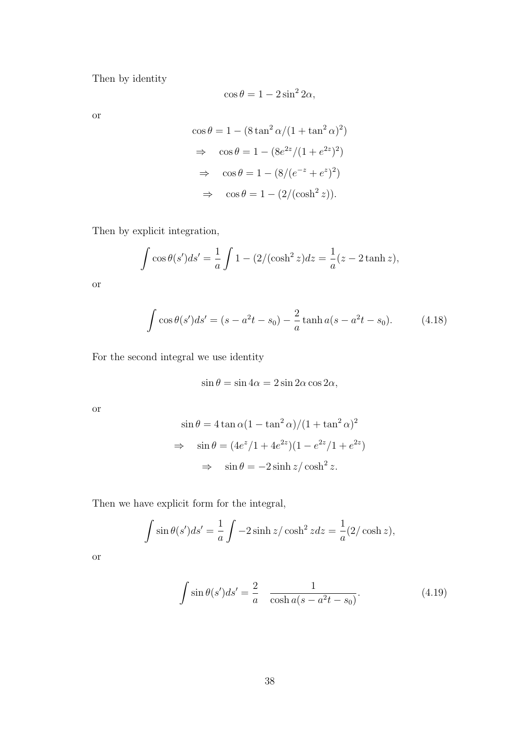Then by identity

$$\cos\theta = 1 - 2\sin^2 2\alpha,$$

or

$$\cos\theta = 1 - (8\tan^2\alpha/(1+\tan^2\alpha)^2)$$

$$\Rightarrow \quad \cos\theta = 1 - (8e^{2z}/(1+e^{2z})^2)$$

$$\Rightarrow \quad \cos\theta = 1 - (8/(e^{-z}+e^{z})^2)$$

$$\Rightarrow \quad \cos\theta = 1 - (2/(\cosh^2 z)).$$

Then by explicit integration,

$$\int \cos\theta(s')ds' = \frac{1}{a}\int 1 - (2/(\cosh^2 z)dz = \frac{1}{a}(z - 2\tanh z),$$

or

$$\int \cos\theta(s')ds' = (s - a^2t - s_0) - \frac{2}{a}\tanh a(s - a^2t - s_0). \tag{4.18}$$

For the second integral we use identity

$$\sin\theta = \sin 4\alpha = 2\sin 2\alpha\cos 2\alpha,$$

or

$$\sin\theta = 4\tan\alpha(1-\tan^2\alpha)/(1+\tan^2\alpha)^2$$

$$\Rightarrow \quad \sin\theta = (4e^z/1+4e^{2z})(1-e^{2z}/1+e^{2z})$$

$$\Rightarrow \quad \sin\theta = -2\sinh z/\cosh^2 z.$$

Then we have explicit form for the integral,

$$\int \sin\theta(s')ds' = \frac{1}{a}\int -2\sinh z/\cosh^2 z dz = \frac{1}{a}(2/\cosh z),$$

or

$$\int \sin\theta(s')ds' = \frac{2}{a}\quad \frac{1}{\cosh a(s - a^2t - s_0)}. \tag{4.19}$$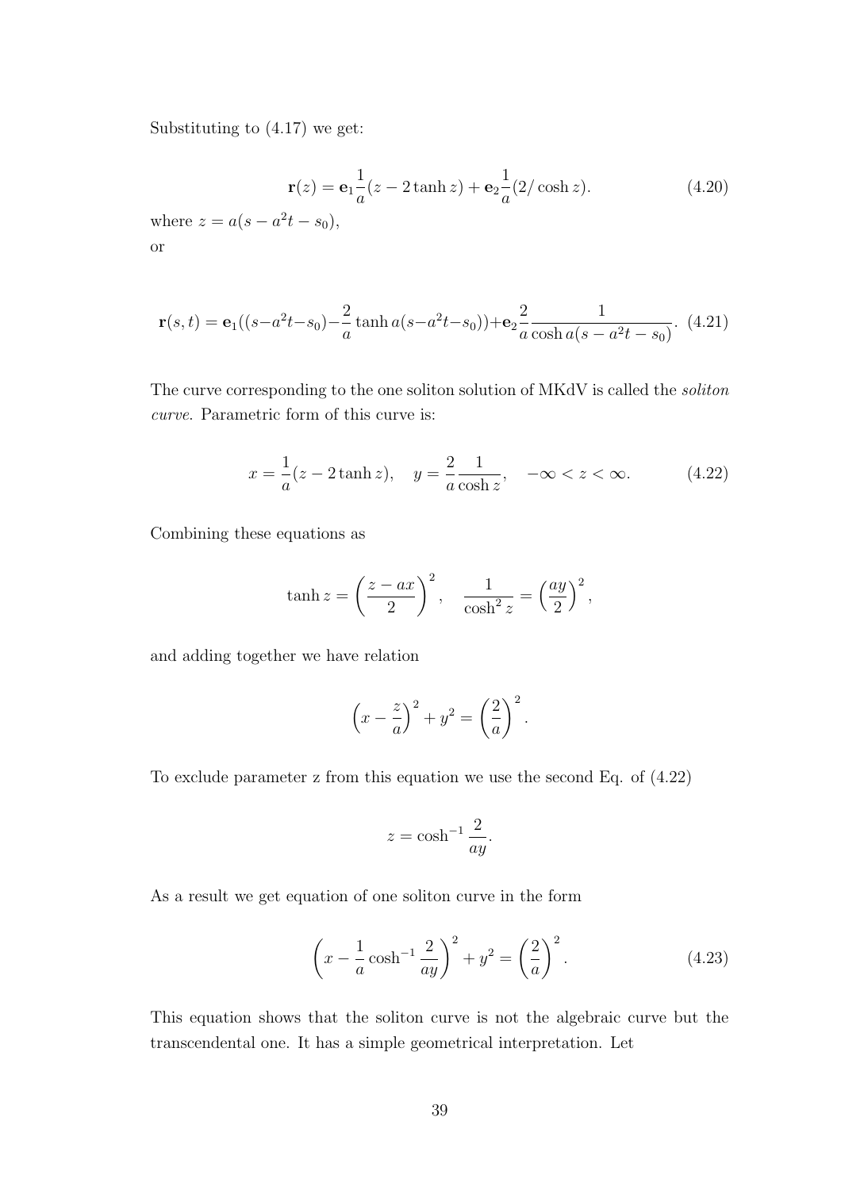Substituting to (4.17) we get:

$$\mathbf{r}(z) = \mathbf{e}_1 \frac{1}{a}(z - 2\tanh z) + \mathbf{e}_2 \frac{1}{a}(2/\cosh z). \tag{4.20}$$

where $z = a(s - a^2 t - s_0)$,

or

$$\mathbf{r}(s,t) = \mathbf{e}_1((s - a^2 t - s_0) - \frac{2}{a}\tanh a(s - a^2 t - s_0)) + \mathbf{e}_2 \frac{2}{a}\frac{1}{\cosh a(s - a^2 t - s_0)}. \tag{4.21}$$

The curve corresponding to the one soliton solution of MKdV is called the *soliton curve*. Parametric form of this curve is:

$$x = \frac{1}{a}(z - 2\tanh z), \quad y = \frac{2}{a}\frac{1}{\cosh z}, \quad -\infty < z < \infty. \tag{4.22}$$

Combining these equations as

$$\tanh z = \left(\frac{z - ax}{2}\right)^2, \quad \frac{1}{\cosh^2 z} = \left(\frac{ay}{2}\right)^2,$$

and adding together we have relation

$$\left(x - \frac{z}{a}\right)^2 + y^2 = \left(\frac{2}{a}\right)^2.$$

To exclude parameter z from this equation we use the second Eq. of (4.22)

$$z = \cosh^{-1}\frac{2}{ay}.$$

As a result we get equation of one soliton curve in the form

$$\left(x - \frac{1}{a}\cosh^{-1}\frac{2}{ay}\right)^2 + y^2 = \left(\frac{2}{a}\right)^2. \tag{4.23}$$

This equation shows that the soliton curve is not the algebraic curve but the transcendental one. It has a simple geometrical interpretation. Let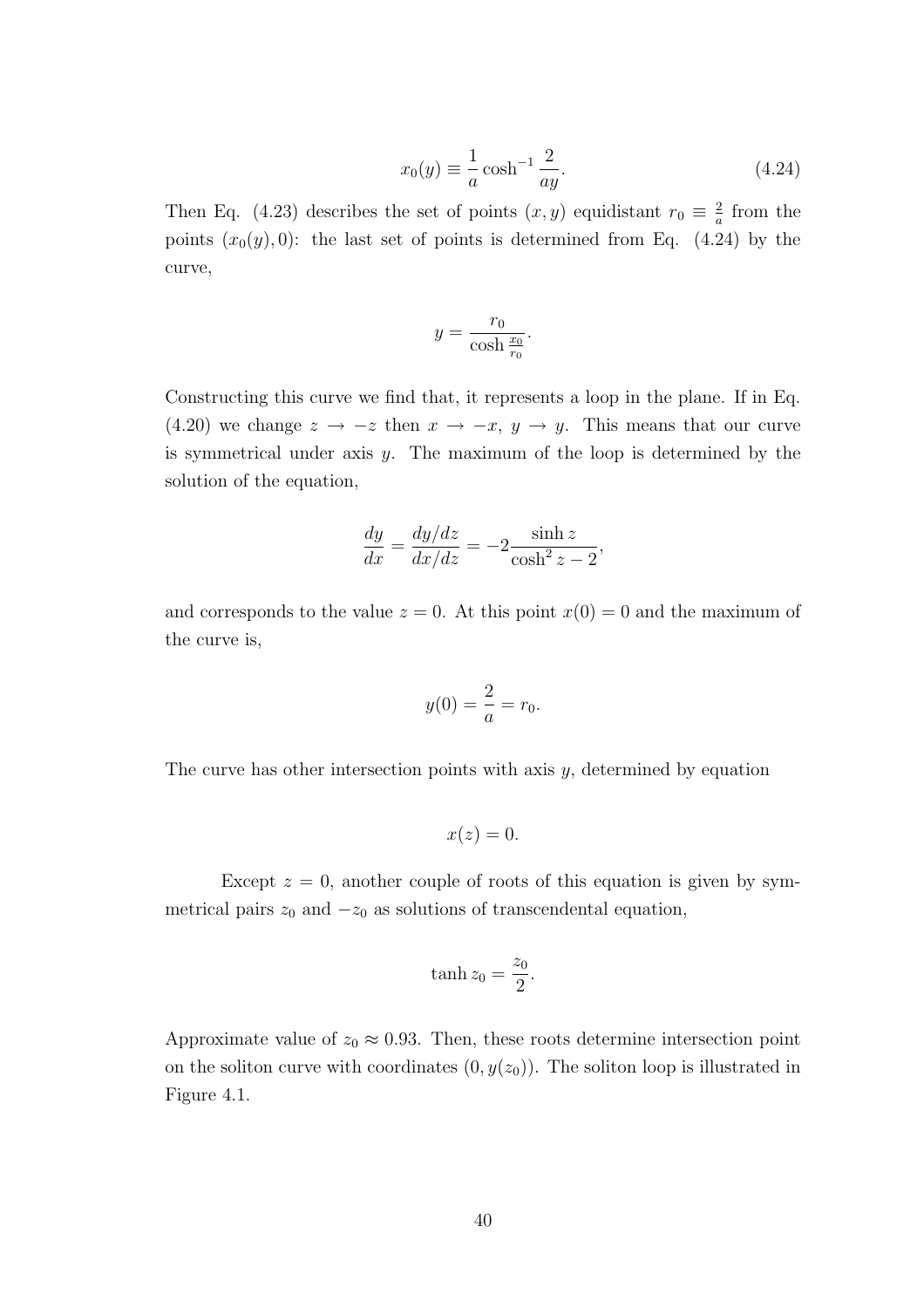$$x_0(y) \equiv \frac{1}{a} \cosh^{-1} \frac{2}{ay}. \tag{4.24}$$

Then Eq. (4.23) describes the set of points $(x, y)$ equidistant $r_0 \equiv \frac{2}{a}$ from the points $(x_0(y), 0)$: the last set of points is determined from Eq. (4.24) by the curve,

$$y = \frac{r_0}{\cosh \frac{x_0}{r_0}}.$$

Constructing this curve we find that, it represents a loop in the plane. If in Eq. (4.20) we change $z \to -z$ then $x \to -x$, $y \to y$. This means that our curve is symmetrical under axis $y$. The maximum of the loop is determined by the solution of the equation,

$$\frac{dy}{dx} = \frac{dy/dz}{dx/dz} = -2 \frac{\sinh z}{\cosh^2 z - 2},$$

and corresponds to the value $z = 0$. At this point $x(0) = 0$ and the maximum of the curve is,

$$y(0) = \frac{2}{a} = r_0.$$

The curve has other intersection points with axis $y$, determined by equation

$$x(z) = 0.$$

Except $z = 0$, another couple of roots of this equation is given by symmetrical pairs $z_0$ and $-z_0$ as solutions of transcendental equation,

$$\tanh z_0 = \frac{z_0}{2}.$$

Approximate value of $z_0 \approx 0.93$. Then, these roots determine intersection point on the soliton curve with coordinates $(0, y(z_0))$. The soliton loop is illustrated in Figure 4.1.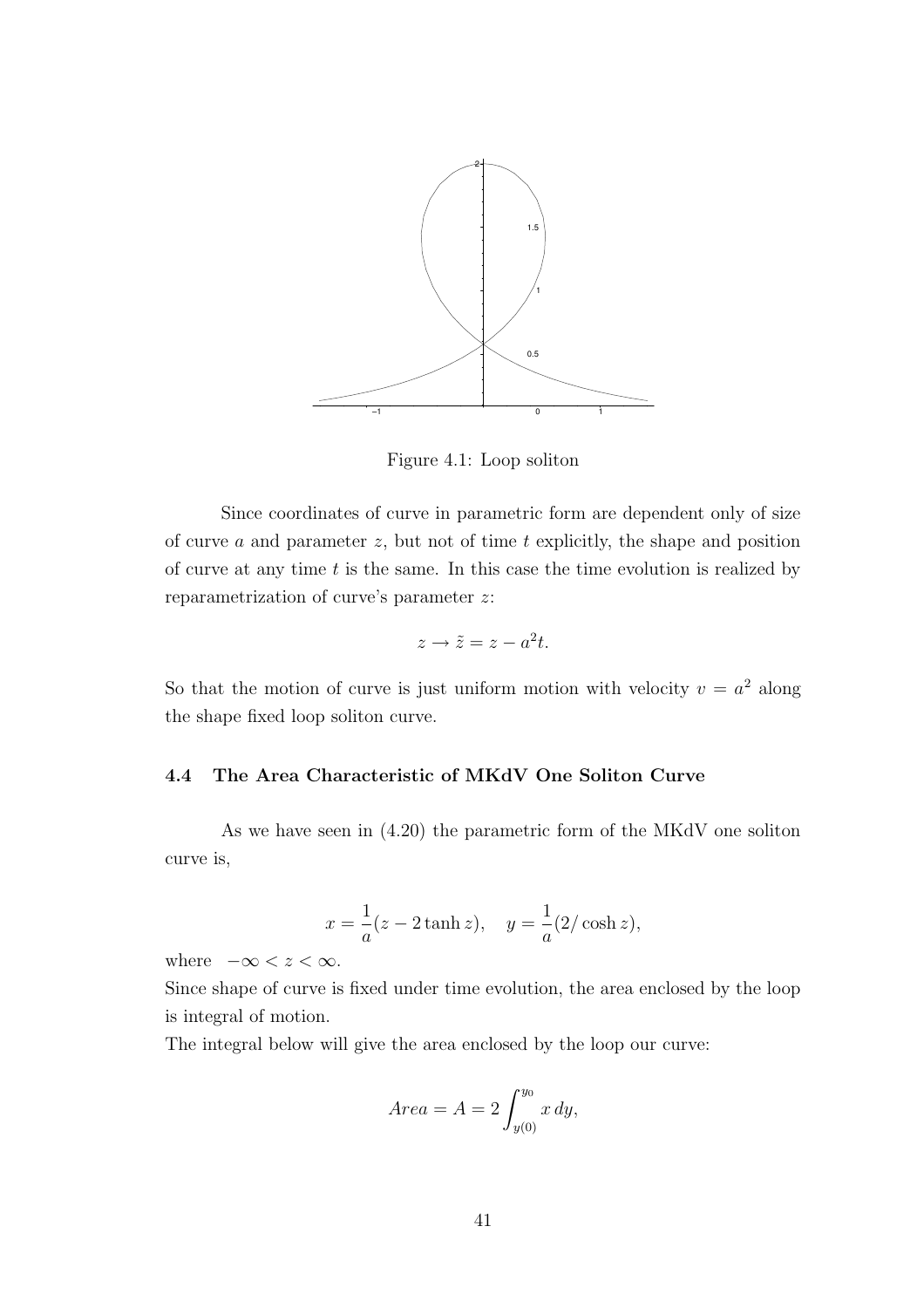Figure 4.1: Loop soliton

Since coordinates of curve in parametric form are dependent only of size of curve $a$ and parameter $z$, but not of time $t$ explicitly, the shape and position of curve at any time $t$ is the same. In this case the time evolution is realized by reparametrization of curve's parameter $z$:

$$z \rightarrow \tilde{z} = z - a^2 t.$$

So that the motion of curve is just uniform motion with velocity $v = a^2$ along the shape fixed loop soliton curve.

### 4.4 The Area Characteristic of MKdV One Soliton Curve

As we have seen in (4.20) the parametric form of the MKdV one soliton curve is,

$$x = \frac{1}{a}(z - 2\tanh z), \quad y = \frac{1}{a}(2/\cosh z),$$

where $-\infty < z < \infty$.

Since shape of curve is fixed under time evolution, the area enclosed by the loop is integral of motion.

The integral below will give the area enclosed by the loop our curve:

$$Area = A = 2\int_{y(0)}^{y_0} x\,dy,$$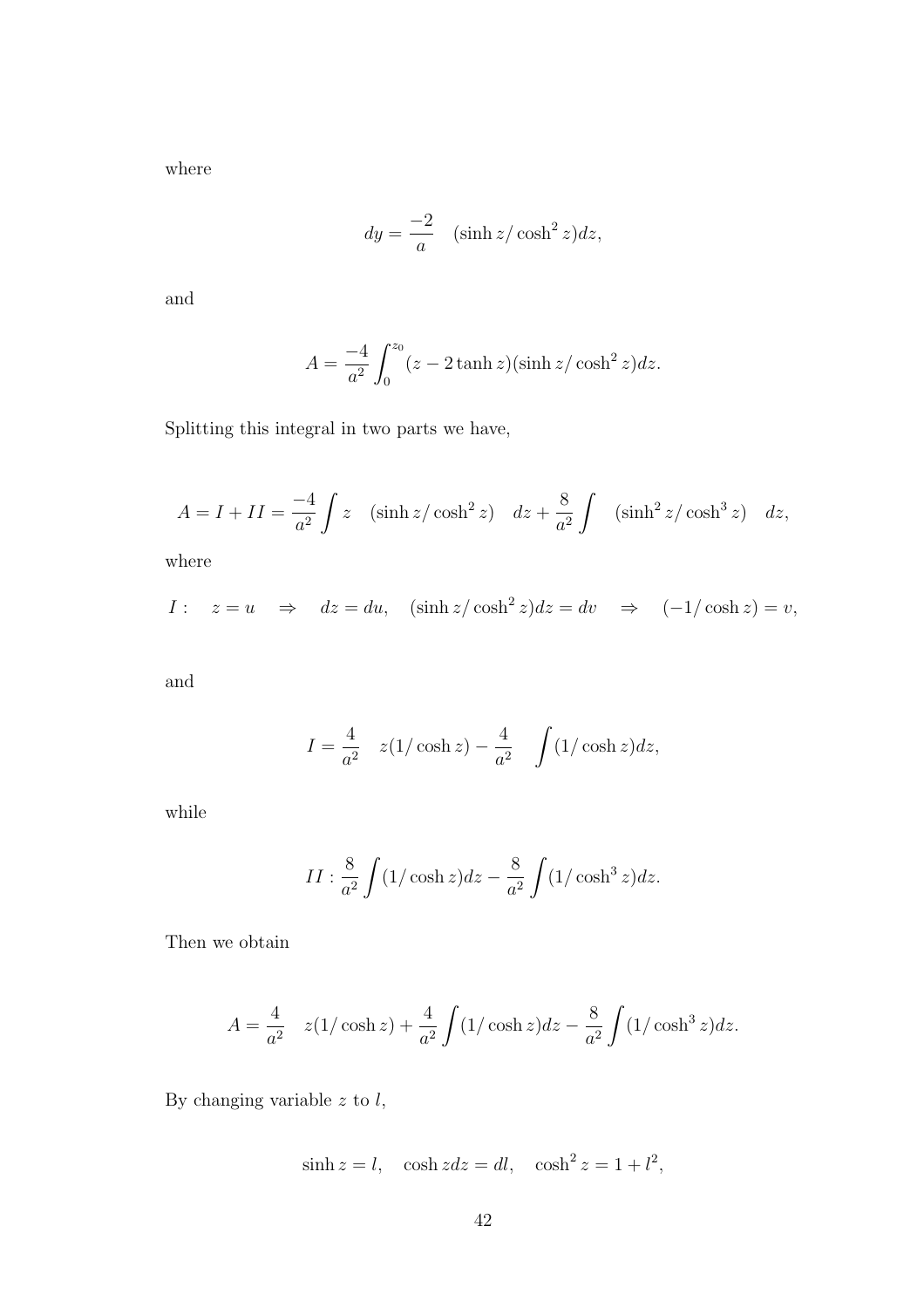where

$$dy = \frac{-2}{a} \quad (\sinh z / \cosh^2 z) dz,$$

and

$$A = \frac{-4}{a^2} \int_0^{z_0} (z - 2 \tanh z)(\sinh z / \cosh^2 z) dz.$$

Splitting this integral in two parts we have,

$$A = I + II = \frac{-4}{a^2} \int z \quad (\sinh z / \cosh^2 z) \quad dz + \frac{8}{a^2} \int \quad (\sinh^2 z / \cosh^3 z) \quad dz,$$

where

$$I : \quad z = u \quad \Rightarrow \quad dz = du, \quad (\sinh z / \cosh^2 z) dz = dv \quad \Rightarrow \quad (-1/\cosh z) = v,$$

and

$$I = \frac{4}{a^2} \quad z(1/\cosh z) - \frac{4}{a^2} \quad \int (1/\cosh z) dz,$$

while

$$II : \frac{8}{a^2} \int (1/\cosh z) dz - \frac{8}{a^2} \int (1/\cosh^3 z) dz.$$

Then we obtain

$$A = \frac{4}{a^2} \quad z(1/\cosh z) + \frac{4}{a^2} \int (1/\cosh z) dz - \frac{8}{a^2} \int (1/\cosh^3 z) dz.$$

By changing variable $z$ to $l$,

$$\sinh z = l, \quad \cosh z dz = dl, \quad \cosh^2 z = 1 + l^2,$$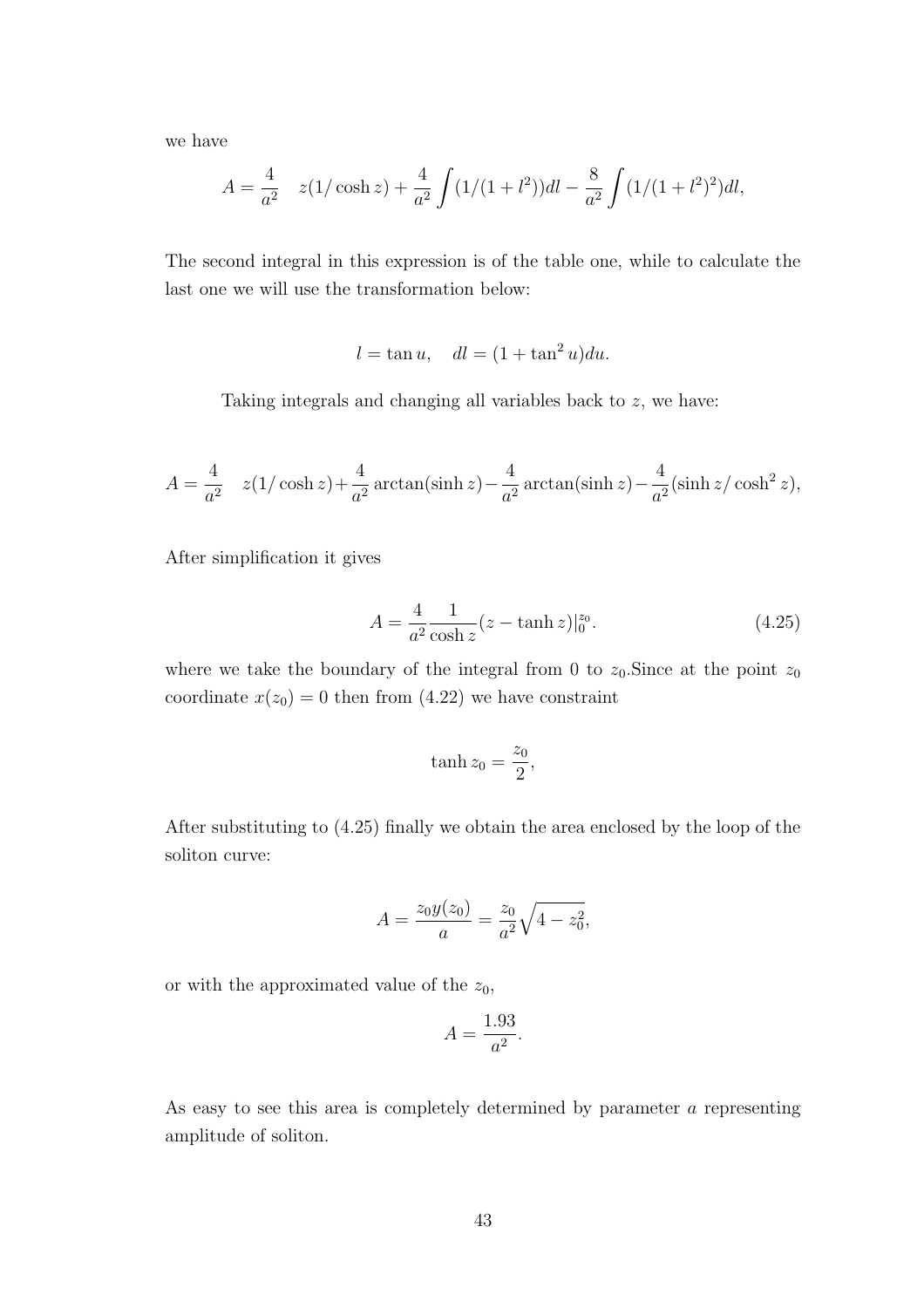we have

$$A = \frac{4}{a^2} \quad z(1/\cosh z) + \frac{4}{a^2}\int (1/(1+l^2))dl - \frac{8}{a^2}\int (1/(1+l^2)^2)dl,$$

The second integral in this expression is of the table one, while to calculate the last one we will use the transformation below:

$$l = \tan u, \quad dl = (1+\tan^2 u)du.$$

Taking integrals and changing all variables back to $z$, we have:

$$A = \frac{4}{a^2} \quad z(1/\cosh z) + \frac{4}{a^2}\arctan(\sinh z) - \frac{4}{a^2}\arctan(\sinh z) - \frac{4}{a^2}(\sinh z/\cosh^2 z),$$

After simplification it gives

$$A = \frac{4}{a^2}\frac{1}{\cosh z}(z - \tanh z)|_0^{z_0}. \tag{4.25}$$

where we take the boundary of the integral from 0 to $z_0$.Since at the point $z_0$ coordinate $x(z_0) = 0$ then from (4.22) we have constraint

$$\tanh z_0 = \frac{z_0}{2},$$

After substituting to (4.25) finally we obtain the area enclosed by the loop of the soliton curve:

$$A = \frac{z_0 y(z_0)}{a} = \frac{z_0}{a^2}\sqrt{4 - z_0^2},$$

or with the approximated value of the $z_0$,

$$A = \frac{1.93}{a^2}.$$

As easy to see this area is completely determined by parameter $a$ representing amplitude of soliton.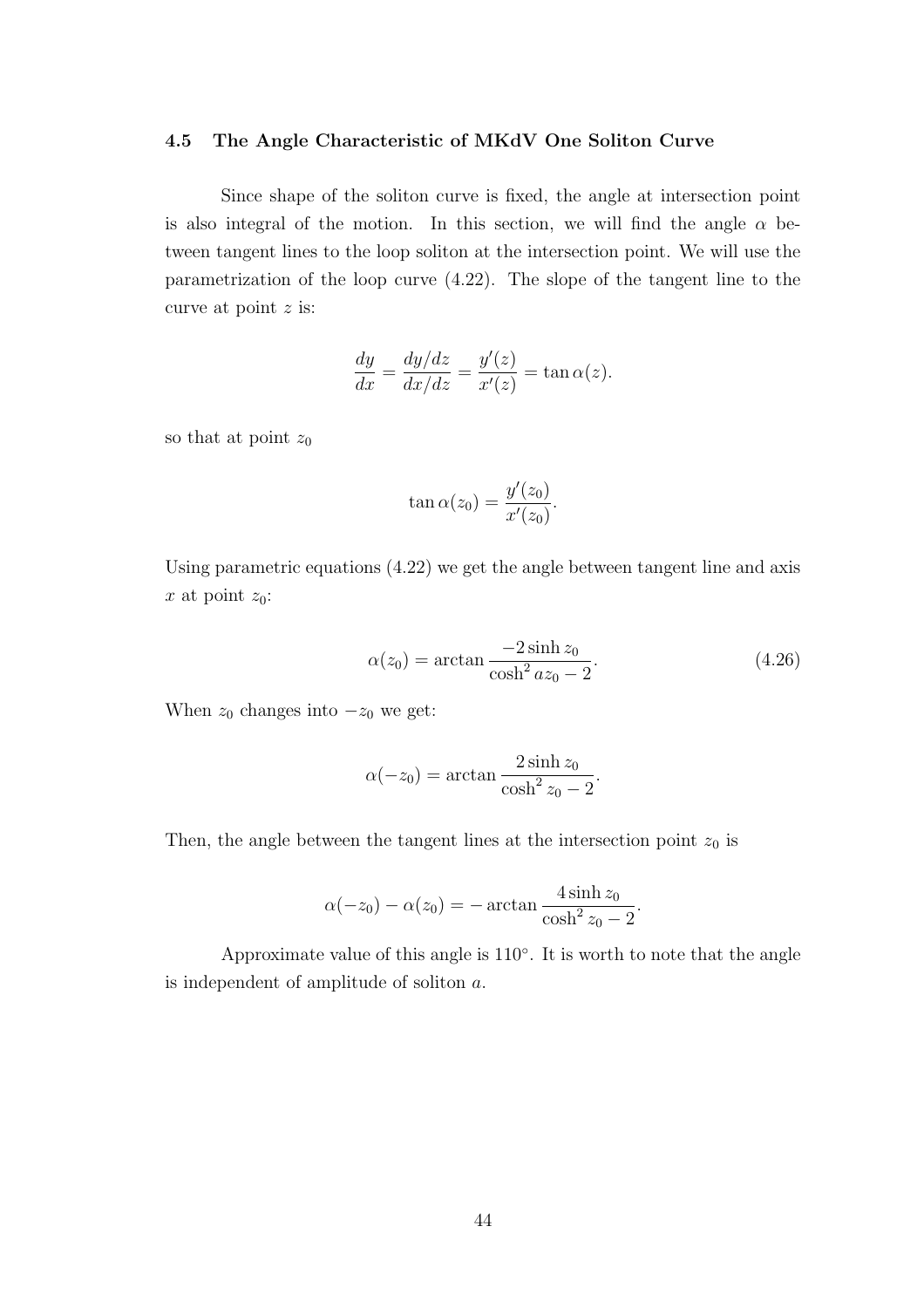### 4.5 The Angle Characteristic of MKdV One Soliton Curve

Since shape of the soliton curve is fixed, the angle at intersection point is also integral of the motion. In this section, we will find the angle $\alpha$ between tangent lines to the loop soliton at the intersection point. We will use the parametrization of the loop curve (4.22). The slope of the tangent line to the curve at point $z$ is:

$$\frac{dy}{dx} = \frac{dy/dz}{dx/dz} = \frac{y'(z)}{x'(z)} = \tan\alpha(z).$$

so that at point $z_0$

$$\tan\alpha(z_0) = \frac{y'(z_0)}{x'(z_0)}.$$

Using parametric equations (4.22) we get the angle between tangent line and axis $x$ at point $z_0$:

$$\alpha(z_0) = \arctan\frac{-2\sinh z_0}{\cosh^2 az_0 - 2}. \tag{4.26}$$

When $z_0$ changes into $-z_0$ we get:

$$\alpha(-z_0) = \arctan\frac{2\sinh z_0}{\cosh^2 z_0 - 2}.$$

Then, the angle between the tangent lines at the intersection point $z_0$ is

$$\alpha(-z_0) - \alpha(z_0) = -\arctan\frac{4\sinh z_0}{\cosh^2 z_0 - 2}.$$

Approximate value of this angle is $110^\circ$. It is worth to note that the angle is independent of amplitude of soliton $a$.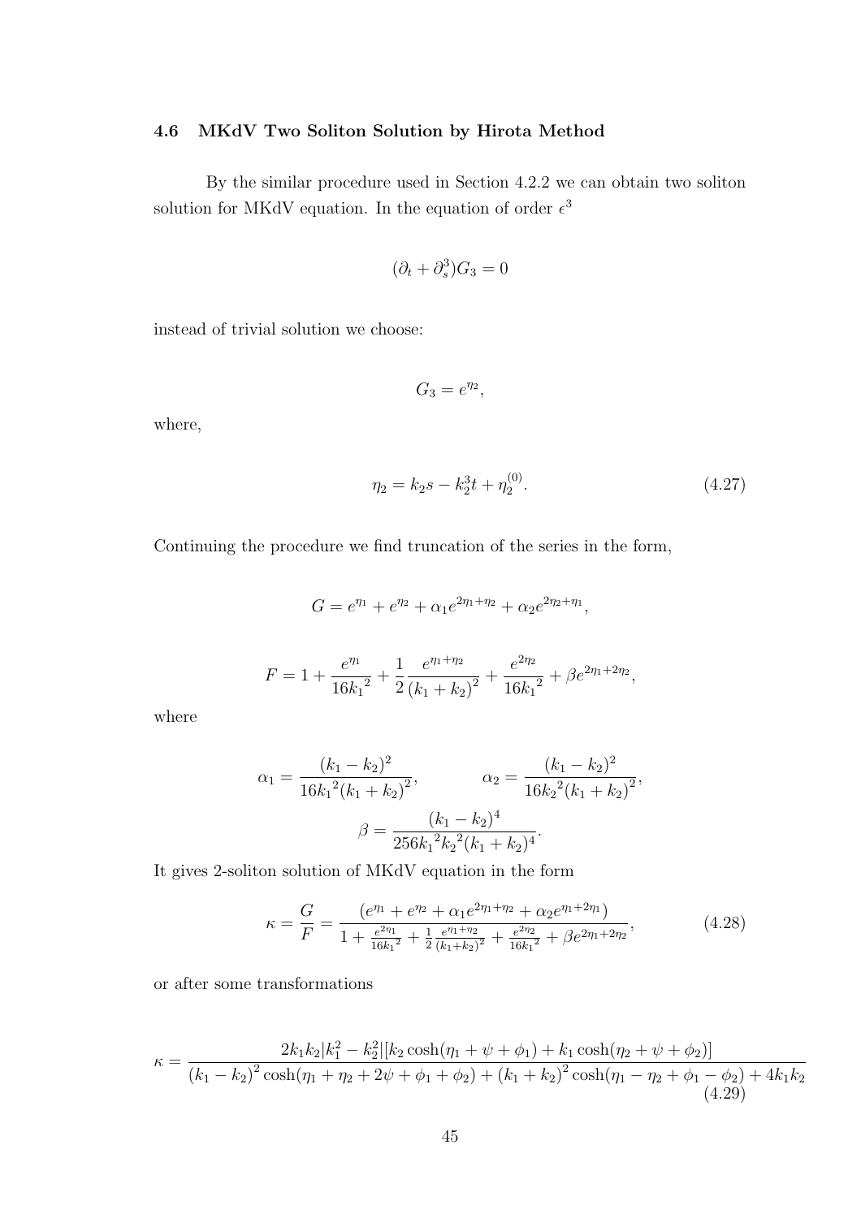### 4.6 MKdV Two Soliton Solution by Hirota Method

By the similar procedure used in Section 4.2.2 we can obtain two soliton solution for MKdV equation. In the equation of order $\epsilon^3$

$$(\partial_t + \partial_s^3)G_3 = 0$$

instead of trivial solution we choose:

$$G_3 = e^{\eta_2},$$

where,

$$\eta_2 = k_2 s - k_2^3 t + \eta_2^{(0)}. \tag{4.27}$$

Continuing the procedure we find truncation of the series in the form,

$$G = e^{\eta_1} + e^{\eta_2} + \alpha_1 e^{2\eta_1 + \eta_2} + \alpha_2 e^{2\eta_2 + \eta_1},$$

$$F = 1 + \frac{e^{\eta_1}}{16{k_1}^2} + \frac{1}{2}\frac{e^{\eta_1 + \eta_2}}{(k_1 + k_2)^2} + \frac{e^{2\eta_2}}{16{k_1}^2} + \beta e^{2\eta_1 + 2\eta_2},$$

where

$$\alpha_1 = \frac{(k_1 - k_2)^2}{16{k_1}^2 (k_1 + k_2)^2}, \qquad \alpha_2 = \frac{(k_1 - k_2)^2}{16{k_2}^2 (k_1 + k_2)^2},$$

$$\beta = \frac{(k_1 - k_2)^4}{256{k_1}^2 {k_2}^2 (k_1 + k_2)^4}.$$

It gives 2-soliton solution of MKdV equation in the form

$$\kappa = \frac{G}{F} = \frac{(e^{\eta_1} + e^{\eta_2} + \alpha_1 e^{2\eta_1 + \eta_2} + \alpha_2 e^{\eta_1 + 2\eta_1})}{1 + \frac{e^{2\eta_1}}{16{k_1}^2} + \frac{1}{2}\frac{e^{\eta_1 + \eta_2}}{(k_1 + k_2)^2} + \frac{e^{2\eta_2}}{16{k_1}^2} + \beta e^{2\eta_1 + 2\eta_2}}, \tag{4.28}$$

or after some transformations

$$\kappa = \frac{2k_1 k_2 |k_1^2 - k_2^2| [k_2 \cosh(\eta_1 + \psi + \phi_1) + k_1 \cosh(\eta_2 + \psi + \phi_2)]}{(k_1 - k_2)^2 \cosh(\eta_1 + \eta_2 + 2\psi + \phi_1 + \phi_2) + (k_1 + k_2)^2 \cosh(\eta_1 - \eta_2 + \phi_1 - \phi_2) + 4k_1 k_2} \tag{4.29}$$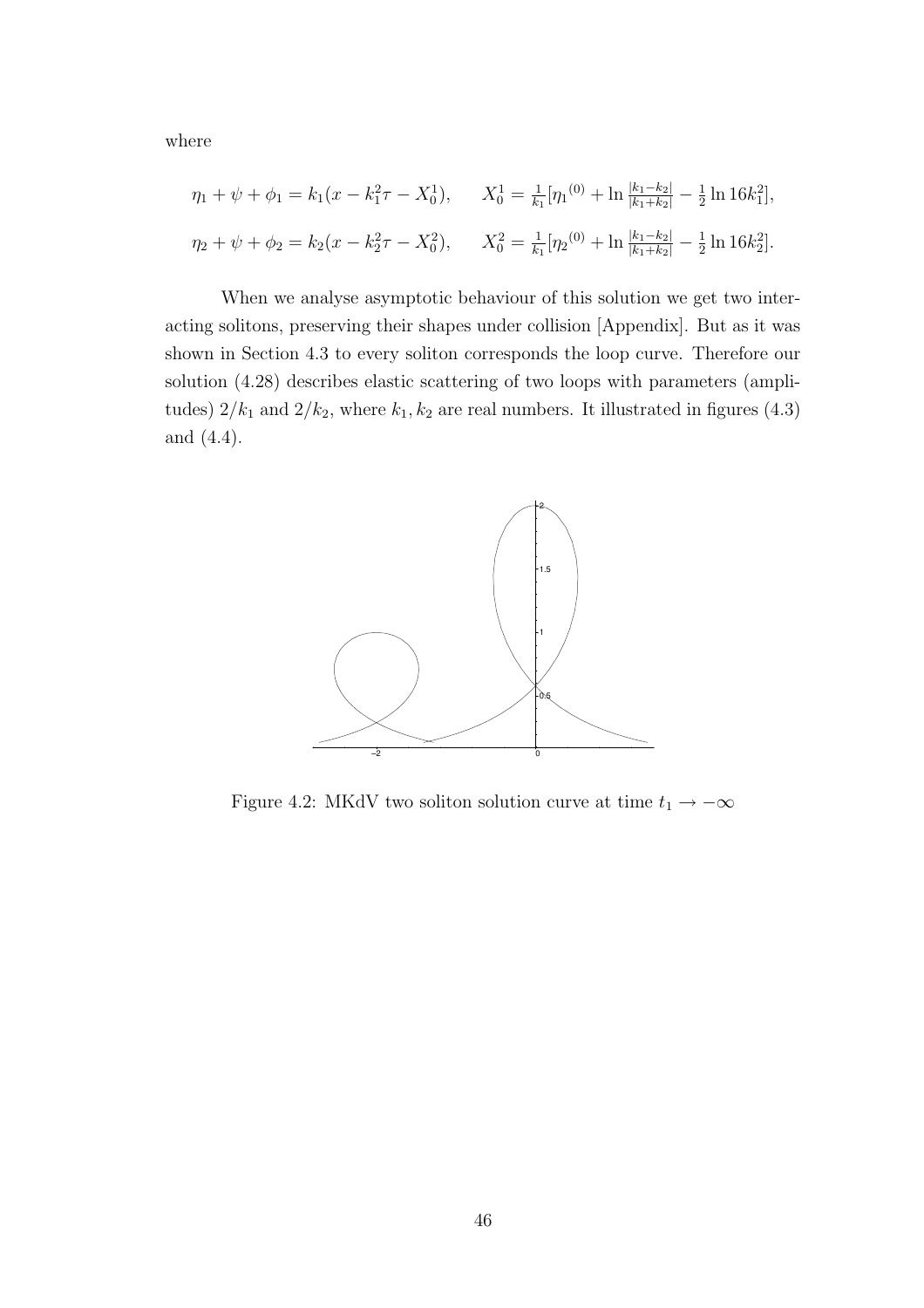where

$$\eta_1 + \psi + \phi_1 = k_1(x - k_1^2\tau - X_0^1), \qquad X_0^1 = \frac{1}{k_1}[\eta_1{}^{(0)} + \ln\frac{|k_1 - k_2|}{|k_1 + k_2|} - \frac{1}{2}\ln 16k_1^2],$$

$$\eta_2 + \psi + \phi_2 = k_2(x - k_2^2\tau - X_0^2), \qquad X_0^2 = \frac{1}{k_1}[\eta_2{}^{(0)} + \ln\frac{|k_1 - k_2|}{|k_1 + k_2|} - \frac{1}{2}\ln 16k_2^2].$$

When we analyse asymptotic behaviour of this solution we get two interacting solitons, preserving their shapes under collision [Appendix]. But as it was shown in Section 4.3 to every soliton corresponds the loop curve. Therefore our solution (4.28) describes elastic scattering of two loops with parameters (amplitudes) $2/k_1$ and $2/k_2$, where $k_1, k_2$ are real numbers. It illustrated in figures (4.3) and (4.4).

Figure 4.2: MKdV two soliton solution curve at time $t_1 \to -\infty$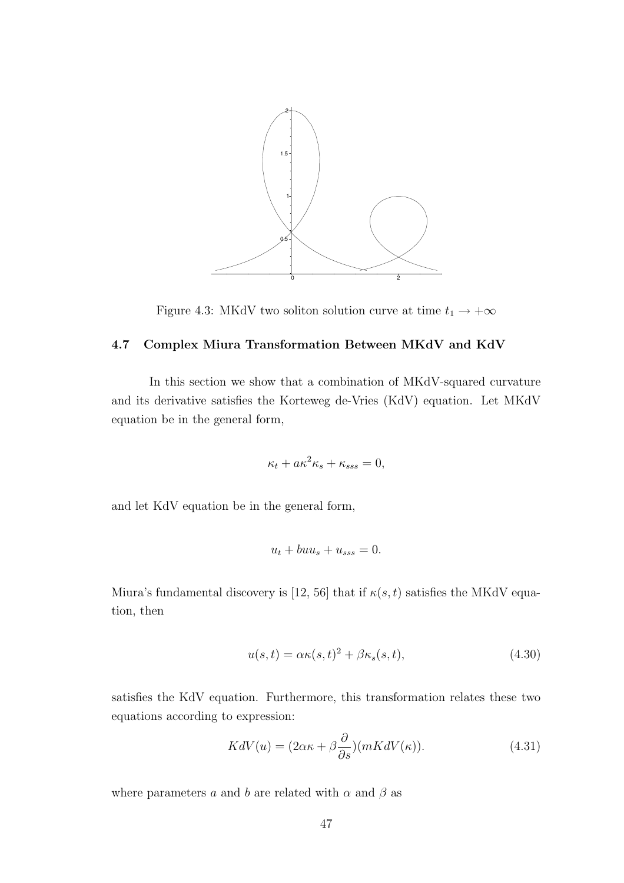Figure 4.3: MKdV two soliton solution curve at time $t_1 \to +\infty$

### 4.7 Complex Miura Transformation Between MKdV and KdV

In this section we show that a combination of MKdV-squared curvature and its derivative satisfies the Korteweg de-Vries (KdV) equation. Let MKdV equation be in the general form,

$$\kappa_t + a\kappa^2\kappa_s + \kappa_{sss} = 0,$$

and let KdV equation be in the general form,

$$u_t + buu_s + u_{sss} = 0.$$

Miura's fundamental discovery is [12, 56] that if $\kappa(s,t)$ satisfies the MKdV equation, then

$$u(s,t) = \alpha\kappa(s,t)^2 + \beta\kappa_s(s,t), \tag{4.30}$$

satisfies the KdV equation. Furthermore, this transformation relates these two equations according to expression:

$$KdV(u) = (2\alpha\kappa + \beta\frac{\partial}{\partial s})(mKdV(\kappa)). \tag{4.31}$$

where parameters $a$ and $b$ are related with $\alpha$ and $\beta$ as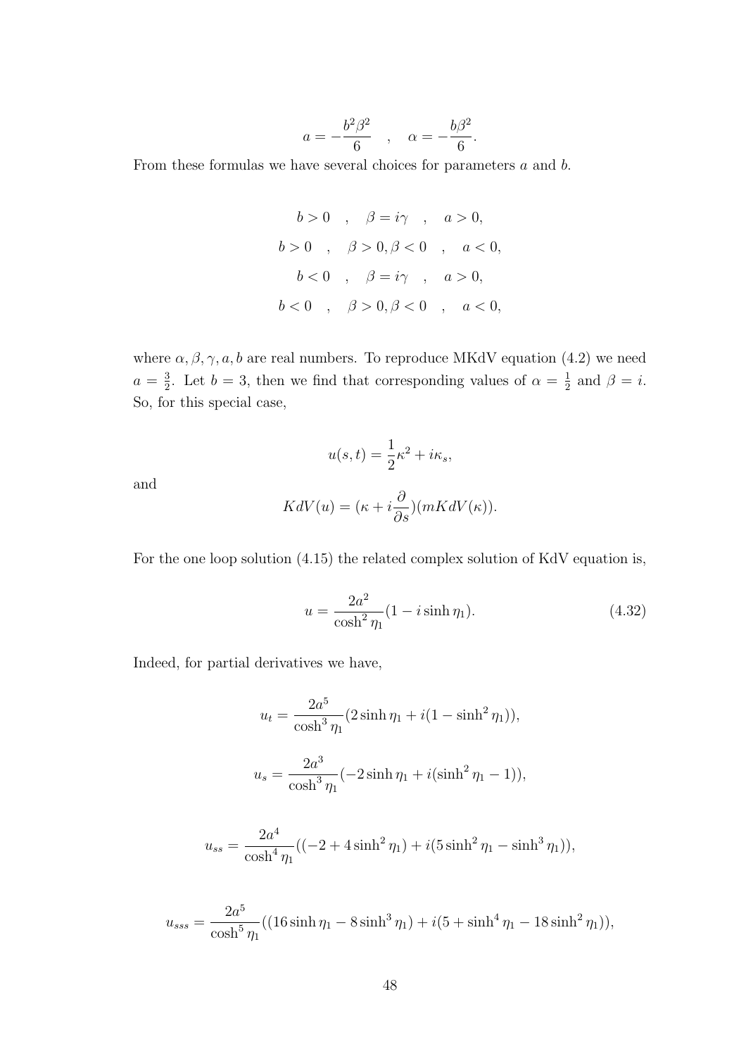$$a = -\frac{b^2\beta^2}{6} \quad , \quad \alpha = -\frac{b\beta^2}{6}.$$

From these formulas we have several choices for parameters $a$ and $b$.

$$b > 0 \quad , \quad \beta = i\gamma \quad , \quad a > 0,$$

$$b > 0 \quad , \quad \beta > 0, \beta < 0 \quad , \quad a < 0,$$

$$b < 0 \quad , \quad \beta = i\gamma \quad , \quad a > 0,$$

$$b < 0 \quad , \quad \beta > 0, \beta < 0 \quad , \quad a < 0,$$

where $\alpha, \beta, \gamma, a, b$ are real numbers. To reproduce MKdV equation (4.2) we need $a = \frac{3}{2}$. Let $b = 3$, then we find that corresponding values of $\alpha = \frac{1}{2}$ and $\beta = i$. So, for this special case,

$$u(s,t) = \frac{1}{2}\kappa^2 + i\kappa_s,$$

and

$$KdV(u) = (\kappa + i\frac{\partial}{\partial s})(mKdV(\kappa)).$$

For the one loop solution (4.15) the related complex solution of KdV equation is,

$$u = \frac{2a^2}{\cosh^2 \eta_1}(1 - i \sinh \eta_1). \tag{4.32}$$

Indeed, for partial derivatives we have,

$$u_t = \frac{2a^5}{\cosh^3 \eta_1}(2\sinh \eta_1 + i(1 - \sinh^2 \eta_1)),$$

$$u_s = \frac{2a^3}{\cosh^3 \eta_1}(-2\sinh \eta_1 + i(\sinh^2 \eta_1 - 1)),$$

$$u_{ss} = \frac{2a^4}{\cosh^4 \eta_1}((-2 + 4\sinh^2 \eta_1) + i(5\sinh^2 \eta_1 - \sinh^3 \eta_1)),$$

$$u_{sss} = \frac{2a^5}{\cosh^5 \eta_1}((16\sinh \eta_1 - 8\sinh^3 \eta_1) + i(5 + \sinh^4 \eta_1 - 18\sinh^2 \eta_1)),$$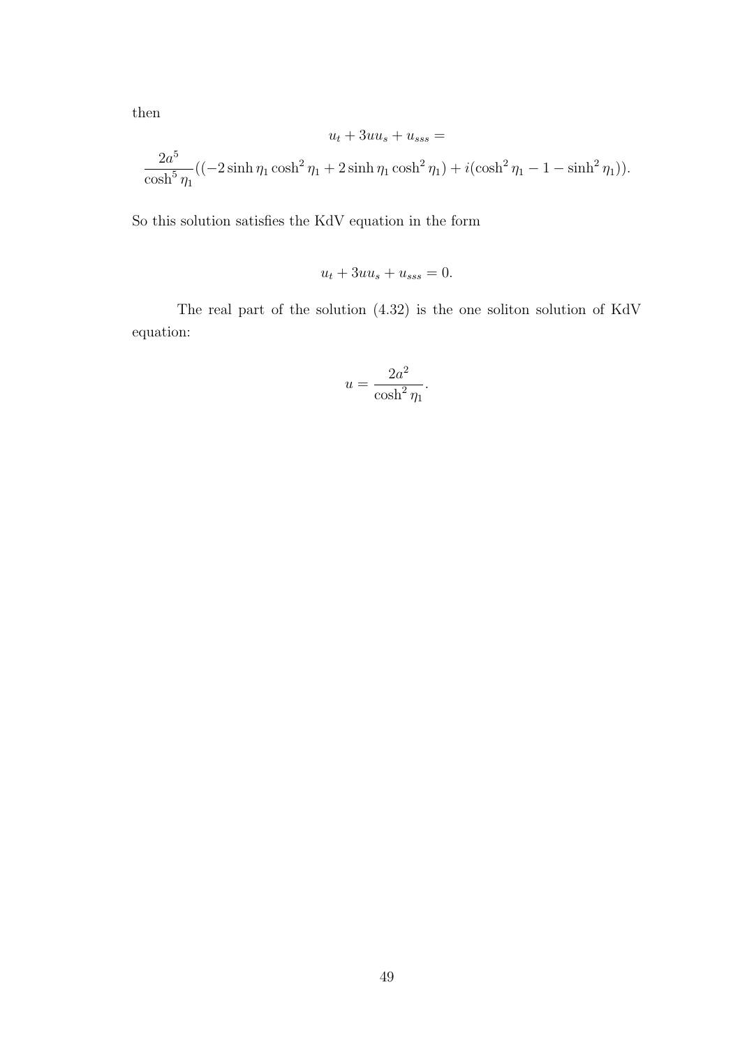then

$$u_t + 3uu_s + u_{sss} =$$

$$\frac{2a^5}{\cosh^5 \eta_1}((-2 \sinh \eta_1 \cosh^2 \eta_1 + 2 \sinh \eta_1 \cosh^2 \eta_1) + i(\cosh^2 \eta_1 - 1 - \sinh^2 \eta_1)).$$

So this solution satisfies the KdV equation in the form

$$u_t + 3uu_s + u_{sss} = 0.$$

The real part of the solution (4.32) is the one soliton solution of KdV equation:

$$u = \frac{2a^2}{\cosh^2 \eta_1}.$$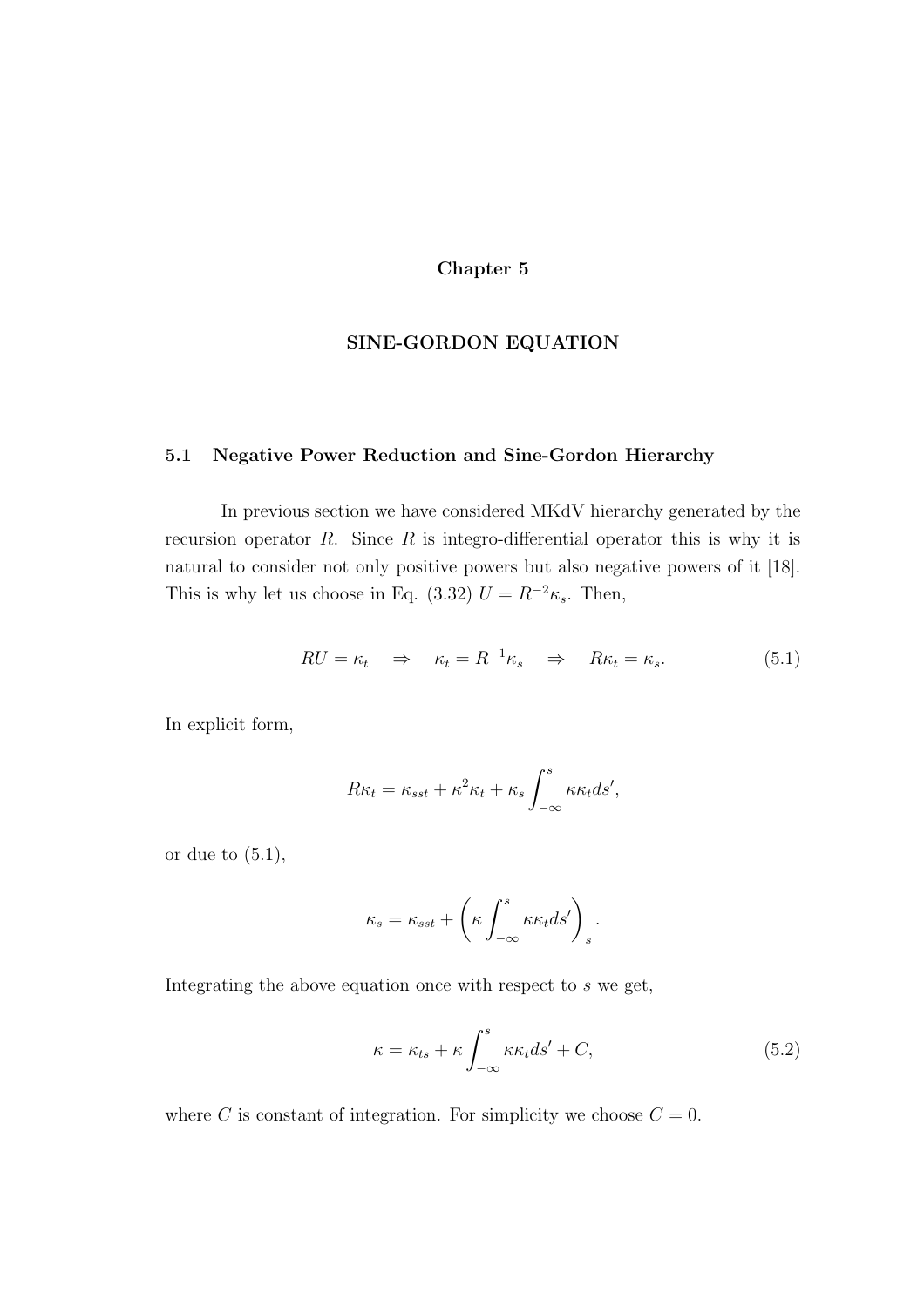# Chapter 5

# SINE-GORDON EQUATION

## 5.1 Negative Power Reduction and Sine-Gordon Hierarchy

In previous section we have considered MKdV hierarchy generated by the recursion operator $R$. Since $R$ is integro-differential operator this is why it is natural to consider not only positive powers but also negative powers of it [18]. This is why let us choose in Eq. (3.32) $U = R^{-2}\kappa_s$. Then,

$$RU = \kappa_t \quad \Rightarrow \quad \kappa_t = R^{-1}\kappa_s \quad \Rightarrow \quad R\kappa_t = \kappa_s. \tag{5.1}$$

In explicit form,

$$R\kappa_t = \kappa_{sst} + \kappa^2\kappa_t + \kappa_s \int_{-\infty}^{s} \kappa\kappa_t ds',$$

or due to (5.1),

$$\kappa_s = \kappa_{sst} + \left(\kappa \int_{-\infty}^{s} \kappa\kappa_t ds'\right)_s.$$

Integrating the above equation once with respect to $s$ we get,

$$\kappa = \kappa_{ts} + \kappa \int_{-\infty}^{s} \kappa\kappa_t ds' + C, \tag{5.2}$$

where $C$ is constant of integration. For simplicity we choose $C = 0$.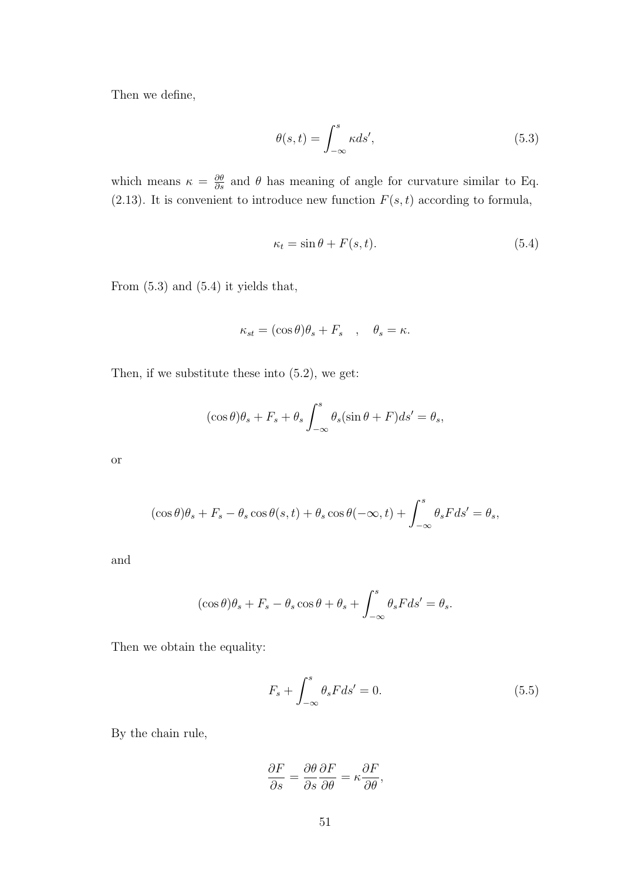Then we define,

$$\theta(s,t) = \int_{-\infty}^{s} \kappa ds', \tag{5.3}$$

which means $\kappa = \frac{\partial\theta}{\partial s}$ and $\theta$ has meaning of angle for curvature similar to Eq. (2.13). It is convenient to introduce new function $F(s,t)$ according to formula,

$$\kappa_t = \sin\theta + F(s,t). \tag{5.4}$$

From (5.3) and (5.4) it yields that,

$$\kappa_{st} = (\cos\theta)\theta_s + F_s \quad , \quad \theta_s = \kappa.$$

Then, if we substitute these into (5.2), we get:

$$(\cos\theta)\theta_s + F_s + \theta_s \int_{-\infty}^{s} \theta_s(\sin\theta + F)ds' = \theta_s,$$

or

$$(\cos\theta)\theta_s + F_s - \theta_s\cos\theta(s,t) + \theta_s\cos\theta(-\infty,t) + \int_{-\infty}^{s} \theta_s F ds' = \theta_s,$$

and

$$(\cos\theta)\theta_s + F_s - \theta_s\cos\theta + \theta_s + \int_{-\infty}^{s} \theta_s F ds' = \theta_s.$$

Then we obtain the equality:

$$F_s + \int_{-\infty}^{s} \theta_s F ds' = 0. \tag{5.5}$$

By the chain rule,

$$\frac{\partial F}{\partial s} = \frac{\partial\theta}{\partial s}\frac{\partial F}{\partial\theta} = \kappa\frac{\partial F}{\partial\theta},$$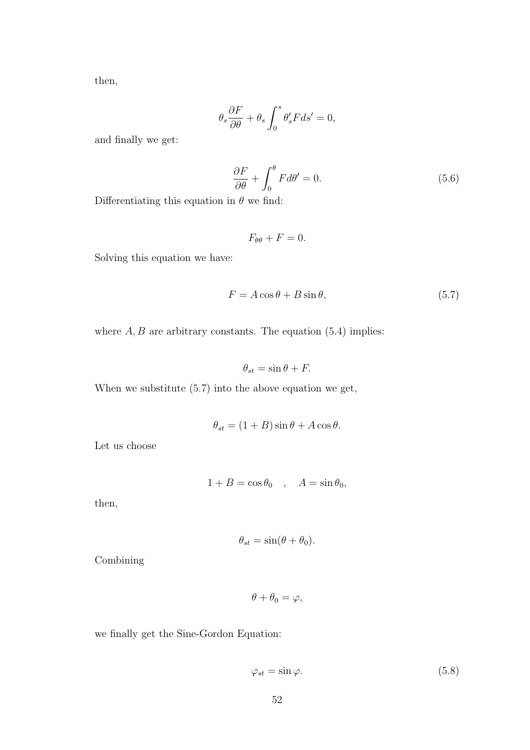then,

$$\theta_s \frac{\partial F}{\partial \theta} + \theta_s \int_0^s \theta'_s F ds' = 0,$$

and finally we get:

$$\frac{\partial F}{\partial \theta} + \int_0^\theta F d\theta' = 0. \tag{5.6}$$

Differentiating this equation in $\theta$ we find:

$$F_{\theta\theta} + F = 0.$$

Solving this equation we have:

$$F = A\cos\theta + B\sin\theta, \tag{5.7}$$

where $A, B$ are arbitrary constants. The equation (5.4) implies:

$$\theta_{st} = \sin\theta + F.$$

When we substitute (5.7) into the above equation we get,

$$\theta_{st} = (1+B)\sin\theta + A\cos\theta.$$

Let us choose

$$1 + B = \cos\theta_0 \quad , \quad A = \sin\theta_0,$$

then,

$$\theta_{st} = \sin(\theta + \theta_0).$$

Combining

$$\theta + \theta_0 = \varphi,$$

we finally get the Sine-Gordon Equation:

$$\varphi_{st} = \sin\varphi. \tag{5.8}$$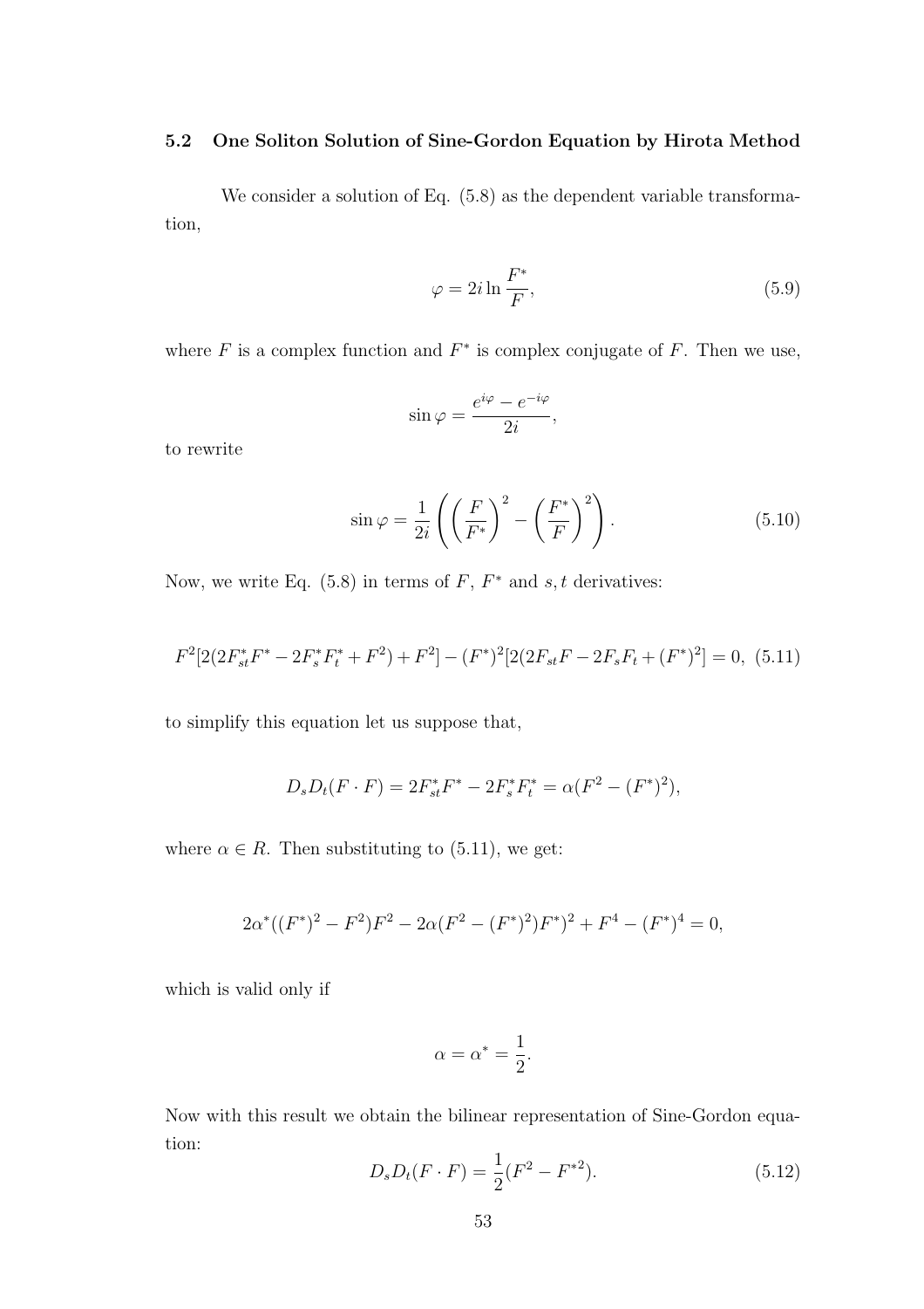### 5.2 One Soliton Solution of Sine-Gordon Equation by Hirota Method

We consider a solution of Eq. (5.8) as the dependent variable transformation,

$$\varphi = 2i \ln \frac{F^*}{F}, \tag{5.9}$$

where $F$ is a complex function and $F^*$ is complex conjugate of $F$. Then we use,

$$\sin \varphi = \frac{e^{i\varphi} - e^{-i\varphi}}{2i},$$

to rewrite

$$\sin \varphi = \frac{1}{2i} \left( \left( \frac{F}{F^*} \right)^2 - \left( \frac{F^*}{F} \right)^2 \right). \tag{5.10}$$

Now, we write Eq. (5.8) in terms of $F$, $F^*$ and $s, t$ derivatives:

$$F^2[2(2F^*_{st}F^* - 2F^*_s F^*_t + F^2) + F^2] - (F^*)^2[2(2F_{st}F - 2F_s F_t + (F^*)^2] = 0, \tag{5.11}$$

to simplify this equation let us suppose that,

$$D_s D_t(F \cdot F) = 2F^*_{st}F^* - 2F^*_s F^*_t = \alpha(F^2 - (F^*)^2),$$

where $\alpha \in R$. Then substituting to (5.11), we get:

$$2\alpha^*((F^*)^2 - F^2)F^2 - 2\alpha(F^2 - (F^*)^2)F^*)^2 + F^4 - (F^*)^4 = 0,$$

which is valid only if

$$\alpha = \alpha^* = \frac{1}{2}.$$

Now with this result we obtain the bilinear representation of Sine-Gordon equation:

$$D_s D_t(F \cdot F) = \frac{1}{2}(F^2 - F^{*2}). \tag{5.12}$$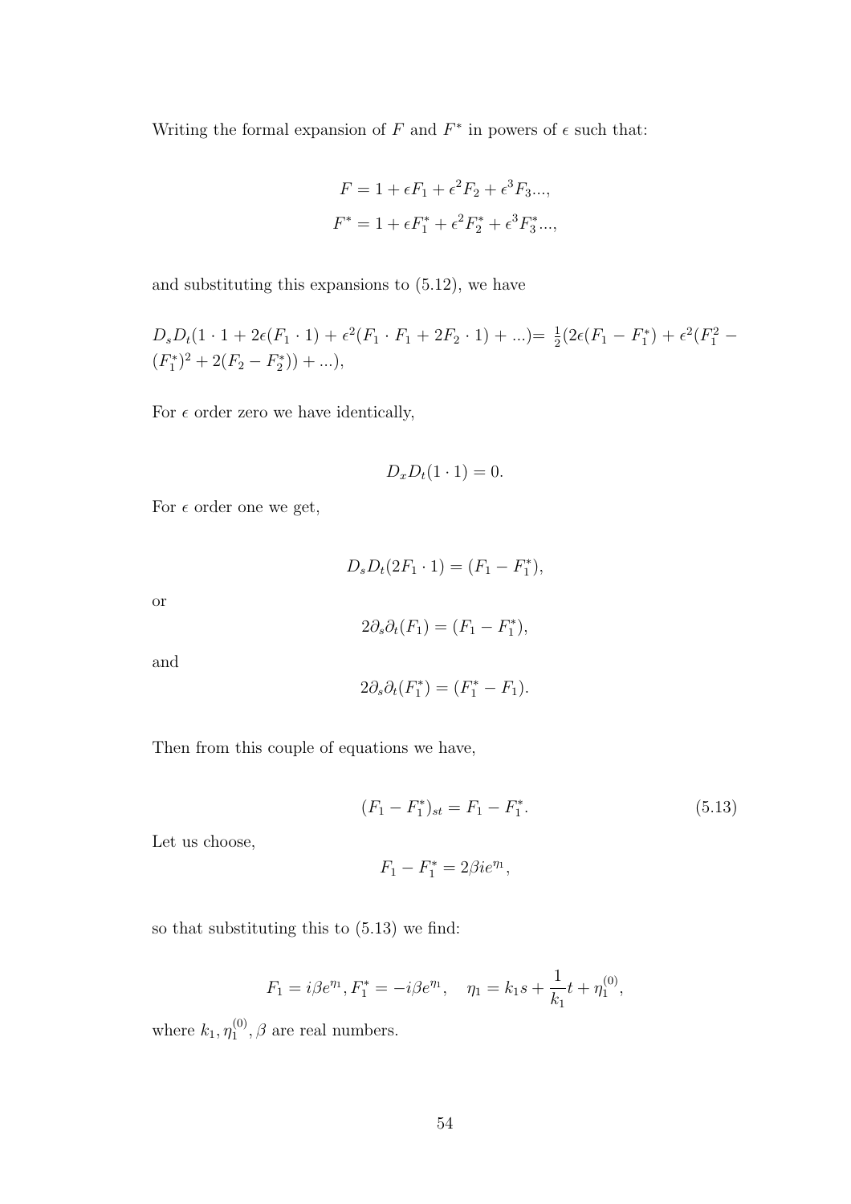Writing the formal expansion of $F$ and $F^*$ in powers of $\epsilon$ such that:

$$F = 1 + \epsilon F_1 + \epsilon^2 F_2 + \epsilon^3 F_3...,$$

$$F^* = 1 + \epsilon F_1^* + \epsilon^2 F_2^* + \epsilon^3 F_3^*...,$$

and substituting this expansions to (5.12), we have

$D_s D_t(1 \cdot 1 + 2\epsilon(F_1 \cdot 1) + \epsilon^2(F_1 \cdot F_1 + 2F_2 \cdot 1) + ...) = \frac{1}{2}(2\epsilon(F_1 - F_1^*) + \epsilon^2(F_1^2 - (F_1^*)^2 + 2(F_2 - F_2^*)) + ...),$

For $\epsilon$ order zero we have identically,

$$D_x D_t(1 \cdot 1) = 0.$$

For $\epsilon$ order one we get,

$$D_s D_t(2F_1 \cdot 1) = (F_1 - F_1^*),$$

or

$$2\partial_s \partial_t(F_1) = (F_1 - F_1^*),$$

and

$$2\partial_s \partial_t(F_1^*) = (F_1^* - F_1).$$

Then from this couple of equations we have,

$$(F_1 - F_1^*)_{st} = F_1 - F_1^*. \tag{5.13}$$

Let us choose,

$$F_1 - F_1^* = 2\beta i e^{\eta_1},$$

so that substituting this to (5.13) we find:

$$F_1 = i\beta e^{\eta_1}, F_1^* = -i\beta e^{\eta_1}, \quad \eta_1 = k_1 s + \frac{1}{k_1} t + \eta_1^{(0)},$$

where $k_1, \eta_1^{(0)}, \beta$ are real numbers.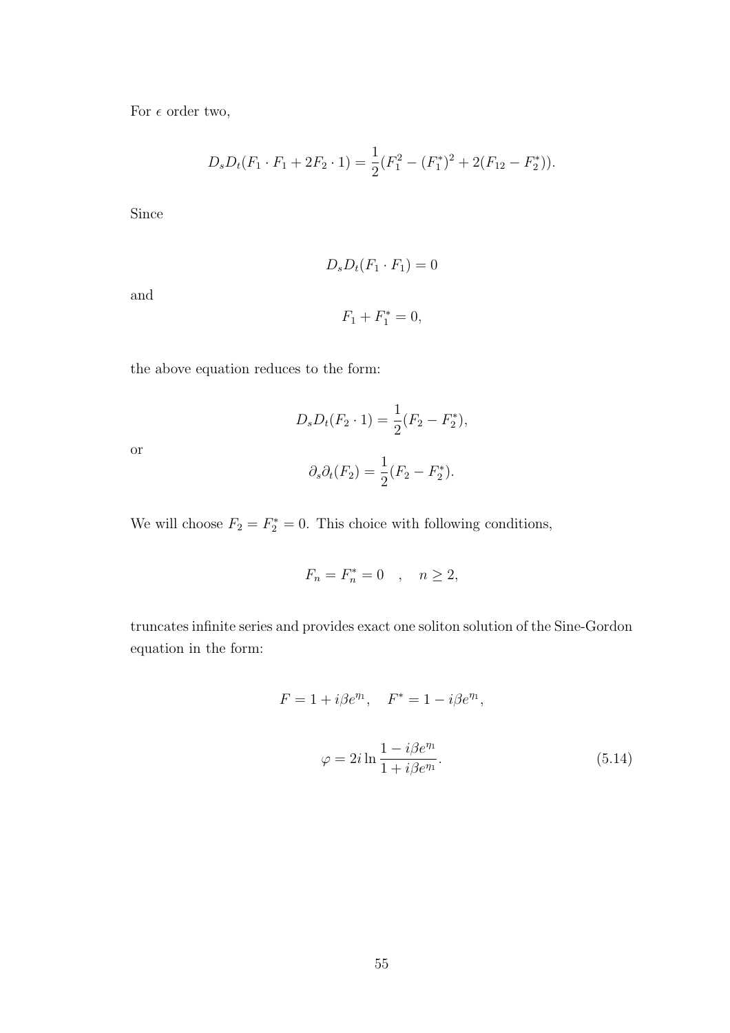For $\epsilon$ order two,

$$D_s D_t(F_1 \cdot F_1 + 2F_2 \cdot 1) = \frac{1}{2}(F_1^2 - (F_1^*)^2 + 2(F_{12} - F_2^*)).$$

Since

$$D_s D_t(F_1 \cdot F_1) = 0$$

and

$$F_1 + F_1^* = 0,$$

the above equation reduces to the form:

$$D_s D_t(F_2 \cdot 1) = \frac{1}{2}(F_2 - F_2^*),$$

or

$$\partial_s \partial_t(F_2) = \frac{1}{2}(F_2 - F_2^*).$$

We will choose $F_2 = F_2^* = 0$. This choice with following conditions,

$$F_n = F_n^* = 0 \quad , \quad n \geq 2,$$

truncates infinite series and provides exact one soliton solution of the Sine-Gordon equation in the form:

$$F = 1 + i\beta e^{\eta_1}, \quad F^* = 1 - i\beta e^{\eta_1},$$

$$\varphi = 2i \ln \frac{1 - i\beta e^{\eta_1}}{1 + i\beta e^{\eta_1}}. \tag{5.14}$$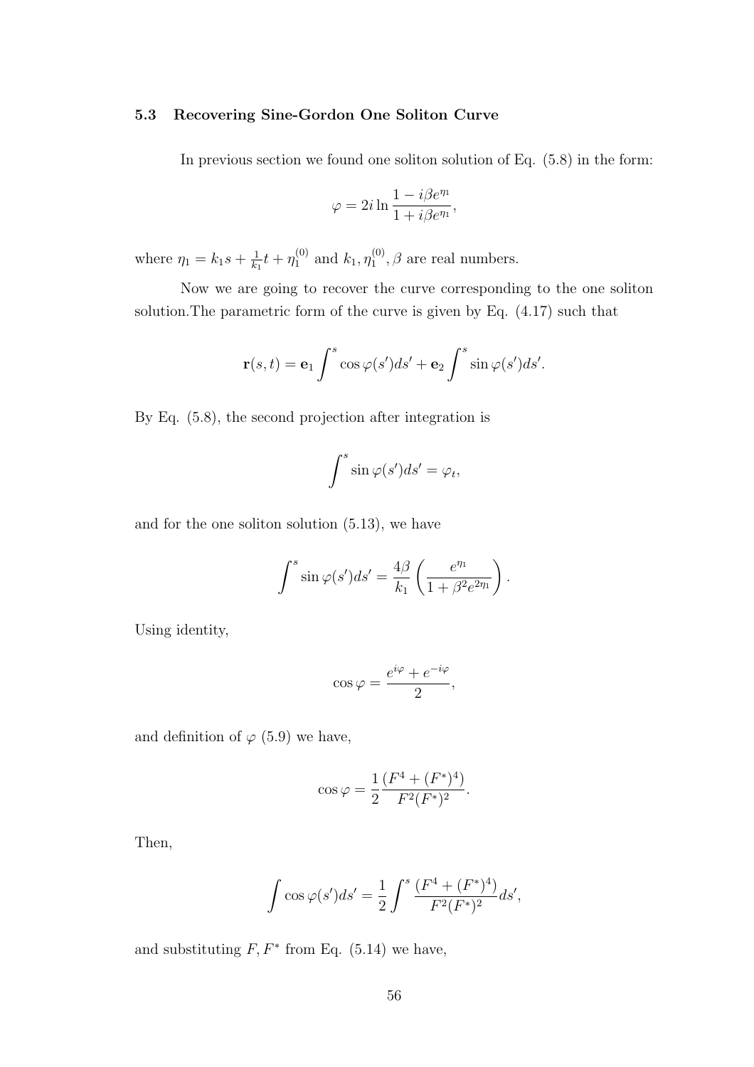### 5.3 Recovering Sine-Gordon One Soliton Curve

In previous section we found one soliton solution of Eq. (5.8) in the form:

$$\varphi = 2i \ln \frac{1 - i\beta e^{\eta_1}}{1 + i\beta e^{\eta_1}},$$

where $\eta_1 = k_1 s + \frac{1}{k_1} t + \eta_1^{(0)}$ and $k_1, \eta_1^{(0)}, \beta$ are real numbers.

Now we are going to recover the curve corresponding to the one soliton solution.The parametric form of the curve is given by Eq. (4.17) such that

$$\mathbf{r}(s,t) = \mathbf{e}_1 \int^s \cos\varphi(s')ds' + \mathbf{e}_2 \int^s \sin\varphi(s')ds'.$$

By Eq. (5.8), the second projection after integration is

$$\int^s \sin\varphi(s')ds' = \varphi_t,$$

and for the one soliton solution (5.13), we have

$$\int^s \sin\varphi(s')ds' = \frac{4\beta}{k_1}\left(\frac{e^{\eta_1}}{1 + \beta^2 e^{2\eta_1}}\right).$$

Using identity,

$$\cos\varphi = \frac{e^{i\varphi} + e^{-i\varphi}}{2},$$

and definition of $\varphi$ (5.9) we have,

$$\cos\varphi = \frac{1}{2}\frac{(F^4 + (F^*)^4)}{F^2(F^*)^2}.$$

Then,

$$\int \cos\varphi(s')ds' = \frac{1}{2}\int^s \frac{(F^4 + (F^*)^4)}{F^2(F^*)^2}ds',$$

and substituting $F, F^*$ from Eq. (5.14) we have,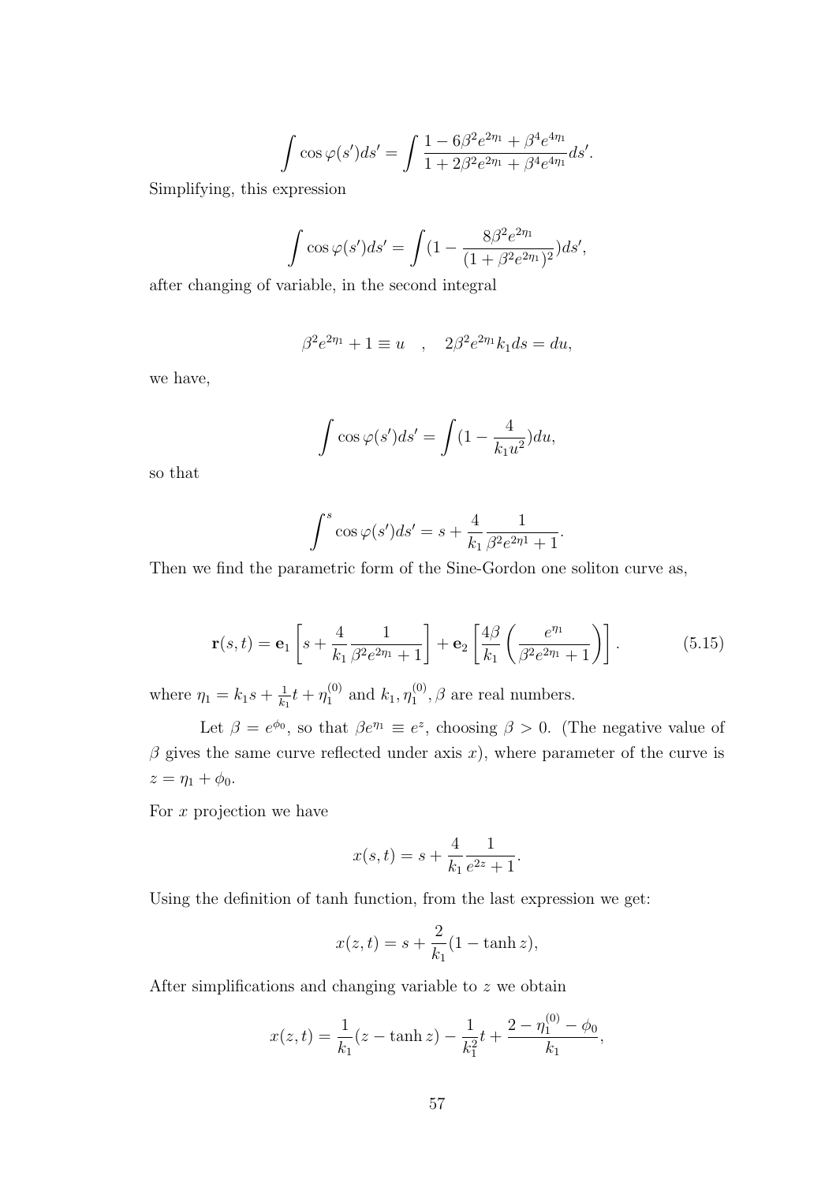$$\int \cos\varphi(s')ds' = \int \frac{1 - 6\beta^2 e^{2\eta_1} + \beta^4 e^{4\eta_1}}{1 + 2\beta^2 e^{2\eta_1} + \beta^4 e^{4\eta_1}} ds'.$$

Simplifying, this expression

$$\int \cos\varphi(s')ds' = \int (1 - \frac{8\beta^2 e^{2\eta_1}}{(1 + \beta^2 e^{2\eta_1})^2}) ds',$$

after changing of variable, in the second integral

$$\beta^2 e^{2\eta_1} + 1 \equiv u \quad , \quad 2\beta^2 e^{2\eta_1} k_1 ds = du,$$

we have,

$$\int \cos\varphi(s')ds' = \int (1 - \frac{4}{k_1 u^2}) du,$$

so that

$$\int^s \cos\varphi(s')ds' = s + \frac{4}{k_1} \frac{1}{\beta^2 e^{2\eta 1} + 1}.$$

Then we find the parametric form of the Sine-Gordon one soliton curve as,

$$\mathbf{r}(s,t) = \mathbf{e}_1 \left[ s + \frac{4}{k_1} \frac{1}{\beta^2 e^{2\eta_1} + 1} \right] + \mathbf{e}_2 \left[ \frac{4\beta}{k_1} \left( \frac{e^{\eta_1}}{\beta^2 e^{2\eta_1} + 1} \right) \right]. \tag{5.15}$$

where $\eta_1 = k_1 s + \frac{1}{k_1} t + \eta_1^{(0)}$ and $k_1, \eta_1^{(0)}, \beta$ are real numbers.

Let $\beta = e^{\phi_0}$, so that $\beta e^{\eta_1} \equiv e^z$, choosing $\beta > 0$. (The negative value of $\beta$ gives the same curve reflected under axis $x$), where parameter of the curve is $z = \eta_1 + \phi_0$.

For $x$ projection we have

$$x(s,t) = s + \frac{4}{k_1} \frac{1}{e^{2z} + 1}.$$

Using the definition of tanh function, from the last expression we get:

$$x(z,t) = s + \frac{2}{k_1}(1 - \tanh z),$$

After simplifications and changing variable to $z$ we obtain

$$x(z,t) = \frac{1}{k_1}(z - \tanh z) - \frac{1}{k_1^2} t + \frac{2 - \eta_1^{(0)} - \phi_0}{k_1},$$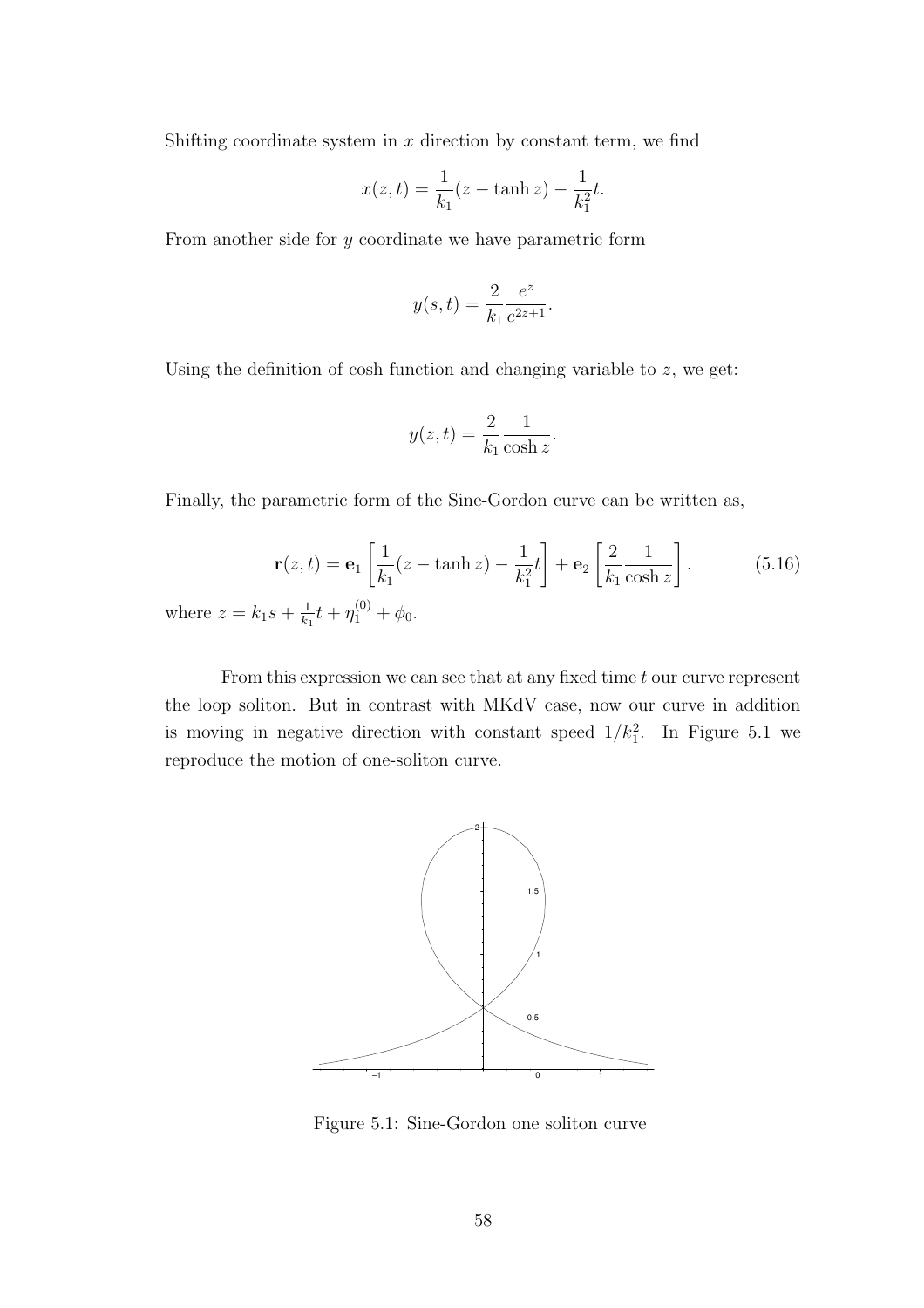Shifting coordinate system in $x$ direction by constant term, we find

$$x(z,t) = \frac{1}{k_1}(z - \tanh z) - \frac{1}{k_1^2}t.$$

From another side for $y$ coordinate we have parametric form

$$y(s,t) = \frac{2}{k_1}\frac{e^z}{e^{2z+1}}.$$

Using the definition of cosh function and changing variable to $z$, we get:

$$y(z,t) = \frac{2}{k_1}\frac{1}{\cosh z}.$$

Finally, the parametric form of the Sine-Gordon curve can be written as,

$$\mathbf{r}(z,t) = \mathbf{e}_1\left[\frac{1}{k_1}(z - \tanh z) - \frac{1}{k_1^2}t\right] + \mathbf{e}_2\left[\frac{2}{k_1}\frac{1}{\cosh z}\right]. \tag{5.16}$$

where $z = k_1 s + \frac{1}{k_1}t + \eta_1^{(0)} + \phi_0$.

From this expression we can see that at any fixed time $t$ our curve represent the loop soliton. But in contrast with MKdV case, now our curve in addition is moving in negative direction with constant speed $1/k_1^2$. In Figure 5.1 we reproduce the motion of one-soliton curve.

Figure 5.1: Sine-Gordon one soliton curve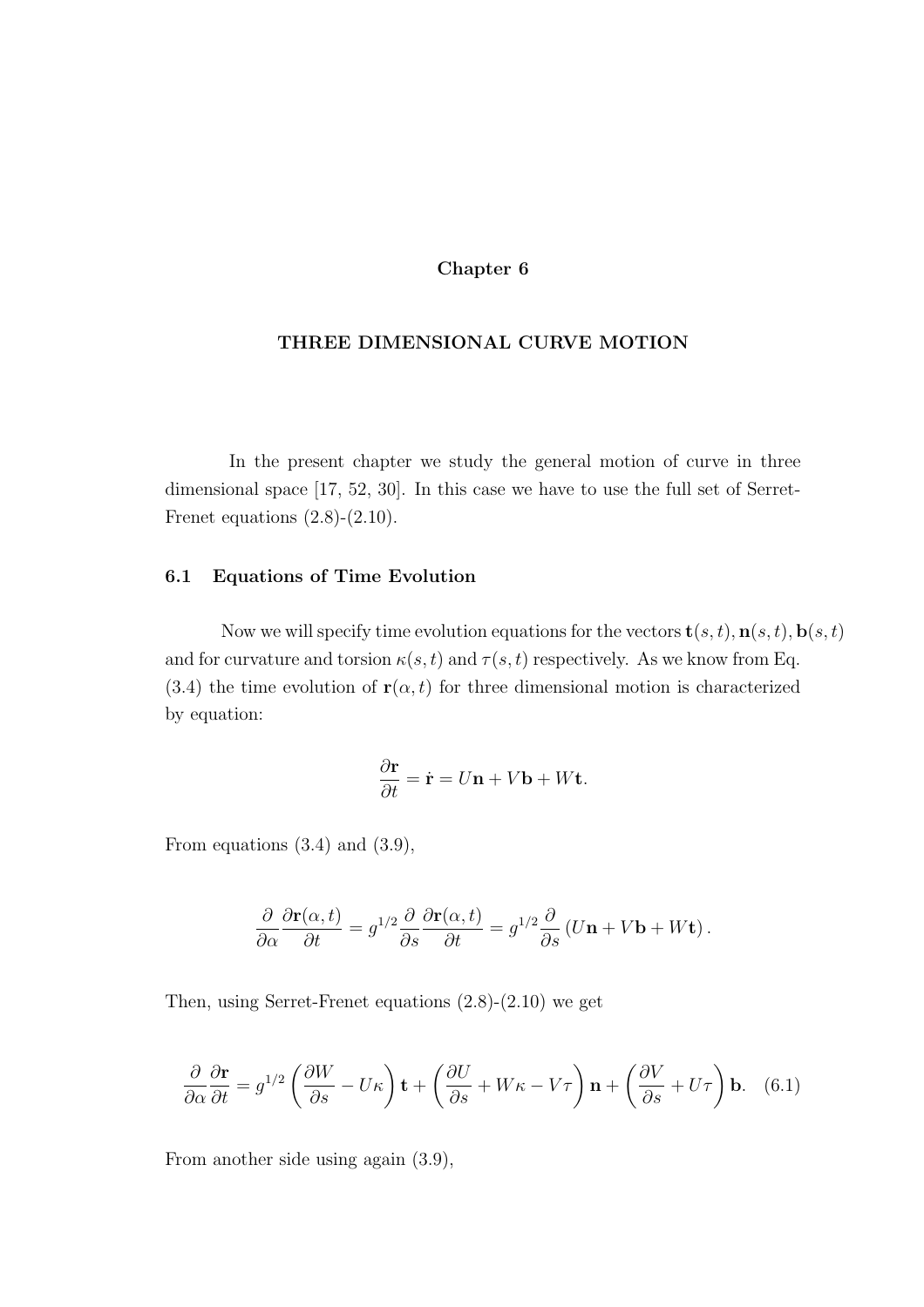# Chapter 6

# THREE DIMENSIONAL CURVE MOTION

In the present chapter we study the general motion of curve in three dimensional space [17, 52, 30]. In this case we have to use the full set of Serret-Frenet equations (2.8)-(2.10).

## 6.1 Equations of Time Evolution

Now we will specify time evolution equations for the vectors $\mathbf{t}(s,t), \mathbf{n}(s,t), \mathbf{b}(s,t)$ and for curvature and torsion $\kappa(s,t)$ and $\tau(s,t)$ respectively. As we know from Eq. (3.4) the time evolution of $\mathbf{r}(\alpha, t)$ for three dimensional motion is characterized by equation:

$$\frac{\partial \mathbf{r}}{\partial t} = \dot{\mathbf{r}} = U\mathbf{n} + V\mathbf{b} + W\mathbf{t}.$$

From equations (3.4) and (3.9),

$$\frac{\partial}{\partial \alpha}\frac{\partial \mathbf{r}(\alpha,t)}{\partial t} = g^{1/2}\frac{\partial}{\partial s}\frac{\partial \mathbf{r}(\alpha,t)}{\partial t} = g^{1/2}\frac{\partial}{\partial s}\left(U\mathbf{n} + V\mathbf{b} + W\mathbf{t}\right).$$

Then, using Serret-Frenet equations (2.8)-(2.10) we get

$$\frac{\partial}{\partial \alpha}\frac{\partial \mathbf{r}}{\partial t} = g^{1/2}\left(\frac{\partial W}{\partial s} - U\kappa\right)\mathbf{t} + \left(\frac{\partial U}{\partial s} + W\kappa - V\tau\right)\mathbf{n} + \left(\frac{\partial V}{\partial s} + U\tau\right)\mathbf{b}. \quad (6.1)$$

From another side using again (3.9),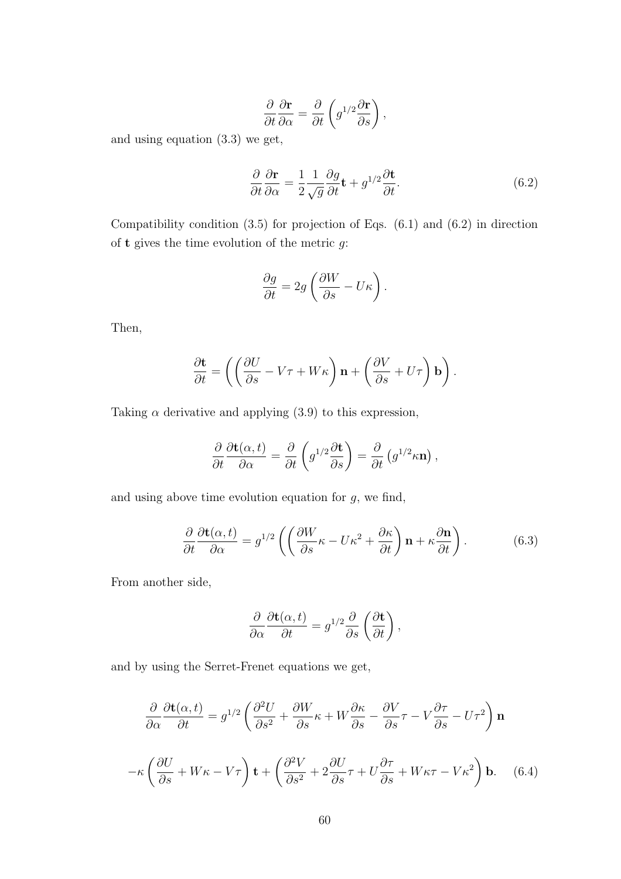$$\frac{\partial}{\partial t}\frac{\partial \mathbf{r}}{\partial \alpha} = \frac{\partial}{\partial t}\left(g^{1/2}\frac{\partial \mathbf{r}}{\partial s}\right),$$

and using equation (3.3) we get,

$$\frac{\partial}{\partial t}\frac{\partial \mathbf{r}}{\partial \alpha} = \frac{1}{2}\frac{1}{\sqrt{g}}\frac{\partial g}{\partial t}\mathbf{t} + g^{1/2}\frac{\partial \mathbf{t}}{\partial t}. \tag{6.2}$$

Compatibility condition (3.5) for projection of Eqs. (6.1) and (6.2) in direction of $\mathbf{t}$ gives the time evolution of the metric $g$:

$$\frac{\partial g}{\partial t} = 2g\left(\frac{\partial W}{\partial s} - U\kappa\right).$$

Then,

$$\frac{\partial \mathbf{t}}{\partial t} = \left(\left(\frac{\partial U}{\partial s} - V\tau + W\kappa\right)\mathbf{n} + \left(\frac{\partial V}{\partial s} + U\tau\right)\mathbf{b}\right).$$

Taking $\alpha$ derivative and applying (3.9) to this expression,

$$\frac{\partial}{\partial t}\frac{\partial \mathbf{t}(\alpha, t)}{\partial \alpha} = \frac{\partial}{\partial t}\left(g^{1/2}\frac{\partial \mathbf{t}}{\partial s}\right) = \frac{\partial}{\partial t}\left(g^{1/2}\kappa\mathbf{n}\right),$$

and using above time evolution equation for $g$, we find,

$$\frac{\partial}{\partial t}\frac{\partial \mathbf{t}(\alpha, t)}{\partial \alpha} = g^{1/2}\left(\left(\frac{\partial W}{\partial s}\kappa - U\kappa^2 + \frac{\partial \kappa}{\partial t}\right)\mathbf{n} + \kappa\frac{\partial \mathbf{n}}{\partial t}\right). \tag{6.3}$$

From another side,

$$\frac{\partial}{\partial \alpha}\frac{\partial \mathbf{t}(\alpha, t)}{\partial t} = g^{1/2}\frac{\partial}{\partial s}\left(\frac{\partial \mathbf{t}}{\partial t}\right),$$

and by using the Serret-Frenet equations we get,

$$\frac{\partial}{\partial \alpha}\frac{\partial \mathbf{t}(\alpha, t)}{\partial t} = g^{1/2}\left(\frac{\partial^2 U}{\partial s^2} + \frac{\partial W}{\partial s}\kappa + W\frac{\partial \kappa}{\partial s} - \frac{\partial V}{\partial s}\tau - V\frac{\partial \tau}{\partial s} - U\tau^2\right)\mathbf{n}$$

$$-\kappa\left(\frac{\partial U}{\partial s} + W\kappa - V\tau\right)\mathbf{t} + \left(\frac{\partial^2 V}{\partial s^2} + 2\frac{\partial U}{\partial s}\tau + U\frac{\partial \tau}{\partial s} + W\kappa\tau - V\kappa^2\right)\mathbf{b}. \tag{6.4}$$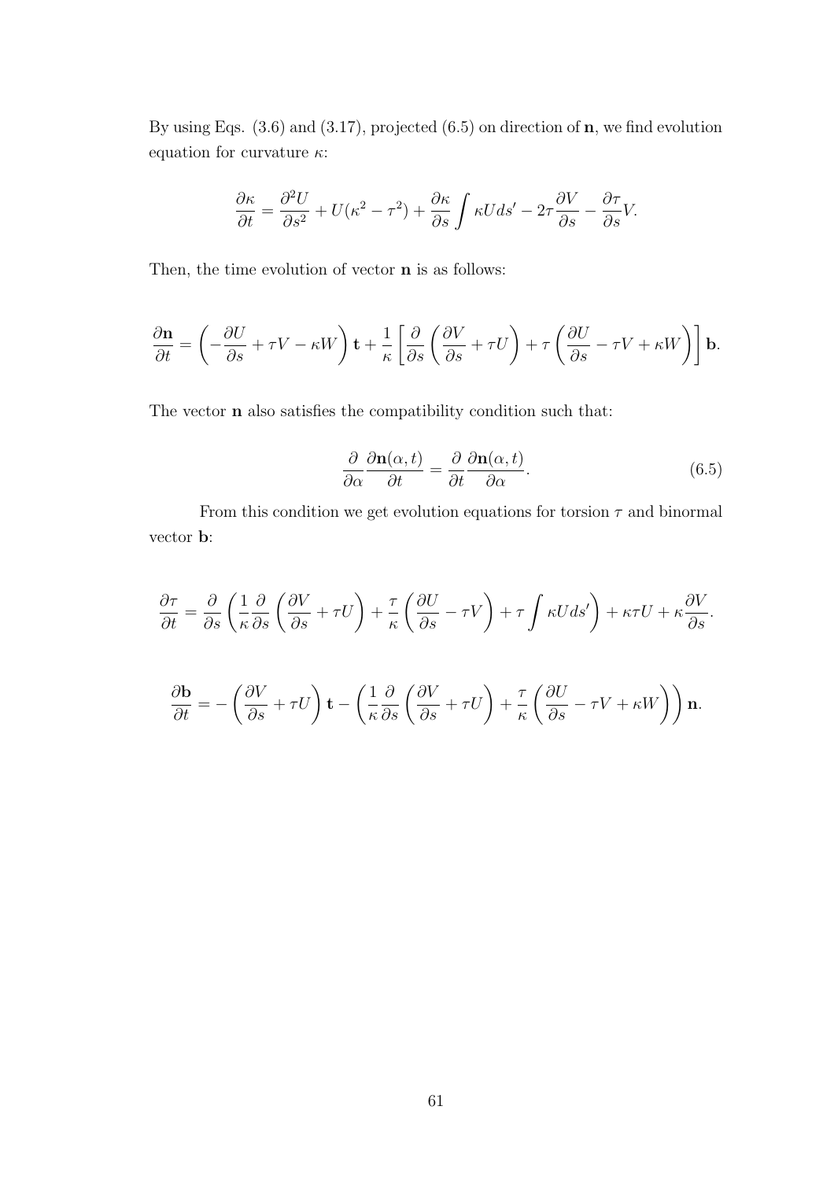By using Eqs. (3.6) and (3.17), projected (6.5) on direction of $\mathbf{n}$, we find evolution equation for curvature $\kappa$:

$$\frac{\partial \kappa}{\partial t} = \frac{\partial^2 U}{\partial s^2} + U(\kappa^2 - \tau^2) + \frac{\partial \kappa}{\partial s} \int \kappa U ds' - 2\tau \frac{\partial V}{\partial s} - \frac{\partial \tau}{\partial s} V.$$

Then, the time evolution of vector $\mathbf{n}$ is as follows:

$$\frac{\partial \mathbf{n}}{\partial t} = \left( -\frac{\partial U}{\partial s} + \tau V - \kappa W \right) \mathbf{t} + \frac{1}{\kappa} \left[ \frac{\partial}{\partial s} \left( \frac{\partial V}{\partial s} + \tau U \right) + \tau \left( \frac{\partial U}{\partial s} - \tau V + \kappa W \right) \right] \mathbf{b}.$$

The vector $\mathbf{n}$ also satisfies the compatibility condition such that:

$$\frac{\partial}{\partial \alpha} \frac{\partial \mathbf{n}(\alpha, t)}{\partial t} = \frac{\partial}{\partial t} \frac{\partial \mathbf{n}(\alpha, t)}{\partial \alpha}. \tag{6.5}$$

From this condition we get evolution equations for torsion $\tau$ and binormal vector $\mathbf{b}$:

$$\frac{\partial \tau}{\partial t} = \frac{\partial}{\partial s} \left( \frac{1}{\kappa} \frac{\partial}{\partial s} \left( \frac{\partial V}{\partial s} + \tau U \right) + \frac{\tau}{\kappa} \left( \frac{\partial U}{\partial s} - \tau V \right) + \tau \int \kappa U ds' \right) + \kappa \tau U + \kappa \frac{\partial V}{\partial s}.$$

$$\frac{\partial \mathbf{b}}{\partial t} = -\left( \frac{\partial V}{\partial s} + \tau U \right) \mathbf{t} - \left( \frac{1}{\kappa} \frac{\partial}{\partial s} \left( \frac{\partial V}{\partial s} + \tau U \right) + \frac{\tau}{\kappa} \left( \frac{\partial U}{\partial s} - \tau V + \kappa W \right) \right) \mathbf{n}.$$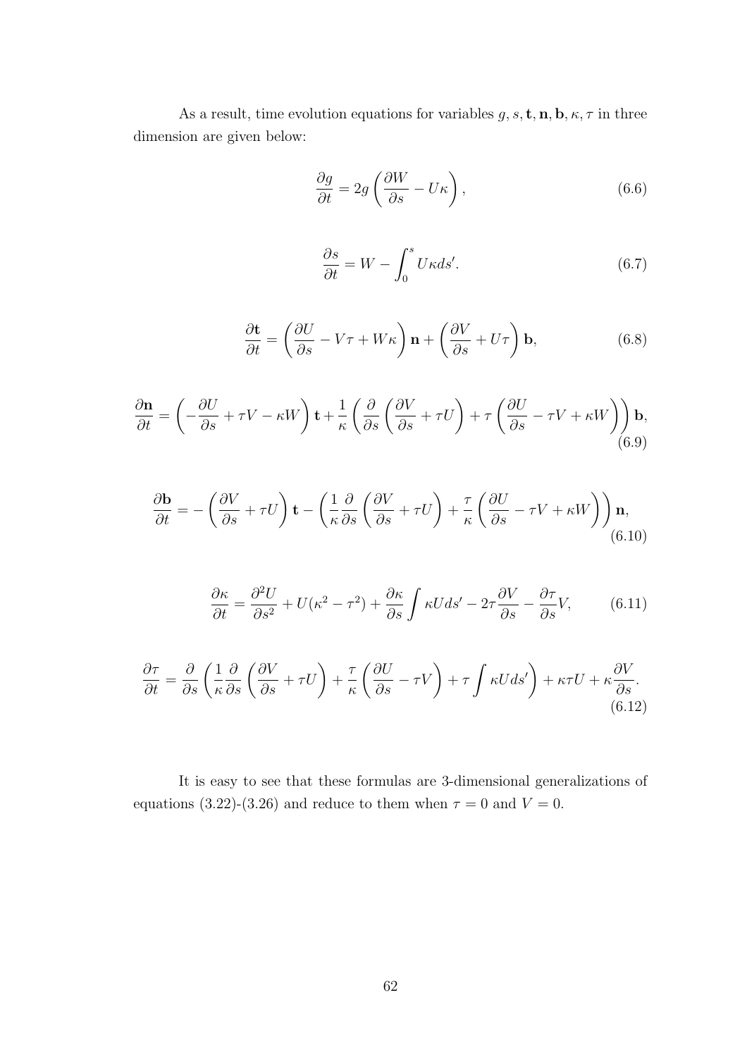As a result, time evolution equations for variables $g, s, \mathbf{t}, \mathbf{n}, \mathbf{b}, \kappa, \tau$ in three dimension are given below:

$$\frac{\partial g}{\partial t} = 2g\left(\frac{\partial W}{\partial s} - U\kappa\right), \tag{6.6}$$

$$\frac{\partial s}{\partial t} = W - \int_0^s U\kappa ds'. \tag{6.7}$$

$$\frac{\partial \mathbf{t}}{\partial t} = \left(\frac{\partial U}{\partial s} - V\tau + W\kappa\right)\mathbf{n} + \left(\frac{\partial V}{\partial s} + U\tau\right)\mathbf{b}, \tag{6.8}$$

$$\frac{\partial \mathbf{n}}{\partial t} = \left(-\frac{\partial U}{\partial s} + \tau V - \kappa W\right)\mathbf{t} + \frac{1}{\kappa}\left(\frac{\partial}{\partial s}\left(\frac{\partial V}{\partial s} + \tau U\right) + \tau\left(\frac{\partial U}{\partial s} - \tau V + \kappa W\right)\right)\mathbf{b}, \tag{6.9}$$

$$\frac{\partial \mathbf{b}}{\partial t} = -\left(\frac{\partial V}{\partial s} + \tau U\right)\mathbf{t} - \left(\frac{1}{\kappa}\frac{\partial}{\partial s}\left(\frac{\partial V}{\partial s} + \tau U\right) + \frac{\tau}{\kappa}\left(\frac{\partial U}{\partial s} - \tau V + \kappa W\right)\right)\mathbf{n}, \tag{6.10}$$

$$\frac{\partial \kappa}{\partial t} = \frac{\partial^2 U}{\partial s^2} + U(\kappa^2 - \tau^2) + \frac{\partial \kappa}{\partial s}\int \kappa U ds' - 2\tau\frac{\partial V}{\partial s} - \frac{\partial \tau}{\partial s}V, \tag{6.11}$$

$$\frac{\partial \tau}{\partial t} = \frac{\partial}{\partial s}\left(\frac{1}{\kappa}\frac{\partial}{\partial s}\left(\frac{\partial V}{\partial s} + \tau U\right) + \frac{\tau}{\kappa}\left(\frac{\partial U}{\partial s} - \tau V\right) + \tau\int \kappa U ds'\right) + \kappa\tau U + \kappa\frac{\partial V}{\partial s}. \tag{6.12}$$

It is easy to see that these formulas are 3-dimensional generalizations of equations (3.22)-(3.26) and reduce to them when $\tau = 0$ and $V = 0$.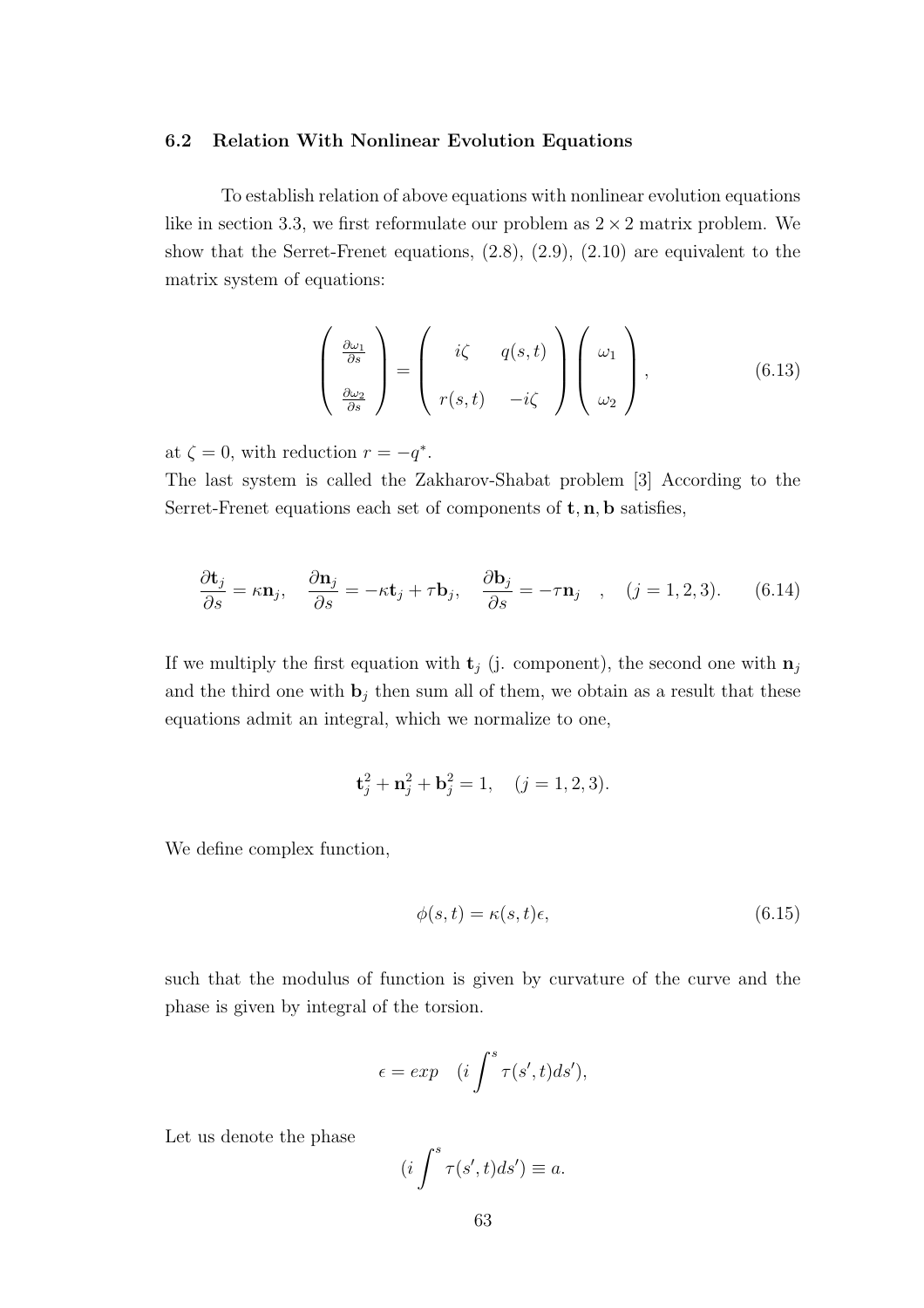### 6.2 Relation With Nonlinear Evolution Equations

To establish relation of above equations with nonlinear evolution equations like in section 3.3, we first reformulate our problem as $2 \times 2$ matrix problem. We show that the Serret-Frenet equations, (2.8), (2.9), (2.10) are equivalent to the matrix system of equations:

$$
\begin{pmatrix} \frac{\partial \omega_1}{\partial s} \\ \\ \frac{\partial \omega_2}{\partial s} \end{pmatrix} = \begin{pmatrix} i\zeta & q(s,t) \\ \\ r(s,t) & -i\zeta \end{pmatrix} \begin{pmatrix} \omega_1 \\ \\ \omega_2 \end{pmatrix}, \tag{6.13}
$$

at $\zeta = 0$, with reduction $r = -q^*$.

The last system is called the Zakharov-Shabat problem [3] According to the Serret-Frenet equations each set of components of $\mathbf{t}, \mathbf{n}, \mathbf{b}$ satisfies,

$$
\frac{\partial \mathbf{t}_j}{\partial s} = \kappa \mathbf{n}_j, \quad \frac{\partial \mathbf{n}_j}{\partial s} = -\kappa \mathbf{t}_j + \tau \mathbf{b}_j, \quad \frac{\partial \mathbf{b}_j}{\partial s} = -\tau \mathbf{n}_j \quad , \quad (j = 1, 2, 3). \tag{6.14}
$$

If we multiply the first equation with $\mathbf{t}_j$ (j. component), the second one with $\mathbf{n}_j$ and the third one with $\mathbf{b}_j$ then sum all of them, we obtain as a result that these equations admit an integral, which we normalize to one,

$$
\mathbf{t}_j^2 + \mathbf{n}_j^2 + \mathbf{b}_j^2 = 1, \quad (j = 1, 2, 3).
$$

We define complex function,

$$
\phi(s,t) = \kappa(s,t)\epsilon, \tag{6.15}
$$

such that the modulus of function is given by curvature of the curve and the phase is given by integral of the torsion.

$$
\epsilon = exp \quad (i \int^s \tau(s', t) ds'),
$$

Let us denote the phase

$$
(i \int^s \tau(s', t) ds') \equiv a.
$$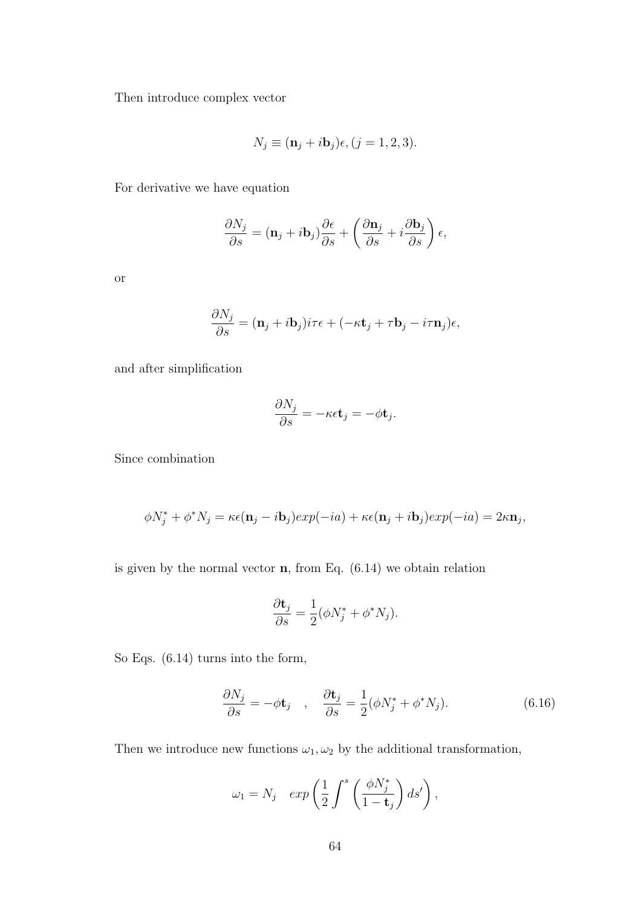Then introduce complex vector

$$N_j \equiv (\mathbf{n}_j + i\mathbf{b}_j)\epsilon, (j = 1, 2, 3).$$

For derivative we have equation

$$\frac{\partial N_j}{\partial s} = (\mathbf{n}_j + i\mathbf{b}_j)\frac{\partial \epsilon}{\partial s} + \left(\frac{\partial \mathbf{n}_j}{\partial s} + i\frac{\partial \mathbf{b}_j}{\partial s}\right)\epsilon,$$

or

$$\frac{\partial N_j}{\partial s} = (\mathbf{n}_j + i\mathbf{b}_j)i\tau\epsilon + (-\kappa\mathbf{t}_j + \tau\mathbf{b}_j - i\tau\mathbf{n}_j)\epsilon,$$

and after simplification

$$\frac{\partial N_j}{\partial s} = -\kappa\epsilon\mathbf{t}_j = -\phi\mathbf{t}_j.$$

Since combination

$$\phi N_j^* + \phi^* N_j = \kappa\epsilon(\mathbf{n}_j - i\mathbf{b}_j)exp(-ia) + \kappa\epsilon(\mathbf{n}_j + i\mathbf{b}_j)exp(-ia) = 2\kappa\mathbf{n}_j,$$

is given by the normal vector $\mathbf{n}$, from Eq. (6.14) we obtain relation

$$\frac{\partial \mathbf{t}_j}{\partial s} = \frac{1}{2}(\phi N_j^* + \phi^* N_j).$$

So Eqs. (6.14) turns into the form,

$$\frac{\partial N_j}{\partial s} = -\phi\mathbf{t}_j \quad , \quad \frac{\partial \mathbf{t}_j}{\partial s} = \frac{1}{2}(\phi N_j^* + \phi^* N_j). \tag{6.16}$$

Then we introduce new functions $\omega_1, \omega_2$ by the additional transformation,

$$\omega_1 = N_j \quad exp\left(\frac{1}{2}\int^s \left(\frac{\phi N_j^*}{1 - \mathbf{t}_j}\right) ds'\right),$$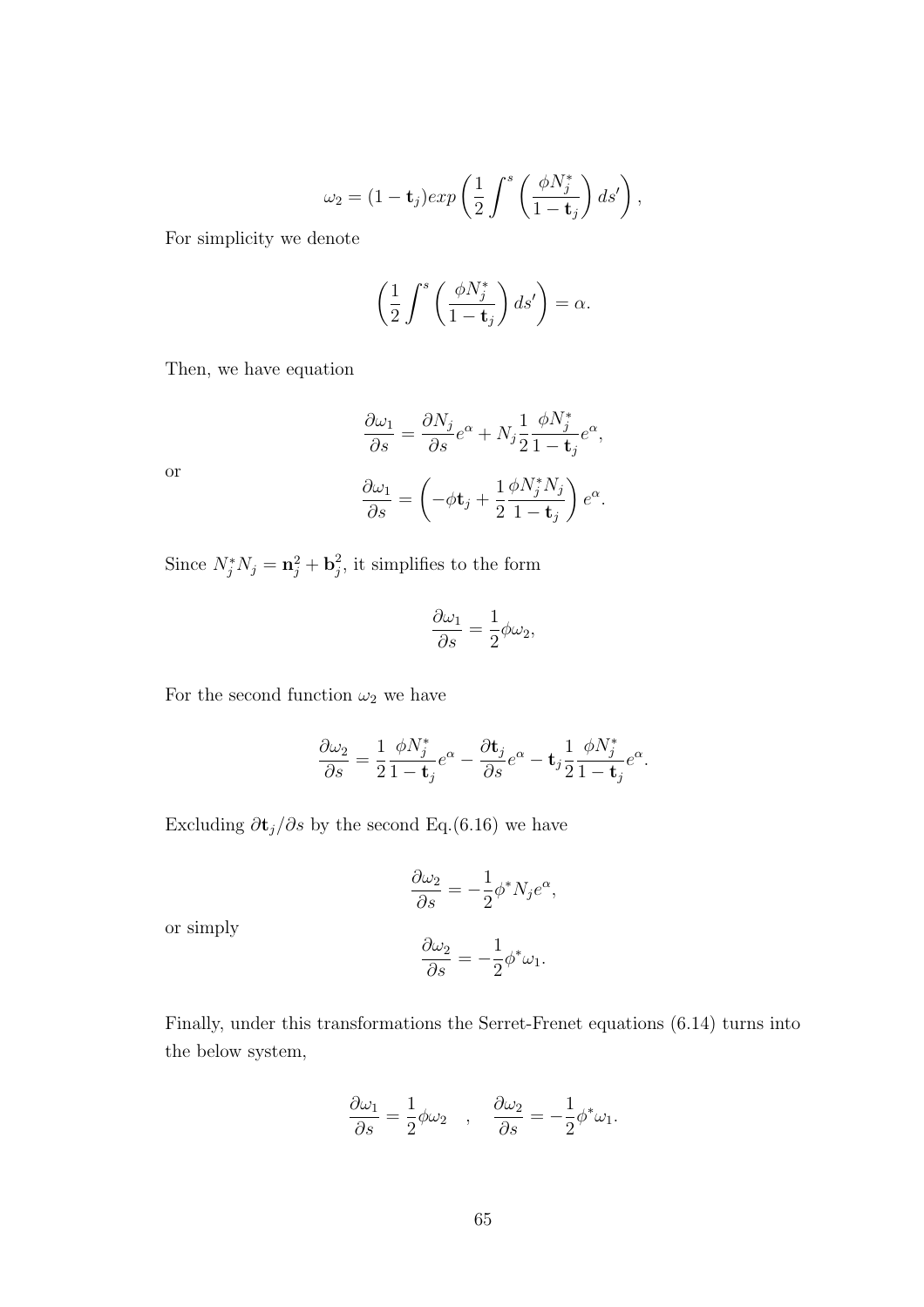$$\omega_2 = (1 - \mathbf{t}_j) exp\left(\frac{1}{2}\int^s \left(\frac{\phi N_j^*}{1 - \mathbf{t}_j}\right) ds'\right),$$

For simplicity we denote

$$\left(\frac{1}{2}\int^s \left(\frac{\phi N_j^*}{1 - \mathbf{t}_j}\right) ds'\right) = \alpha.$$

Then, we have equation

$$\frac{\partial \omega_1}{\partial s} = \frac{\partial N_j}{\partial s} e^{\alpha} + N_j \frac{1}{2} \frac{\phi N_j^*}{1 - \mathbf{t}_j} e^{\alpha},$$

or

$$\frac{\partial \omega_1}{\partial s} = \left(-\phi \mathbf{t}_j + \frac{1}{2} \frac{\phi N_j^* N_j}{1 - \mathbf{t}_j}\right) e^{\alpha}.$$

Since $N_j^* N_j = \mathbf{n}_j^2 + \mathbf{b}_j^2$, it simplifies to the form

$$\frac{\partial \omega_1}{\partial s} = \frac{1}{2} \phi \omega_2,$$

For the second function $\omega_2$ we have

$$\frac{\partial \omega_2}{\partial s} = \frac{1}{2} \frac{\phi N_j^*}{1 - \mathbf{t}_j} e^{\alpha} - \frac{\partial \mathbf{t}_j}{\partial s} e^{\alpha} - \mathbf{t}_j \frac{1}{2} \frac{\phi N_j^*}{1 - \mathbf{t}_j} e^{\alpha}.$$

Excluding $\partial \mathbf{t}_j / \partial s$ by the second Eq.(6.16) we have

$$\frac{\partial \omega_2}{\partial s} = -\frac{1}{2} \phi^* N_j e^{\alpha},$$

or simply

$$\frac{\partial \omega_2}{\partial s} = -\frac{1}{2} \phi^* \omega_1.$$

Finally, under this transformations the Serret-Frenet equations (6.14) turns into the below system,

$$\frac{\partial \omega_1}{\partial s} = \frac{1}{2} \phi \omega_2 \quad , \quad \frac{\partial \omega_2}{\partial s} = -\frac{1}{2} \phi^* \omega_1.$$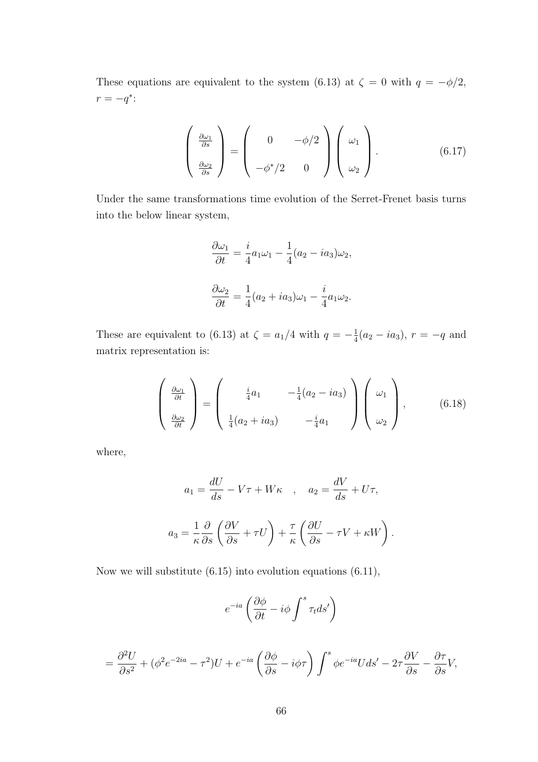These equations are equivalent to the system (6.13) at $\zeta = 0$ with $q = -\phi/2$, $r = -q^*$:

$$\begin{pmatrix} \frac{\partial \omega_1}{\partial s} \\ \\ \frac{\partial \omega_2}{\partial s} \end{pmatrix} = \begin{pmatrix} 0 & -\phi/2 \\ \\ -\phi^*/2 & 0 \end{pmatrix} \begin{pmatrix} \omega_1 \\ \\ \omega_2 \end{pmatrix}. \tag{6.17}$$

Under the same transformations time evolution of the Serret-Frenet basis turns into the below linear system,

$$\frac{\partial \omega_1}{\partial t} = \frac{i}{4} a_1 \omega_1 - \frac{1}{4}(a_2 - i a_3)\omega_2,$$

$$\frac{\partial \omega_2}{\partial t} = \frac{1}{4}(a_2 + i a_3)\omega_1 - \frac{i}{4} a_1 \omega_2.$$

These are equivalent to (6.13) at $\zeta = a_1/4$ with $q = -\frac{1}{4}(a_2 - i a_3)$, $r = -q$ and matrix representation is:

$$\begin{pmatrix} \frac{\partial \omega_1}{\partial t} \\ \\ \frac{\partial \omega_2}{\partial t} \end{pmatrix} = \begin{pmatrix} \frac{i}{4} a_1 & -\frac{1}{4}(a_2 - i a_3) \\ \\ \frac{1}{4}(a_2 + i a_3) & -\frac{i}{4} a_1 \end{pmatrix} \begin{pmatrix} \omega_1 \\ \\ \omega_2 \end{pmatrix}, \tag{6.18}$$

where,

$$a_1 = \frac{dU}{ds} - V\tau + W\kappa \quad , \quad a_2 = \frac{dV}{ds} + U\tau,$$

$$a_3 = \frac{1}{\kappa}\frac{\partial}{\partial s}\left(\frac{\partial V}{\partial s} + \tau U\right) + \frac{\tau}{\kappa}\left(\frac{\partial U}{\partial s} - \tau V + \kappa W\right).$$

Now we will substitute (6.15) into evolution equations (6.11),

$$e^{-ia}\left(\frac{\partial \phi}{\partial t} - i\phi \int^s \tau_t ds'\right)$$

$$= \frac{\partial^2 U}{\partial s^2} + (\phi^2 e^{-2ia} - \tau^2)U + e^{-ia}\left(\frac{\partial \phi}{\partial s} - i\phi\tau\right)\int^s \phi e^{-ia} U ds' - 2\tau \frac{\partial V}{\partial s} - \frac{\partial \tau}{\partial s} V,$$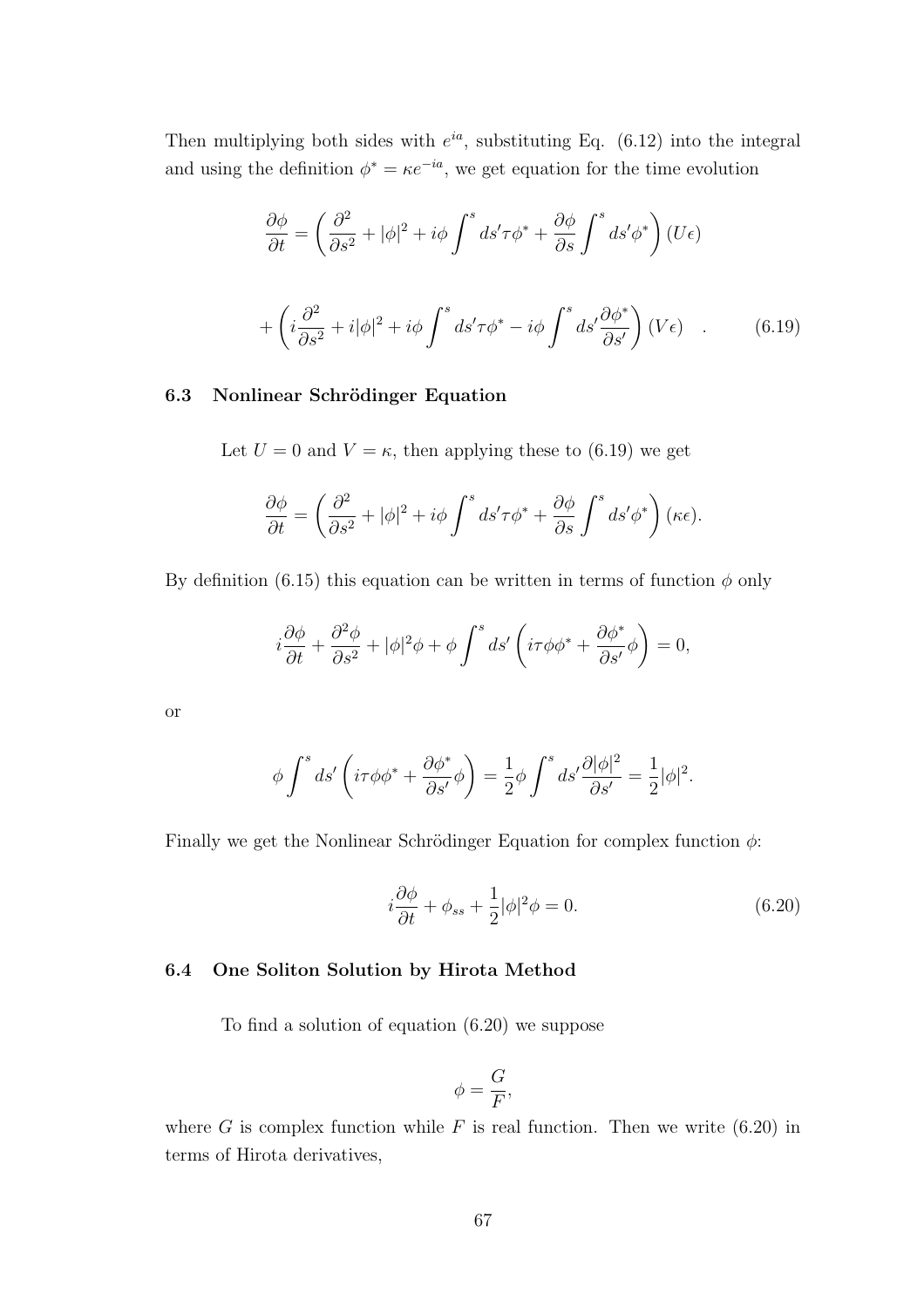Then multiplying both sides with $e^{ia}$, substituting Eq. (6.12) into the integral and using the definition $\phi^* = \kappa e^{-ia}$, we get equation for the time evolution

$$
\frac{\partial \phi}{\partial t} = \left( \frac{\partial^2}{\partial s^2} + |\phi|^2 + i\phi \int^s ds' \tau \phi^* + \frac{\partial \phi}{\partial s} \int^s ds' \phi^* \right) (U\epsilon)
$$

$$
+ \left( i\frac{\partial^2}{\partial s^2} + i|\phi|^2 + i\phi \int^s ds' \tau \phi^* - i\phi \int^s ds' \frac{\partial \phi^*}{\partial s'} \right) (V\epsilon) \quad . \qquad (6.19)
$$

### 6.3 Nonlinear Schrödinger Equation

Let $U = 0$ and $V = \kappa$, then applying these to (6.19) we get

$$
\frac{\partial \phi}{\partial t} = \left( \frac{\partial^2}{\partial s^2} + |\phi|^2 + i\phi \int^s ds' \tau \phi^* + \frac{\partial \phi}{\partial s} \int^s ds' \phi^* \right) (\kappa\epsilon).
$$

By definition (6.15) this equation can be written in terms of function $\phi$ only

$$
i\frac{\partial \phi}{\partial t} + \frac{\partial^2 \phi}{\partial s^2} + |\phi|^2 \phi + \phi \int^s ds' \left( i\tau\phi\phi^* + \frac{\partial \phi^*}{\partial s'} \phi \right) = 0,
$$

or

$$
\phi \int^s ds' \left( i\tau\phi\phi^* + \frac{\partial \phi^*}{\partial s'} \phi \right) = \frac{1}{2} \phi \int^s ds' \frac{\partial |\phi|^2}{\partial s'} = \frac{1}{2} |\phi|^2.
$$

Finally we get the Nonlinear Schrödinger Equation for complex function $\phi$:

$$
i\frac{\partial \phi}{\partial t} + \phi_{ss} + \frac{1}{2}|\phi|^2 \phi = 0. \qquad (6.20)
$$

### 6.4 One Soliton Solution by Hirota Method

To find a solution of equation (6.20) we suppose

$$
\phi = \frac{G}{F},
$$

where $G$ is complex function while $F$ is real function. Then we write (6.20) in terms of Hirota derivatives,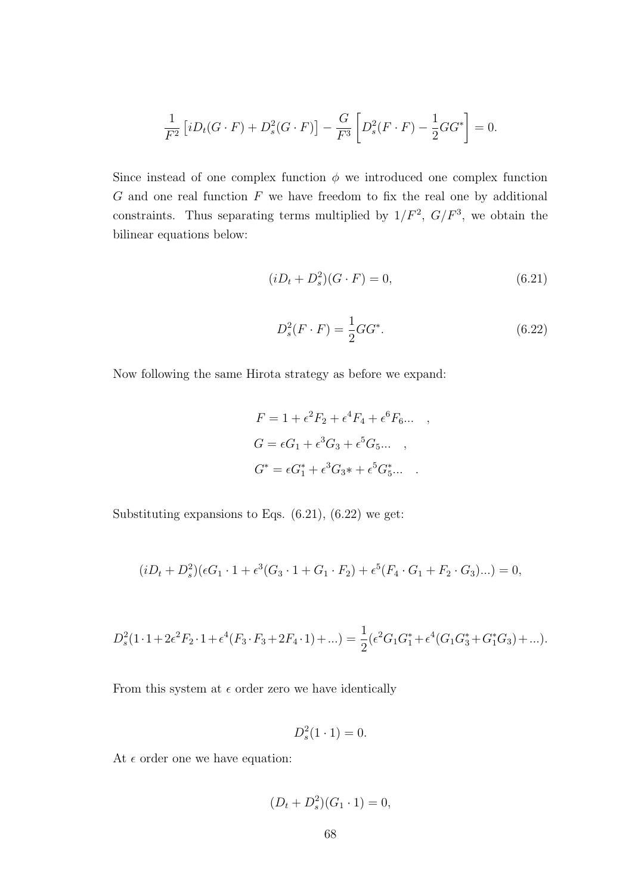$$\frac{1}{F^2}\left[iD_t(G\cdot F)+D_s^2(G\cdot F)\right]-\frac{G}{F^3}\left[D_s^2(F\cdot F)-\frac{1}{2}GG^*\right]=0.$$

Since instead of one complex function $\phi$ we introduced one complex function $G$ and one real function $F$ we have freedom to fix the real one by additional constraints. Thus separating terms multiplied by $1/F^2$, $G/F^3$, we obtain the bilinear equations below:

$$(iD_t+D_s^2)(G\cdot F)=0, \tag{6.21}$$

$$D_s^2(F\cdot F)=\frac{1}{2}GG^*. \tag{6.22}$$

Now following the same Hirota strategy as before we expand:

$$\begin{aligned}
F &= 1+\epsilon^2F_2+\epsilon^4F_4+\epsilon^6F_6... \quad , \\
G &= \epsilon G_1+\epsilon^3G_3+\epsilon^5G_5... \quad , \\
G^* &= \epsilon G_1^*+\epsilon^3G_3*+\epsilon^5G_5^*... \quad .
\end{aligned}$$

Substituting expansions to Eqs. (6.21), (6.22) we get:

$$(iD_t+D_s^2)(\epsilon G_1\cdot 1+\epsilon^3(G_3\cdot 1+G_1\cdot F_2)+\epsilon^5(F_4\cdot G_1+F_2\cdot G_3)...)=0,$$

$$D_s^2(1\cdot 1+2\epsilon^2F_2\cdot 1+\epsilon^4(F_3\cdot F_3+2F_4\cdot 1)+...)=\frac{1}{2}(\epsilon^2G_1G_1^*+\epsilon^4(G_1G_3^*+G_1^*G_3)+...).$$

From this system at $\epsilon$ order zero we have identically

$$D_s^2(1\cdot 1)=0.$$

At $\epsilon$ order one we have equation:

$$(D_t+D_s^2)(G_1\cdot 1)=0,$$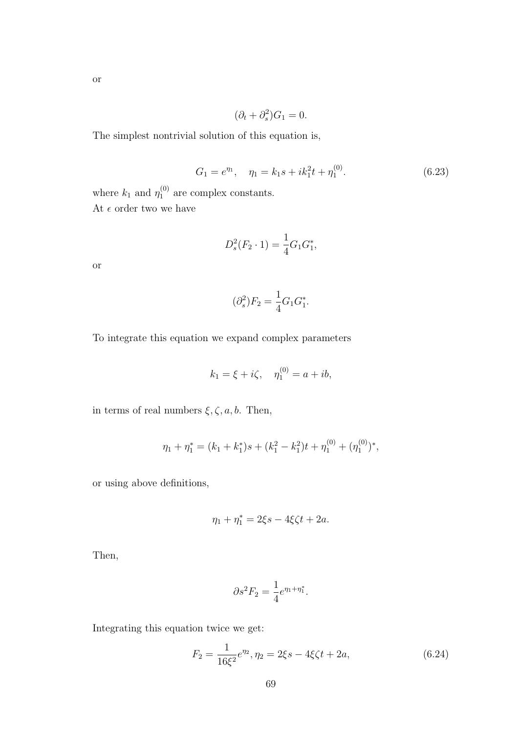or

$$(\partial_t + \partial_s^2)G_1 = 0.$$

The simplest nontrivial solution of this equation is,

$$G_1 = e^{\eta_1}, \quad \eta_1 = k_1 s + i k_1^2 t + \eta_1^{(0)}. \tag{6.23}$$

where $k_1$ and $\eta_1^{(0)}$ are complex constants.
At $\epsilon$ order two we have

$$D_s^2(F_2 \cdot 1) = \frac{1}{4} G_1 G_1^*,$$

or

$$(\partial_s^2) F_2 = \frac{1}{4} G_1 G_1^*.$$

To integrate this equation we expand complex parameters

$$k_1 = \xi + i\zeta, \quad \eta_1^{(0)} = a + ib,$$

in terms of real numbers $\xi, \zeta, a, b$. Then,

$$\eta_1 + \eta_1^* = (k_1 + k_1^*)s + (k_1^2 - k_1^2)t + \eta_1^{(0)} + (\eta_1^{(0)})^*,$$

or using above definitions,

$$\eta_1 + \eta_1^* = 2\xi s - 4\xi\zeta t + 2a.$$

Then,

$$\partial s^2 F_2 = \frac{1}{4} e^{\eta_1 + \eta_1^*}.$$

Integrating this equation twice we get:

$$F_2 = \frac{1}{16\xi^2} e^{\eta_2}, \eta_2 = 2\xi s - 4\xi\zeta t + 2a, \tag{6.24}$$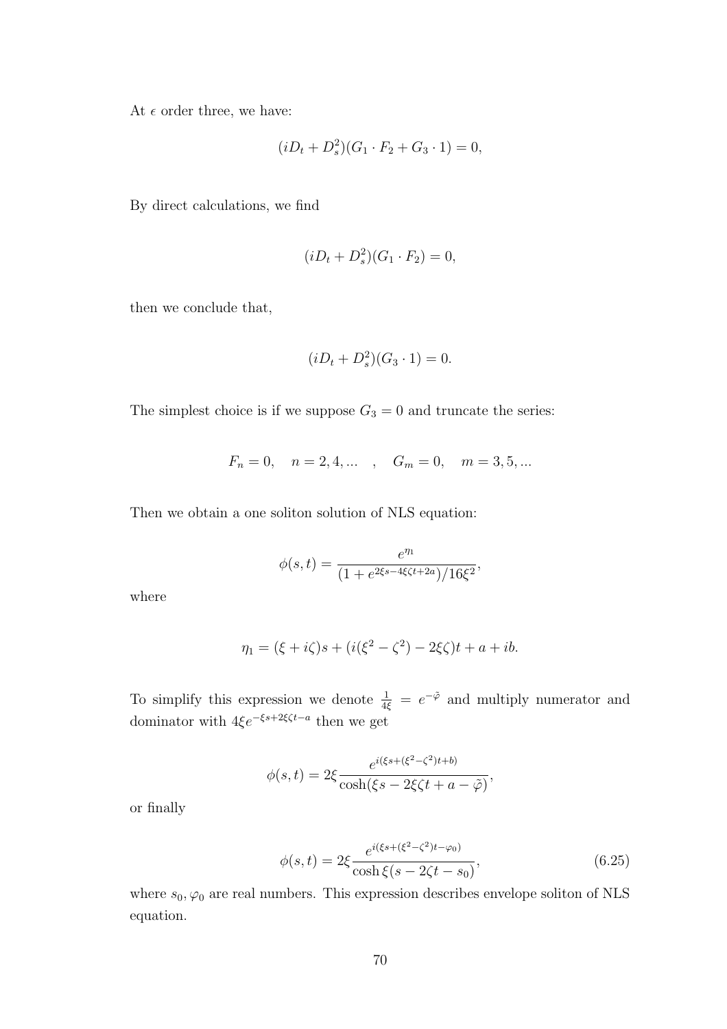At $\epsilon$ order three, we have:

$$(iD_t + D_s^2)(G_1 \cdot F_2 + G_3 \cdot 1) = 0,$$

By direct calculations, we find

$$(iD_t + D_s^2)(G_1 \cdot F_2) = 0,$$

then we conclude that,

$$(iD_t + D_s^2)(G_3 \cdot 1) = 0.$$

The simplest choice is if we suppose $G_3 = 0$ and truncate the series:

$$F_n = 0, \quad n = 2, 4, ... \quad , \quad G_m = 0, \quad m = 3, 5, ...$$

Then we obtain a one soliton solution of NLS equation:

$$\phi(s,t) = \frac{e^{\eta_1}}{(1 + e^{2\xi s - 4\xi\zeta t + 2a})/16\xi^2},$$

where

$$\eta_1 = (\xi + i\zeta)s + (i(\xi^2 - \zeta^2) - 2\xi\zeta)t + a + ib.$$

To simplify this expression we denote $\frac{1}{4\xi} = e^{-\tilde{\varphi}}$ and multiply numerator and dominator with $4\xi e^{-\xi s + 2\xi\zeta t - a}$ then we get

$$\phi(s,t) = 2\xi \frac{e^{i(\xi s + (\xi^2 - \zeta^2)t + b)}}{\cosh(\xi s - 2\xi\zeta t + a - \tilde{\varphi})},$$

or finally

$$\phi(s,t) = 2\xi \frac{e^{i(\xi s + (\xi^2 - \zeta^2)t - \varphi_0)}}{\cosh \xi(s - 2\zeta t - s_0)}, \tag{6.25}$$

where $s_0, \varphi_0$ are real numbers. This expression describes envelope soliton of NLS equation.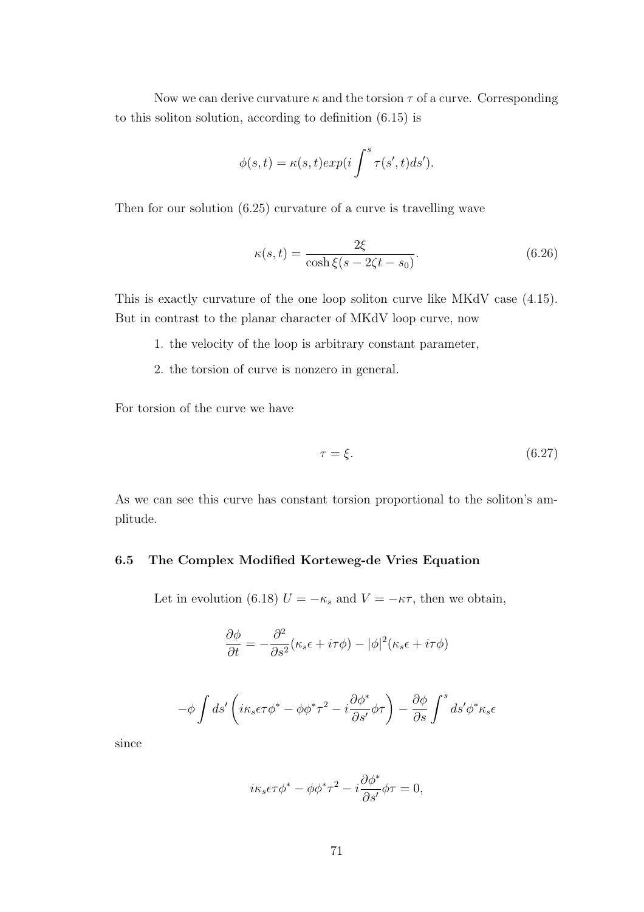Now we can derive curvature $\kappa$ and the torsion $\tau$ of a curve. Corresponding to this soliton solution, according to definition (6.15) is

$$\phi(s,t) = \kappa(s,t) exp(i \int^{s} \tau(s',t) ds').$$

Then for our solution (6.25) curvature of a curve is travelling wave

$$\kappa(s,t) = \frac{2\xi}{\cosh \xi(s - 2\zeta t - s_0)}. \tag{6.26}$$

This is exactly curvature of the one loop soliton curve like MKdV case (4.15). But in contrast to the planar character of MKdV loop curve, now

1. the velocity of the loop is arbitrary constant parameter,
2. the torsion of curve is nonzero in general.

For torsion of the curve we have

$$\tau = \xi. \tag{6.27}$$

As we can see this curve has constant torsion proportional to the soliton's amplitude.

### 6.5 The Complex Modified Korteweg-de Vries Equation

Let in evolution (6.18) $U = -\kappa_s$ and $V = -\kappa\tau$, then we obtain,

$$\frac{\partial \phi}{\partial t} = -\frac{\partial^2}{\partial s^2}(\kappa_s \epsilon + i\tau\phi) - |\phi|^2(\kappa_s \epsilon + i\tau\phi)$$

$$-\phi \int ds' \left( i\kappa_s \epsilon \tau \phi^* - \phi\phi^* \tau^2 - i\frac{\partial \phi^*}{\partial s'}\phi\tau \right) - \frac{\partial \phi}{\partial s} \int^{s} ds' \phi^* \kappa_s \epsilon$$

since

$$i\kappa_s \epsilon \tau \phi^* - \phi\phi^* \tau^2 - i\frac{\partial \phi^*}{\partial s'}\phi\tau = 0,$$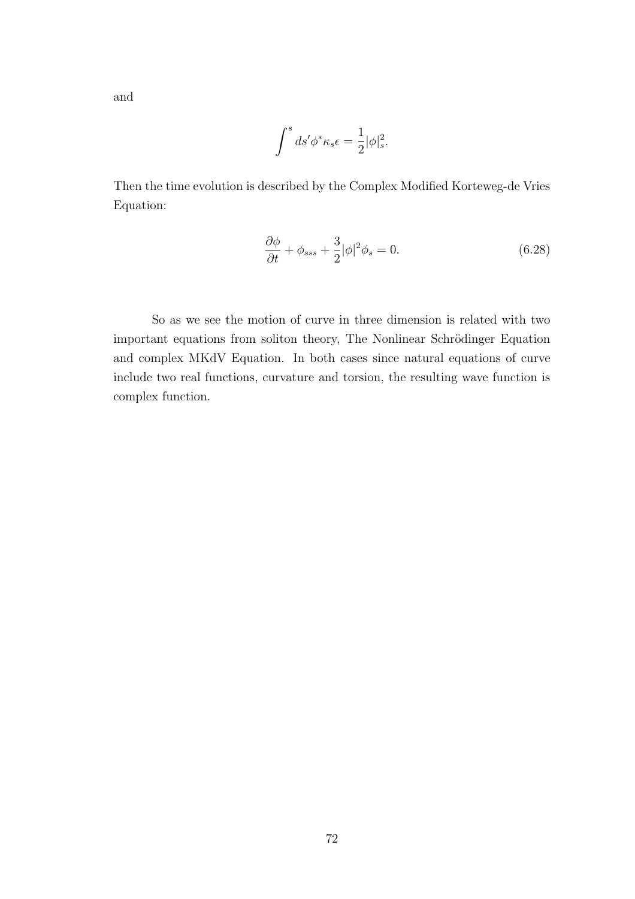and

$$\int^{s} ds' \phi^* \kappa_s \epsilon = \frac{1}{2}|\phi|_s^2.$$

Then the time evolution is described by the Complex Modified Korteweg-de Vries Equation:

$$\frac{\partial \phi}{\partial t} + \phi_{sss} + \frac{3}{2}|\phi|^2 \phi_s = 0. \tag{6.28}$$

So as we see the motion of curve in three dimension is related with two important equations from soliton theory, The Nonlinear Schrödinger Equation and complex MKdV Equation. In both cases since natural equations of curve include two real functions, curvature and torsion, the resulting wave function is complex function.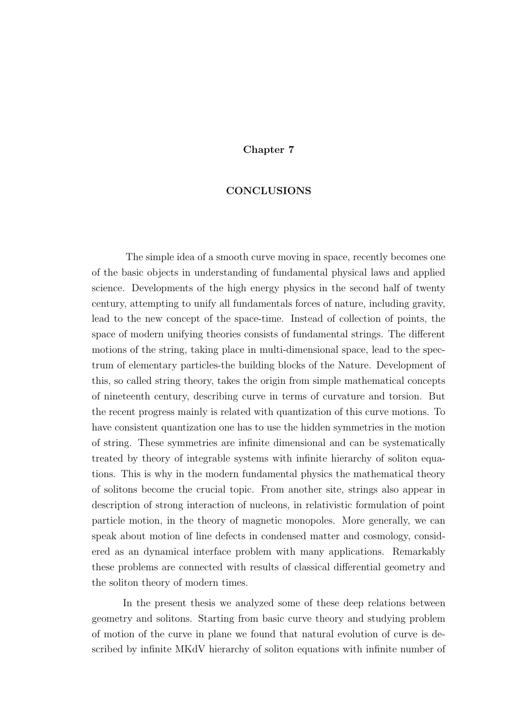# Chapter 7

## CONCLUSIONS

The simple idea of a smooth curve moving in space, recently becomes one of the basic objects in understanding of fundamental physical laws and applied science. Developments of the high energy physics in the second half of twenty century, attempting to unify all fundamentals forces of nature, including gravity, lead to the new concept of the space-time. Instead of collection of points, the space of modern unifying theories consists of fundamental strings. The different motions of the string, taking place in multi-dimensional space, lead to the spectrum of elementary particles-the building blocks of the Nature. Development of this, so called string theory, takes the origin from simple mathematical concepts of nineteenth century, describing curve in terms of curvature and torsion. But the recent progress mainly is related with quantization of this curve motions. To have consistent quantization one has to use the hidden symmetries in the motion of string. These symmetries are infinite dimensional and can be systematically treated by theory of integrable systems with infinite hierarchy of soliton equations. This is why in the modern fundamental physics the mathematical theory of solitons become the crucial topic. From another site, strings also appear in description of strong interaction of nucleons, in relativistic formulation of point particle motion, in the theory of magnetic monopoles. More generally, we can speak about motion of line defects in condensed matter and cosmology, considered as an dynamical interface problem with many applications. Remarkably these problems are connected with results of classical differential geometry and the soliton theory of modern times.

In the present thesis we analyzed some of these deep relations between geometry and solitons. Starting from basic curve theory and studying problem of motion of the curve in plane we found that natural evolution of curve is described by infinite MKdV hierarchy of soliton equations with infinite number of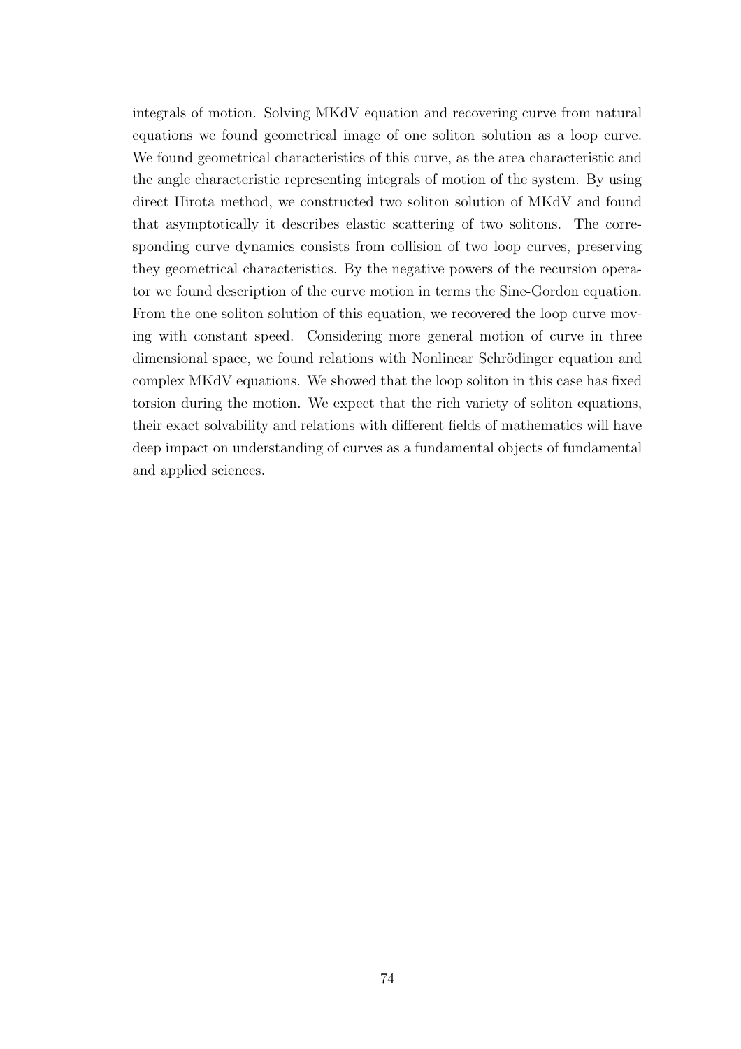integrals of motion. Solving MKdV equation and recovering curve from natural equations we found geometrical image of one soliton solution as a loop curve. We found geometrical characteristics of this curve, as the area characteristic and the angle characteristic representing integrals of motion of the system. By using direct Hirota method, we constructed two soliton solution of MKdV and found that asymptotically it describes elastic scattering of two solitons. The corresponding curve dynamics consists from collision of two loop curves, preserving they geometrical characteristics. By the negative powers of the recursion operator we found description of the curve motion in terms the Sine-Gordon equation. From the one soliton solution of this equation, we recovered the loop curve moving with constant speed. Considering more general motion of curve in three dimensional space, we found relations with Nonlinear Schrödinger equation and complex MKdV equations. We showed that the loop soliton in this case has fixed torsion during the motion. We expect that the rich variety of soliton equations, their exact solvability and relations with different fields of mathematics will have deep impact on understanding of curves as a fundamental objects of fundamental and applied sciences.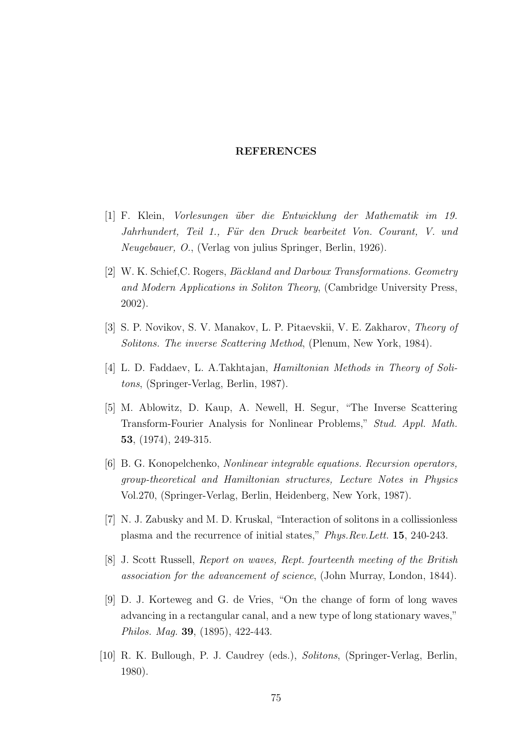## REFERENCES

[1] F. Klein, *Vorlesungen über die Entwicklung der Mathematik im 19. Jahrhundert, Teil 1., Für den Druck bearbeitet Von. Courant, V. und Neugebauer, O.*, (Verlag von julius Springer, Berlin, 1926).

[2] W. K. Schief,C. Rogers, *Bäckland and Darboux Transformations. Geometry and Modern Applications in Soliton Theory*, (Cambridge University Press, 2002).

[3] S. P. Novikov, S. V. Manakov, L. P. Pitaevskii, V. E. Zakharov, *Theory of Solitons. The inverse Scattering Method*, (Plenum, New York, 1984).

[4] L. D. Faddaev, L. A.Takhtajan, *Hamiltonian Methods in Theory of Solitons*, (Springer-Verlag, Berlin, 1987).

[5] M. Ablowitz, D. Kaup, A. Newell, H. Segur, "The Inverse Scattering Transform-Fourier Analysis for Nonlinear Problems," *Stud. Appl. Math.* **53**, (1974), 249-315.

[6] B. G. Konopelchenko, *Nonlinear integrable equations. Recursion operators, group-theoretical and Hamiltonian structures, Lecture Notes in Physics* Vol.270, (Springer-Verlag, Berlin, Heidenberg, New York, 1987).

[7] N. J. Zabusky and M. D. Kruskal, "Interaction of solitons in a collissionless plasma and the recurrence of initial states," *Phys.Rev.Lett.* **15**, 240-243.

[8] J. Scott Russell, *Report on waves, Rept. fourteenth meeting of the British association for the advancement of science*, (John Murray, London, 1844).

[9] D. J. Korteweg and G. de Vries, "On the change of form of long waves advancing in a rectangular canal, and a new type of long stationary waves," *Philos. Mag.* **39**, (1895), 422-443.

[10] R. K. Bullough, P. J. Caudrey (eds.), *Solitons*, (Springer-Verlag, Berlin, 1980).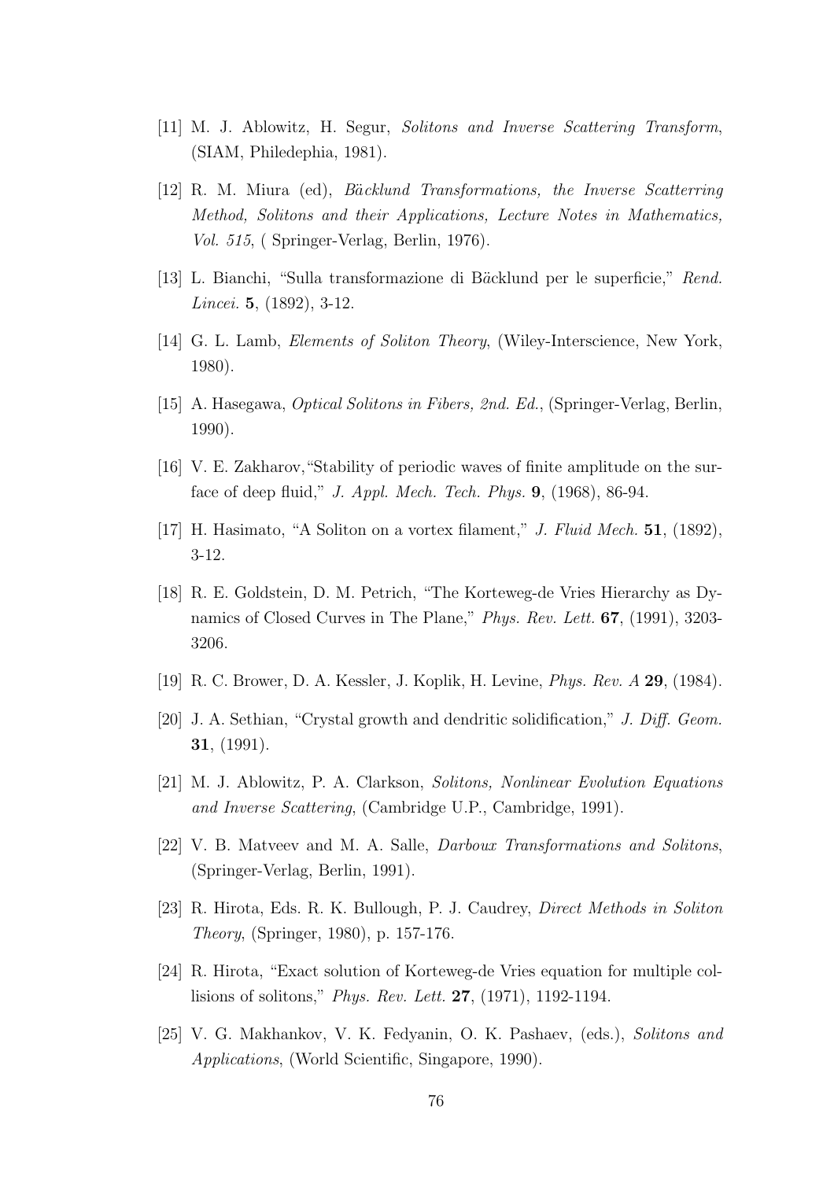[11] M. J. Ablowitz, H. Segur, *Solitons and Inverse Scattering Transform*, (SIAM, Philedephia, 1981).

[12] R. M. Miura (ed), *Bäcklund Transformations, the Inverse Scatterring Method, Solitons and their Applications, Lecture Notes in Mathematics, Vol. 515*, ( Springer-Verlag, Berlin, 1976).

[13] L. Bianchi, "Sulla transformazione di Bäcklund per le superficie," *Rend. Lincei.* **5**, (1892), 3-12.

[14] G. L. Lamb, *Elements of Soliton Theory*, (Wiley-Interscience, New York, 1980).

[15] A. Hasegawa, *Optical Solitons in Fibers, 2nd. Ed.*, (Springer-Verlag, Berlin, 1990).

[16] V. E. Zakharov,"Stability of periodic waves of finite amplitude on the surface of deep fluid," *J. Appl. Mech. Tech. Phys.* **9**, (1968), 86-94.

[17] H. Hasimato, "A Soliton on a vortex filament," *J. Fluid Mech.* **51**, (1892), 3-12.

[18] R. E. Goldstein, D. M. Petrich, "The Korteweg-de Vries Hierarchy as Dynamics of Closed Curves in The Plane," *Phys. Rev. Lett.* **67**, (1991), 3203-3206.

[19] R. C. Brower, D. A. Kessler, J. Koplik, H. Levine, *Phys. Rev. A* **29**, (1984).

[20] J. A. Sethian, "Crystal growth and dendritic solidification," *J. Diff. Geom.* **31**, (1991).

[21] M. J. Ablowitz, P. A. Clarkson, *Solitons, Nonlinear Evolution Equations and Inverse Scattering*, (Cambridge U.P., Cambridge, 1991).

[22] V. B. Matveev and M. A. Salle, *Darboux Transformations and Solitons*, (Springer-Verlag, Berlin, 1991).

[23] R. Hirota, Eds. R. K. Bullough, P. J. Caudrey, *Direct Methods in Soliton Theory*, (Springer, 1980), p. 157-176.

[24] R. Hirota, "Exact solution of Korteweg-de Vries equation for multiple collisions of solitons," *Phys. Rev. Lett.* **27**, (1971), 1192-1194.

[25] V. G. Makhankov, V. K. Fedyanin, O. K. Pashaev, (eds.), *Solitons and Applications*, (World Scientific, Singapore, 1990).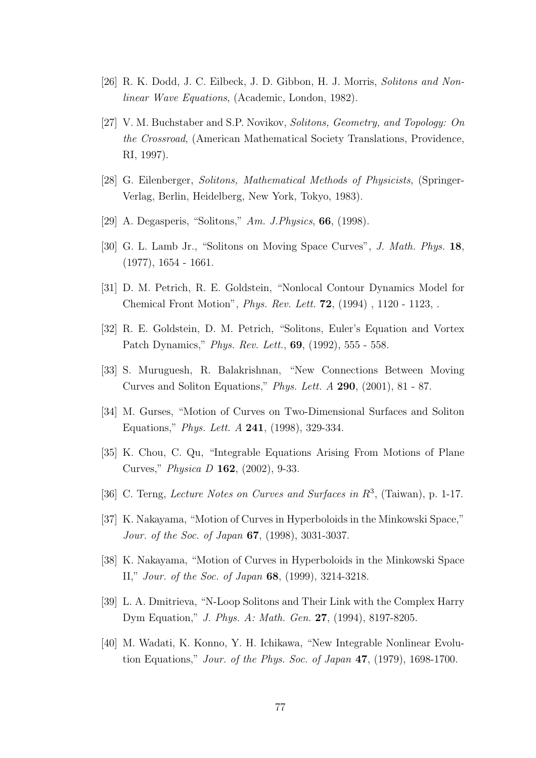[26] R. K. Dodd, J. C. Eilbeck, J. D. Gibbon, H. J. Morris, *Solitons and Nonlinear Wave Equations*, (Academic, London, 1982).

[27] V. M. Buchstaber and S.P. Novikov, *Solitons, Geometry, and Topology: On the Crossroad*, (American Mathematical Society Translations, Providence, RI, 1997).

[28] G. Eilenberger, *Solitons, Mathematical Methods of Physicists*, (Springer-Verlag, Berlin, Heidelberg, New York, Tokyo, 1983).

[29] A. Degasperis, "Solitons," *Am. J.Physics*, **66**, (1998).

[30] G. L. Lamb Jr., "Solitons on Moving Space Curves", *J. Math. Phys.* **18**, (1977), 1654 - 1661.

[31] D. M. Petrich, R. E. Goldstein, "Nonlocal Contour Dynamics Model for Chemical Front Motion", *Phys. Rev. Lett.* **72**, (1994) , 1120 - 1123, .

[32] R. E. Goldstein, D. M. Petrich, "Solitons, Euler's Equation and Vortex Patch Dynamics," *Phys. Rev. Lett.*, **69**, (1992), 555 - 558.

[33] S. Muruguesh, R. Balakrishnan, "New Connections Between Moving Curves and Soliton Equations," *Phys. Lett. A* **290**, (2001), 81 - 87.

[34] M. Gurses, "Motion of Curves on Two-Dimensional Surfaces and Soliton Equations," *Phys. Lett. A* **241**, (1998), 329-334.

[35] K. Chou, C. Qu, "Integrable Equations Arising From Motions of Plane Curves," *Physica D* **162**, (2002), 9-33.

[36] C. Terng, *Lecture Notes on Curves and Surfaces in $R^3$*, (Taiwan), p. 1-17.

[37] K. Nakayama, "Motion of Curves in Hyperboloids in the Minkowski Space," *Jour. of the Soc. of Japan* **67**, (1998), 3031-3037.

[38] K. Nakayama, "Motion of Curves in Hyperboloids in the Minkowski Space II," *Jour. of the Soc. of Japan* **68**, (1999), 3214-3218.

[39] L. A. Dmitrieva, "N-Loop Solitons and Their Link with the Complex Harry Dym Equation," *J. Phys. A: Math. Gen.* **27**, (1994), 8197-8205.

[40] M. Wadati, K. Konno, Y. H. Ichikawa, "New Integrable Nonlinear Evolution Equations," *Jour. of the Phys. Soc. of Japan* **47**, (1979), 1698-1700.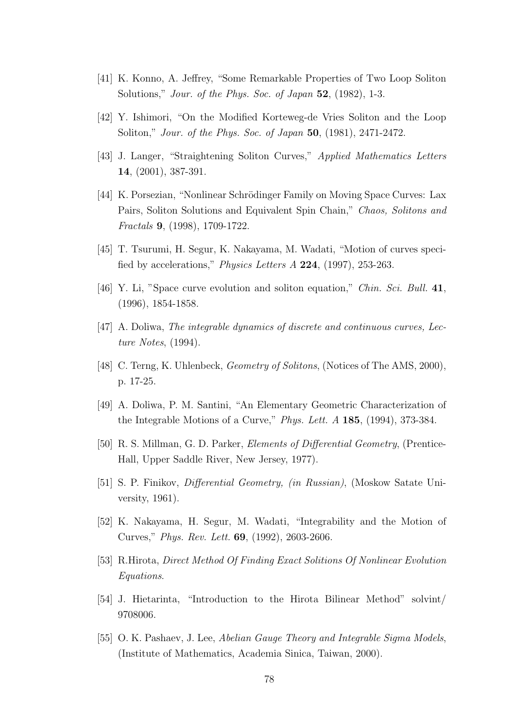[41] K. Konno, A. Jeffrey, "Some Remarkable Properties of Two Loop Soliton Solutions," *Jour. of the Phys. Soc. of Japan* **52**, (1982), 1-3.

[42] Y. Ishimori, "On the Modified Korteweg-de Vries Soliton and the Loop Soliton," *Jour. of the Phys. Soc. of Japan* **50**, (1981), 2471-2472.

[43] J. Langer, "Straightening Soliton Curves," *Applied Mathematics Letters* **14**, (2001), 387-391.

[44] K. Porsezian, "Nonlinear Schrödinger Family on Moving Space Curves: Lax Pairs, Soliton Solutions and Equivalent Spin Chain," *Chaos, Solitons and Fractals* **9**, (1998), 1709-1722.

[45] T. Tsurumi, H. Segur, K. Nakayama, M. Wadati, "Motion of curves specified by accelerations," *Physics Letters A* **224**, (1997), 253-263.

[46] Y. Li, "Space curve evolution and soliton equation," *Chin. Sci. Bull.* **41**, (1996), 1854-1858.

[47] A. Doliwa, *The integrable dynamics of discrete and continuous curves, Lecture Notes*, (1994).

[48] C. Terng, K. Uhlenbeck, *Geometry of Solitons*, (Notices of The AMS, 2000), p. 17-25.

[49] A. Doliwa, P. M. Santini, "An Elementary Geometric Characterization of the Integrable Motions of a Curve," *Phys. Lett. A* **185**, (1994), 373-384.

[50] R. S. Millman, G. D. Parker, *Elements of Differential Geometry*, (Prentice-Hall, Upper Saddle River, New Jersey, 1977).

[51] S. P. Finikov, *Differential Geometry, (in Russian)*, (Moskow Satate University, 1961).

[52] K. Nakayama, H. Segur, M. Wadati, "Integrability and the Motion of Curves," *Phys. Rev. Lett.* **69**, (1992), 2603-2606.

[53] R.Hirota, *Direct Method Of Finding Exact Solitions Of Nonlinear Evolution Equations*.

[54] J. Hietarinta, "Introduction to the Hirota Bilinear Method" solvint/ 9708006.

[55] O. K. Pashaev, J. Lee, *Abelian Gauge Theory and Integrable Sigma Models*, (Institute of Mathematics, Academia Sinica, Taiwan, 2000).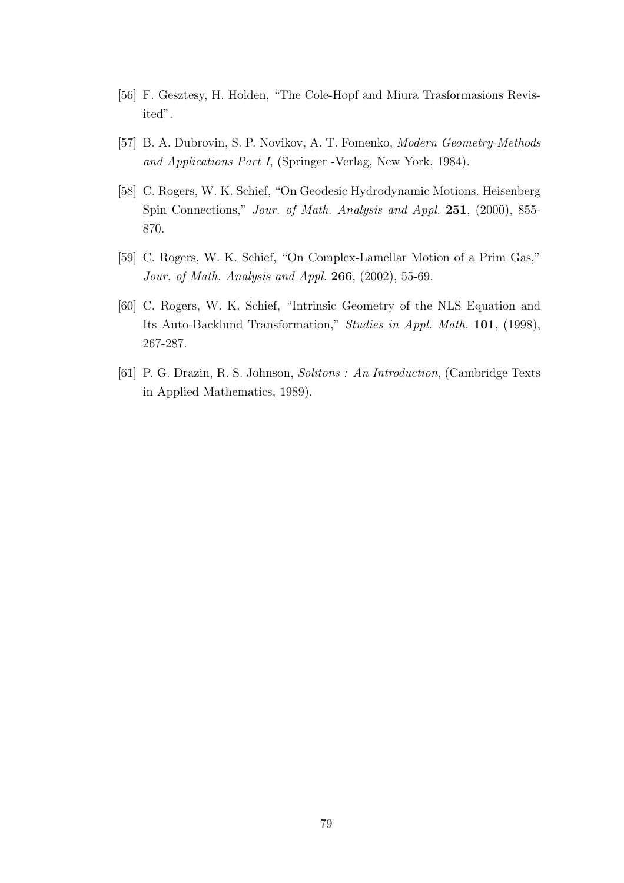[56] F. Gesztesy, H. Holden, "The Cole-Hopf and Miura Trasformasions Revisited".

[57] B. A. Dubrovin, S. P. Novikov, A. T. Fomenko, *Modern Geometry-Methods and Applications Part I*, (Springer -Verlag, New York, 1984).

[58] C. Rogers, W. K. Schief, "On Geodesic Hydrodynamic Motions. Heisenberg Spin Connections," *Jour. of Math. Analysis and Appl.* **251**, (2000), 855-870.

[59] C. Rogers, W. K. Schief, "On Complex-Lamellar Motion of a Prim Gas," *Jour. of Math. Analysis and Appl.* **266**, (2002), 55-69.

[60] C. Rogers, W. K. Schief, "Intrinsic Geometry of the NLS Equation and Its Auto-Backlund Transformation," *Studies in Appl. Math.* **101**, (1998), 267-287.

[61] P. G. Drazin, R. S. Johnson, *Solitons : An Introduction*, (Cambridge Texts in Applied Mathematics, 1989).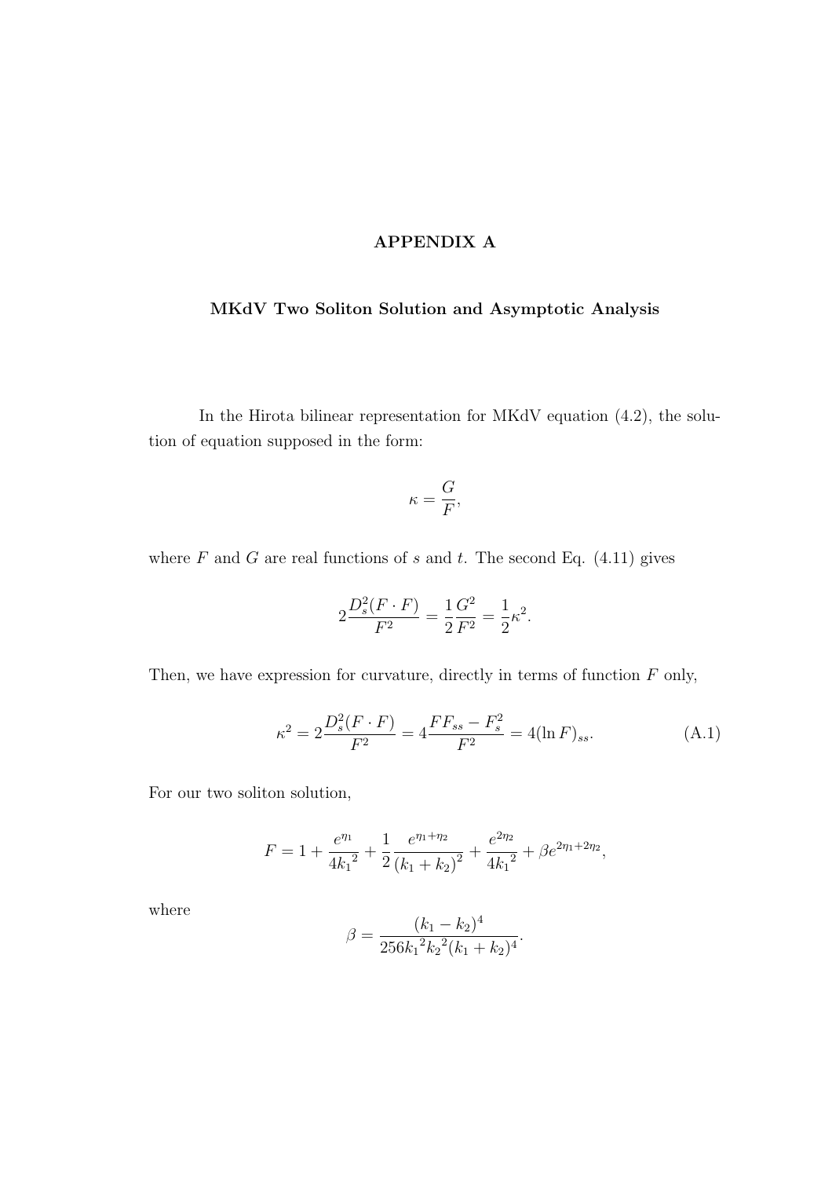# APPENDIX A

## MKdV Two Soliton Solution and Asymptotic Analysis

In the Hirota bilinear representation for MKdV equation (4.2), the solution of equation supposed in the form:

$$\kappa = \frac{G}{F},$$

where $F$ and $G$ are real functions of $s$ and $t$. The second Eq. (4.11) gives

$$2\frac{D_s^2(F \cdot F)}{F^2} = \frac{1}{2}\frac{G^2}{F^2} = \frac{1}{2}\kappa^2.$$

Then, we have expression for curvature, directly in terms of function $F$ only,

$$\kappa^2 = 2\frac{D_s^2(F \cdot F)}{F^2} = 4\frac{FF_{ss} - F_s^2}{F^2} = 4(\ln F)_{ss}. \tag{A.1}$$

For our two soliton solution,

$$F = 1 + \frac{e^{\eta_1}}{4{k_1}^2} + \frac{1}{2}\frac{e^{\eta_1+\eta_2}}{(k_1+k_2)^2} + \frac{e^{2\eta_2}}{4{k_1}^2} + \beta e^{2\eta_1+2\eta_2},$$

where

$$\beta = \frac{(k_1-k_2)^4}{256{k_1}^2{k_2}^2(k_1+k_2)^4}.$$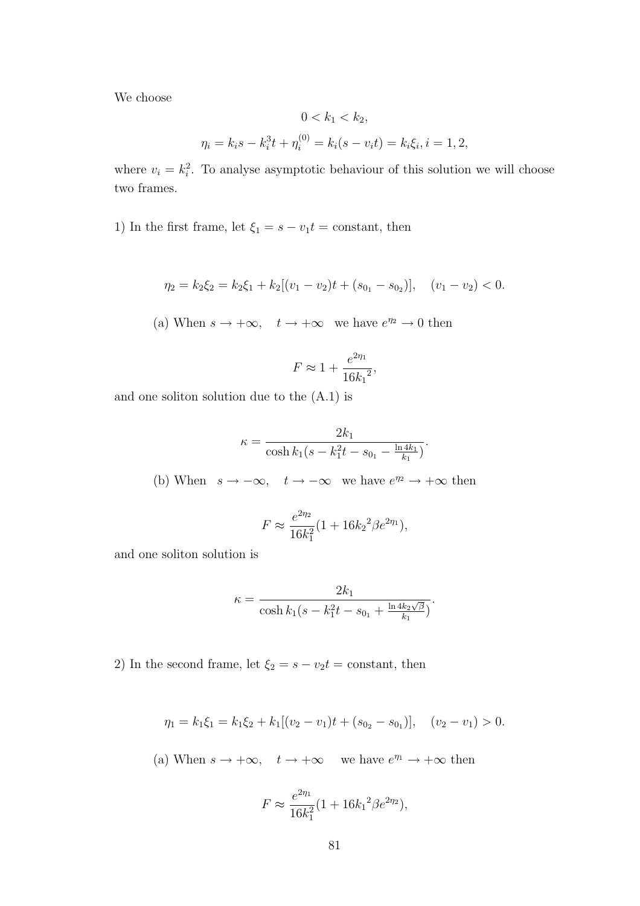We choose

$$0 < k_1 < k_2,$$

$$\eta_i = k_i s - k_i^3 t + \eta_i^{(0)} = k_i(s - v_i t) = k_i \xi_i, i = 1, 2,$$

where $v_i = k_i^2$. To analyse asymptotic behaviour of this solution we will choose two frames.

1) In the first frame, let $\xi_1 = s - v_1 t =$ constant, then

$$\eta_2 = k_2 \xi_2 = k_2 \xi_1 + k_2[(v_1 - v_2)t + (s_{0_1} - s_{0_2})], \quad (v_1 - v_2) < 0.$$

(a) When $s \to +\infty, \quad t \to +\infty$ we have $e^{\eta_2} \to 0$ then

$$F \approx 1 + \frac{e^{2\eta_1}}{16{k_1}^2},$$

and one soliton solution due to the (A.1) is

$$\kappa = \frac{2k_1}{\cosh k_1(s - k_1^2 t - s_{0_1} - \frac{\ln 4k_1}{k_1})}.$$

(b) When $s \to -\infty, \quad t \to -\infty$ we have $e^{\eta_2} \to +\infty$ then

$$F \approx \frac{e^{2\eta_2}}{16k_1^2}(1 + 16{k_2}^2 \beta e^{2\eta_1}),$$

and one soliton solution is

$$\kappa = \frac{2k_1}{\cosh k_1(s - k_1^2 t - s_{0_1} + \frac{\ln 4k_2\sqrt{\beta}}{k_1})}.$$

2) In the second frame, let $\xi_2 = s - v_2 t =$ constant, then

$$\eta_1 = k_1 \xi_1 = k_1 \xi_2 + k_1[(v_2 - v_1)t + (s_{0_2} - s_{0_1})], \quad (v_2 - v_1) > 0.$$

(a) When $s \to +\infty, \quad t \to +\infty$ we have $e^{\eta_1} \to +\infty$ then

$$F \approx \frac{e^{2\eta_1}}{16k_1^2}(1 + 16{k_1}^2 \beta e^{2\eta_2}),$$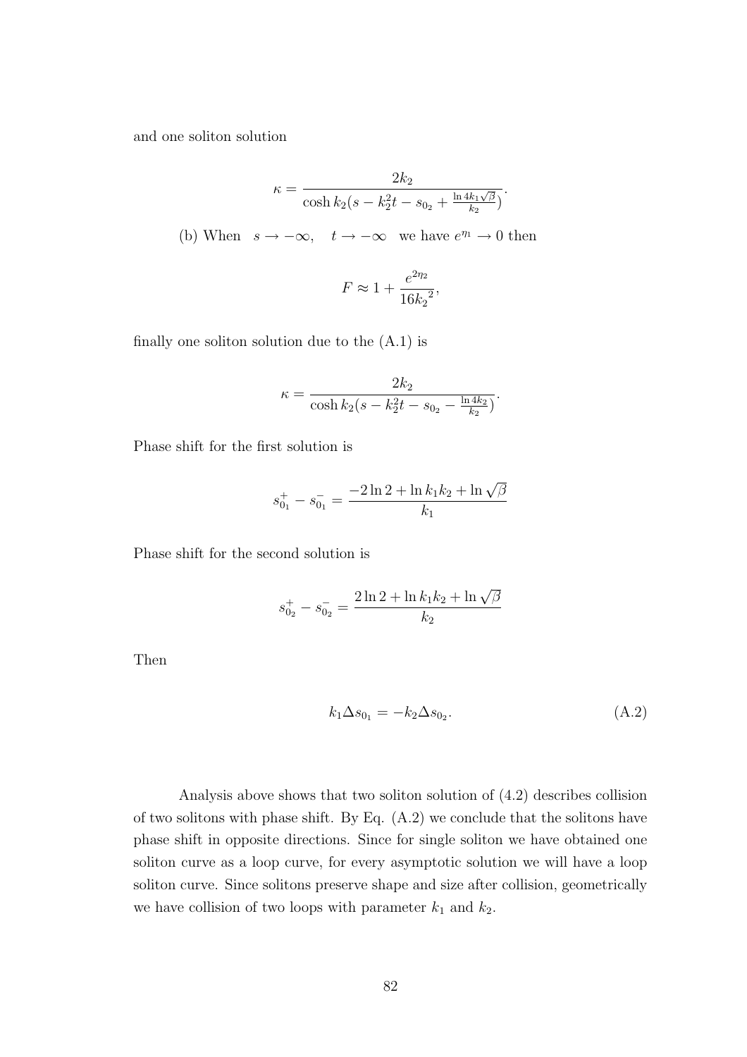and one soliton solution

$$\kappa = \frac{2k_2}{\cosh k_2(s - k_2^2 t - s_{0_2} + \frac{\ln 4k_1\sqrt{\beta}}{k_2})}.$$

(b) When $s \to -\infty, \quad t \to -\infty$ we have $e^{\eta_1} \to 0$ then

$$F \approx 1 + \frac{e^{2\eta_2}}{16{k_2}^2},$$

finally one soliton solution due to the (A.1) is

$$\kappa = \frac{2k_2}{\cosh k_2(s - k_2^2 t - s_{0_2} - \frac{\ln 4k_2}{k_2})}.$$

Phase shift for the first solution is

$$s_{0_1}^+ - s_{0_1}^- = \frac{-2\ln 2 + \ln k_1 k_2 + \ln\sqrt{\beta}}{k_1}$$

Phase shift for the second solution is

$$s_{0_2}^+ - s_{0_2}^- = \frac{2\ln 2 + \ln k_1 k_2 + \ln\sqrt{\beta}}{k_2}$$

Then

$$k_1 \Delta s_{0_1} = -k_2 \Delta s_{0_2}. \tag{A.2}$$

Analysis above shows that two soliton solution of (4.2) describes collision of two solitons with phase shift. By Eq. (A.2) we conclude that the solitons have phase shift in opposite directions. Since for single soliton we have obtained one soliton curve as a loop curve, for every asymptotic solution we will have a loop soliton curve. Since solitons preserve shape and size after collision, geometrically we have collision of two loops with parameter $k_1$ and $k_2$.